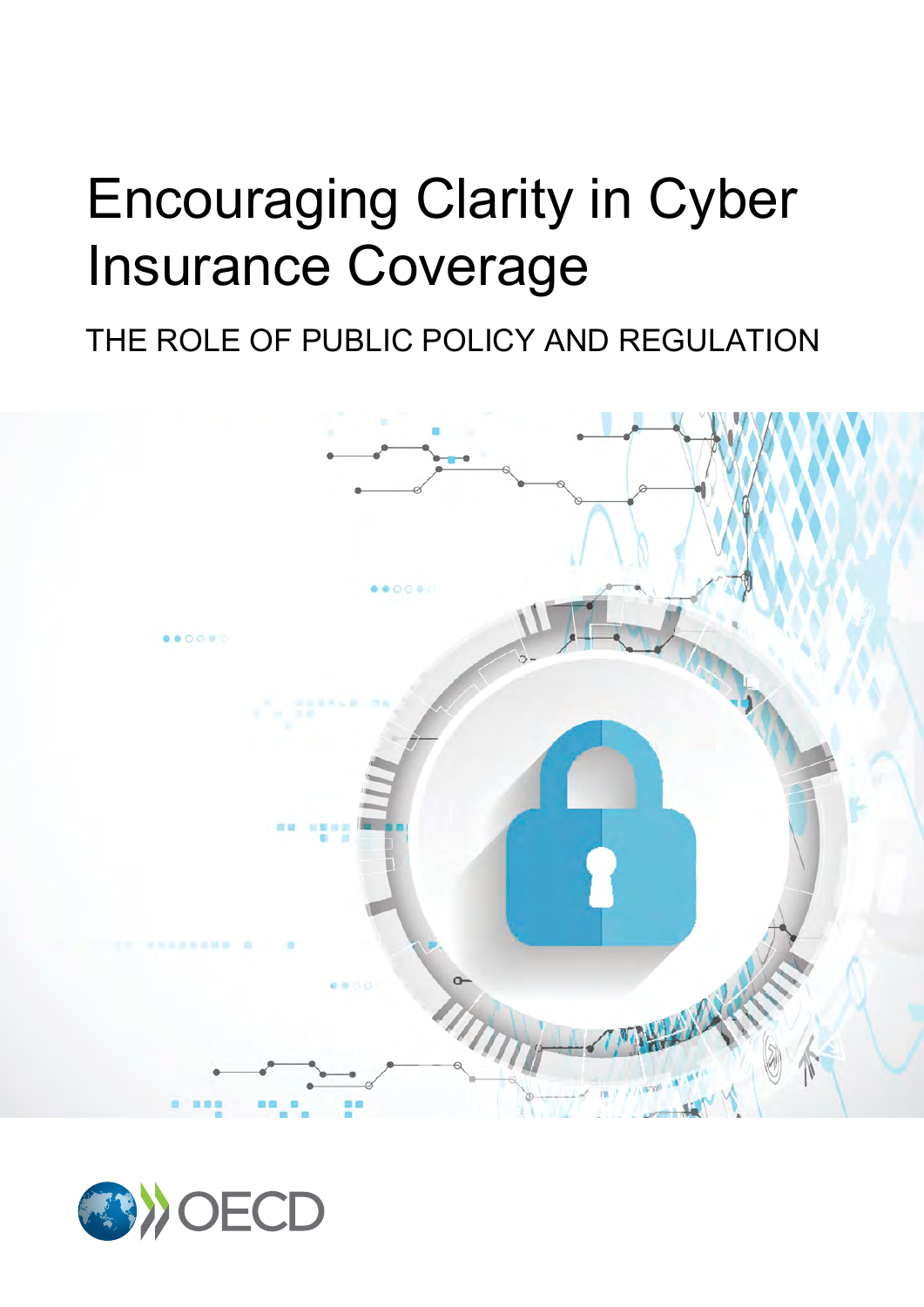# Encouraging Clarity in Cyber Insurance Coverage

## THE ROLE OF PUBLIC POLICY AND REGULATION

OECD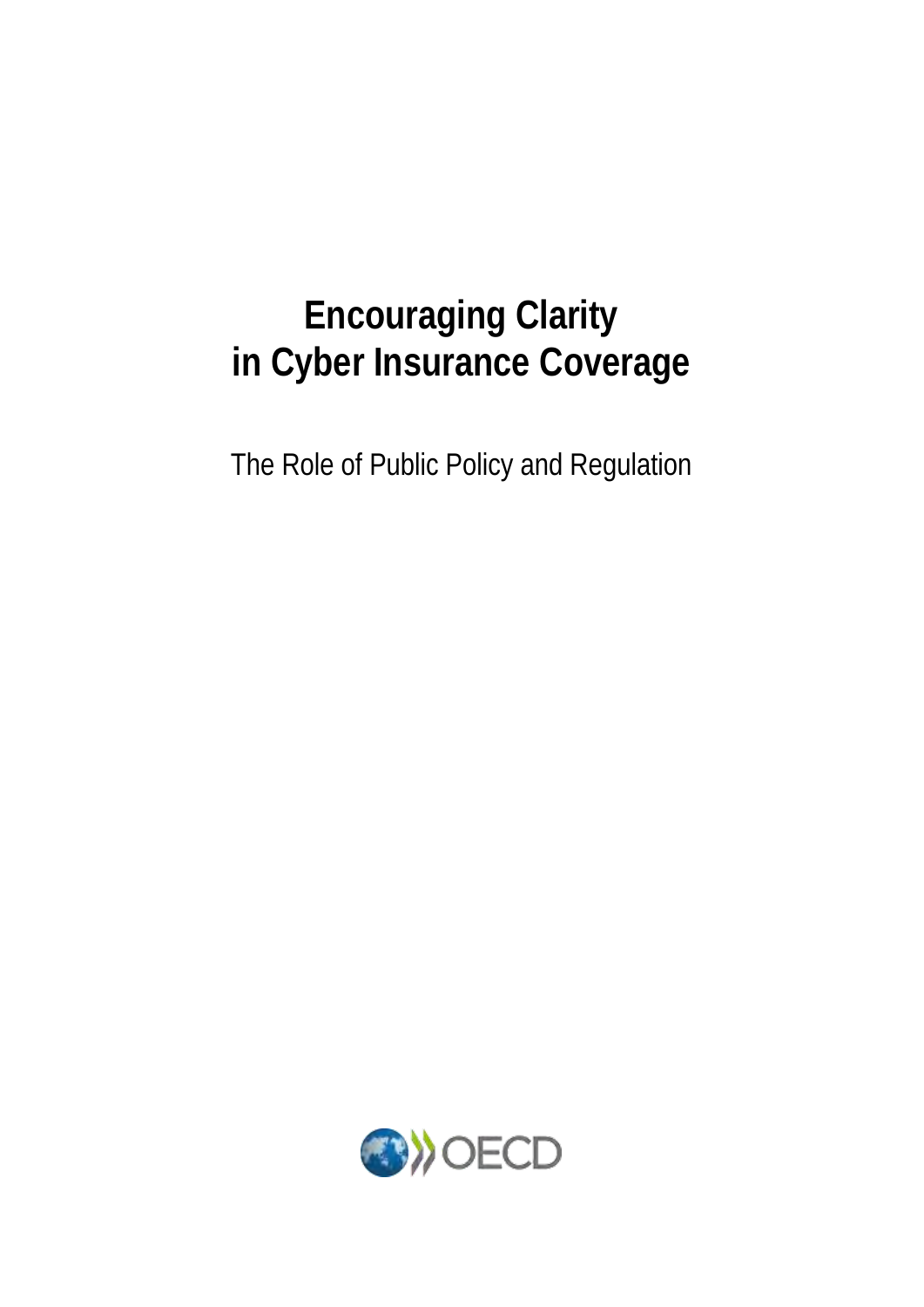# Encouraging Clarity in Cyber Insurance Coverage

The Role of Public Policy and Regulation

OECD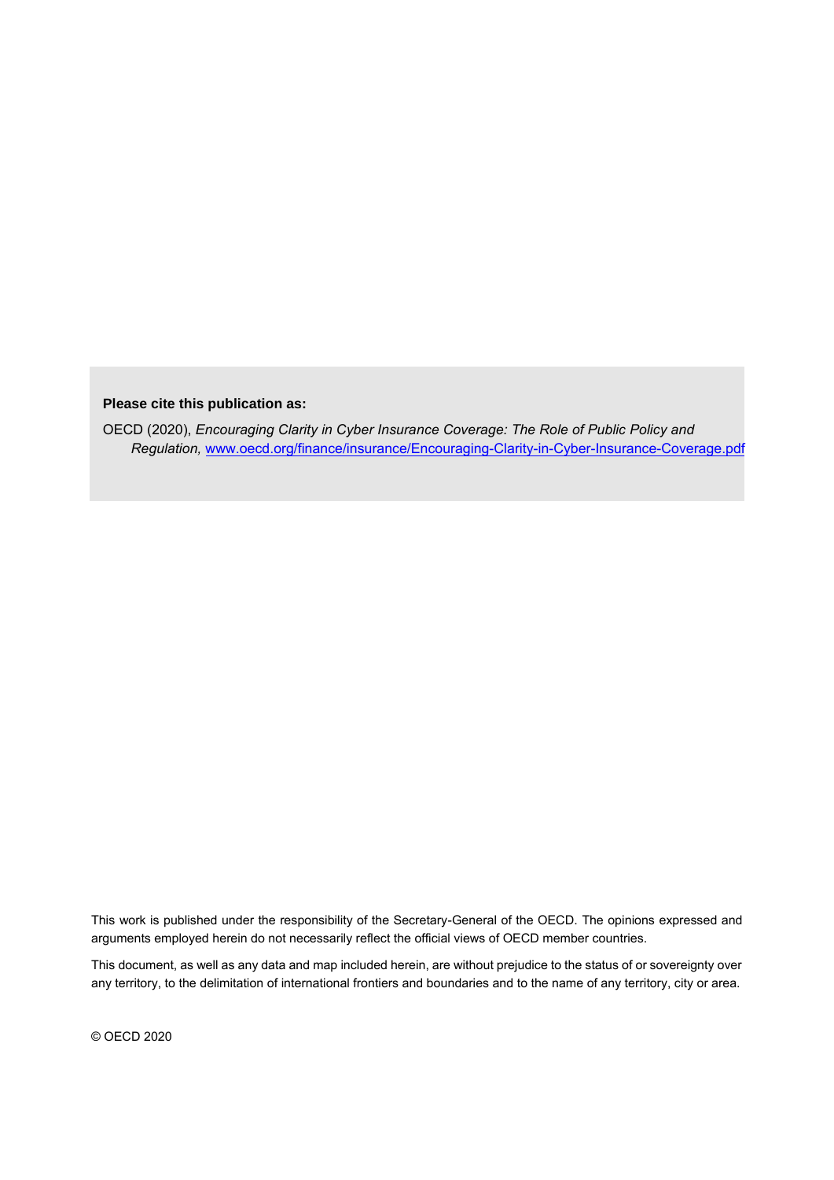**Please cite this publication as:**

OECD (2020), *Encouraging Clarity in Cyber Insurance Coverage: The Role of Public Policy and Regulation,* [www.oecd.org/finance/insurance/Encouraging-Clarity-in-Cyber-Insurance-Coverage.pdf](www.oecd.org/finance/insurance/Encouraging-Clarity-in-Cyber-Insurance-Coverage.pdf)

This work is published under the responsibility of the Secretary-General of the OECD. The opinions expressed and arguments employed herein do not necessarily reflect the official views of OECD member countries.

This document, as well as any data and map included herein, are without prejudice to the status of or sovereignty over any territory, to the delimitation of international frontiers and boundaries and to the name of any territory, city or area.

© OECD 2020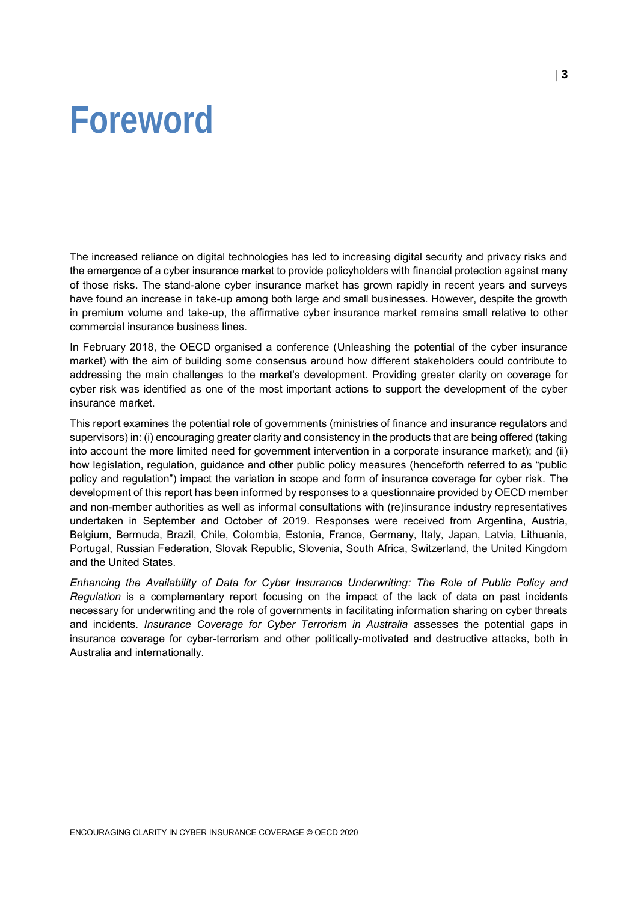# Foreword

The increased reliance on digital technologies has led to increasing digital security and privacy risks and the emergence of a cyber insurance market to provide policyholders with financial protection against many of those risks. The stand-alone cyber insurance market has grown rapidly in recent years and surveys have found an increase in take-up among both large and small businesses. However, despite the growth in premium volume and take-up, the affirmative cyber insurance market remains small relative to other commercial insurance business lines.

In February 2018, the OECD organised a conference (Unleashing the potential of the cyber insurance market) with the aim of building some consensus around how different stakeholders could contribute to addressing the main challenges to the market's development. Providing greater clarity on coverage for cyber risk was identified as one of the most important actions to support the development of the cyber insurance market.

This report examines the potential role of governments (ministries of finance and insurance regulators and supervisors) in: (i) encouraging greater clarity and consistency in the products that are being offered (taking into account the more limited need for government intervention in a corporate insurance market); and (ii) how legislation, regulation, guidance and other public policy measures (henceforth referred to as "public policy and regulation") impact the variation in scope and form of insurance coverage for cyber risk. The development of this report has been informed by responses to a questionnaire provided by OECD member and non-member authorities as well as informal consultations with (re)insurance industry representatives undertaken in September and October of 2019. Responses were received from Argentina, Austria, Belgium, Bermuda, Brazil, Chile, Colombia, Estonia, France, Germany, Italy, Japan, Latvia, Lithuania, Portugal, Russian Federation, Slovak Republic, Slovenia, South Africa, Switzerland, the United Kingdom and the United States.

*Enhancing the Availability of Data for Cyber Insurance Underwriting: The Role of Public Policy and Regulation* is a complementary report focusing on the impact of the lack of data on past incidents necessary for underwriting and the role of governments in facilitating information sharing on cyber threats and incidents. *Insurance Coverage for Cyber Terrorism in Australia* assesses the potential gaps in insurance coverage for cyber-terrorism and other politically-motivated and destructive attacks, both in Australia and internationally.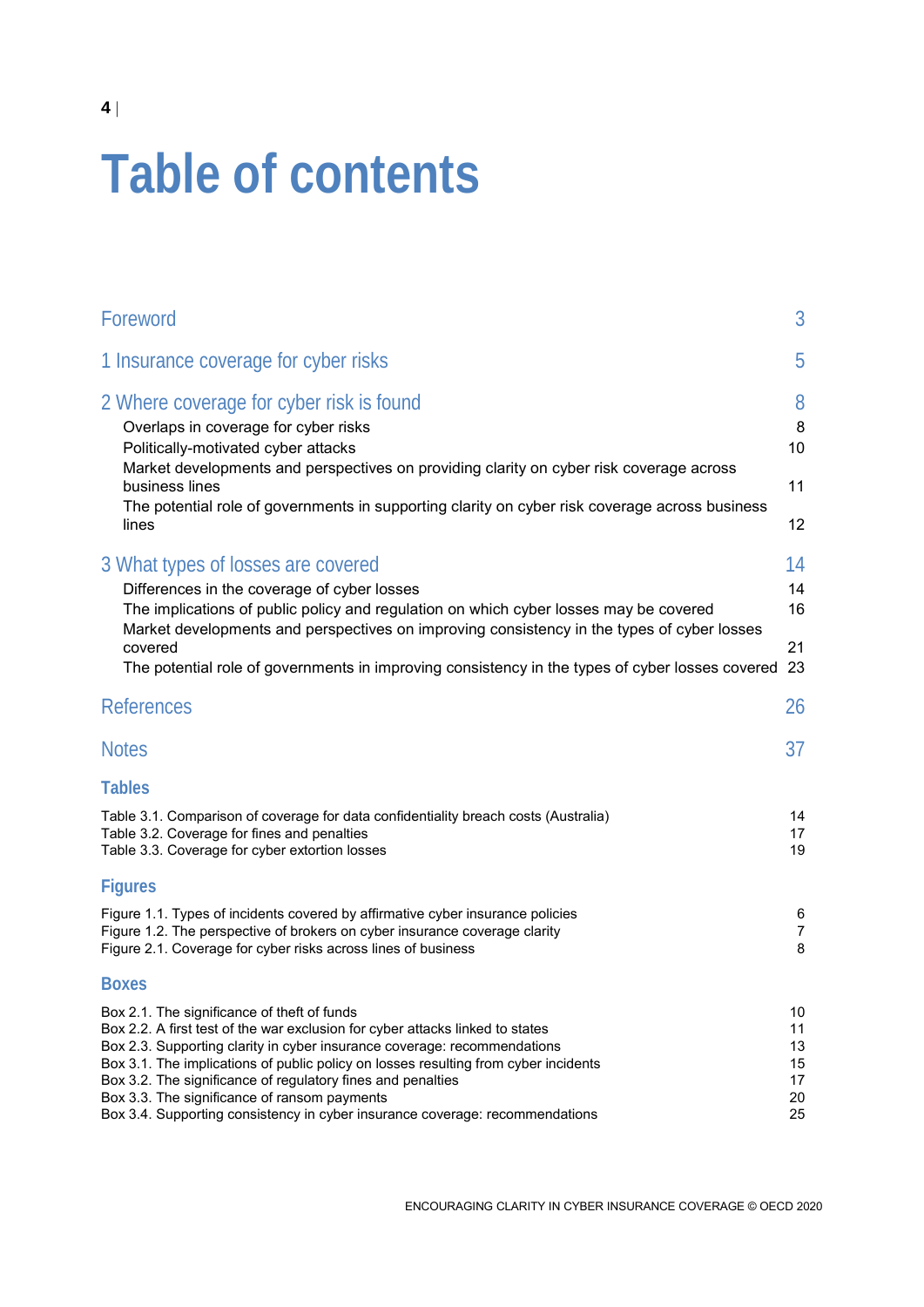# Table of contents

| | |
|---|---|
| **Foreword** | 3 |
| **1 Insurance coverage for cyber risks** | 5 |
| **2 Where coverage for cyber risk is found** | 8 |
| Overlaps in coverage for cyber risks | 8 |
| Politically-motivated cyber attacks | 10 |
| Market developments and perspectives on providing clarity on cyber risk coverage across business lines | 11 |
| The potential role of governments in supporting clarity on cyber risk coverage across business lines | 12 |
| **3 What types of losses are covered** | 14 |
| Differences in the coverage of cyber losses | 14 |
| The implications of public policy and regulation on which cyber losses may be covered | 16 |
| Market developments and perspectives on improving consistency in the types of cyber losses covered | 21 |
| The potential role of governments in improving consistency in the types of cyber losses covered | 23 |
| **References** | 26 |
| **Notes** | 37 |

## Tables

| | |
|---|---|
| Table 3.1. Comparison of coverage for data confidentiality breach costs (Australia) | 14 |
| Table 3.2. Coverage for fines and penalties | 17 |
| Table 3.3. Coverage for cyber extortion losses | 19 |

## Figures

| | |
|---|---|
| Figure 1.1. Types of incidents covered by affirmative cyber insurance policies | 6 |
| Figure 1.2. The perspective of brokers on cyber insurance coverage clarity | 7 |
| Figure 2.1. Coverage for cyber risks across lines of business | 8 |

## Boxes

| | |
|---|---|
| Box 2.1. The significance of theft of funds | 10 |
| Box 2.2. A first test of the war exclusion for cyber attacks linked to states | 11 |
| Box 2.3. Supporting clarity in cyber insurance coverage: recommendations | 13 |
| Box 3.1. The implications of public policy on losses resulting from cyber incidents | 15 |
| Box 3.2. The significance of regulatory fines and penalties | 17 |
| Box 3.3. The significance of ransom payments | 20 |
| Box 3.4. Supporting consistency in cyber insurance coverage: recommendations | 25 |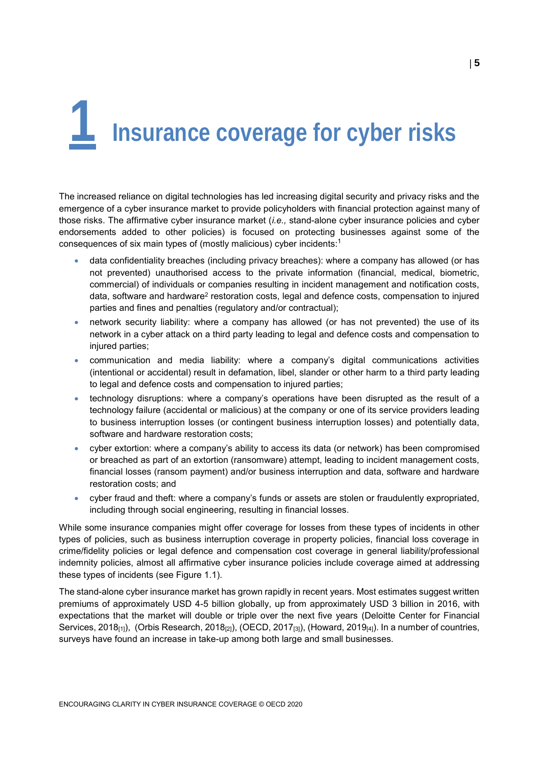# 1 Insurance coverage for cyber risks

The increased reliance on digital technologies has led increasing digital security and privacy risks and the emergence of a cyber insurance market to provide policyholders with financial protection against many of those risks. The affirmative cyber insurance market (*i.e.,* stand-alone cyber insurance policies and cyber endorsements added to other policies) is focused on protecting businesses against some of the consequences of six main types of (mostly malicious) cyber incidents:[1]

- data confidentiality breaches (including privacy breaches): where a company has allowed (or has not prevented) unauthorised access to the private information (financial, medical, biometric, commercial) of individuals or companies resulting in incident management and notification costs, data, software and hardware[2] restoration costs, legal and defence costs, compensation to injured parties and fines and penalties (regulatory and/or contractual);
- network security liability: where a company has allowed (or has not prevented) the use of its network in a cyber attack on a third party leading to legal and defence costs and compensation to injured parties;
- communication and media liability: where a company's digital communications activities (intentional or accidental) result in defamation, libel, slander or other harm to a third party leading to legal and defence costs and compensation to injured parties;
- technology disruptions: where a company's operations have been disrupted as the result of a technology failure (accidental or malicious) at the company or one of its service providers leading to business interruption losses (or contingent business interruption losses) and potentially data, software and hardware restoration costs;
- cyber extortion: where a company's ability to access its data (or network) has been compromised or breached as part of an extortion (ransomware) attempt, leading to incident management costs, financial losses (ransom payment) and/or business interruption and data, software and hardware restoration costs; and
- cyber fraud and theft: where a company's funds or assets are stolen or fraudulently expropriated, including through social engineering, resulting in financial losses.

While some insurance companies might offer coverage for losses from these types of incidents in other types of policies, such as business interruption coverage in property policies, financial loss coverage in crime/fidelity policies or legal defence and compensation cost coverage in general liability/professional indemnity policies, almost all affirmative cyber insurance policies include coverage aimed at addressing these types of incidents (see Figure 1.1).

The stand-alone cyber insurance market has grown rapidly in recent years. Most estimates suggest written premiums of approximately USD 4-5 billion globally, up from approximately USD 3 billion in 2016, with expectations that the market will double or triple over the next five years (Deloitte Center for Financial Services, 2018[1]), (Orbis Research, 2018[2]), (OECD, 2017[3]), (Howard, 2019[4]). In a number of countries, surveys have found an increase in take-up among both large and small businesses.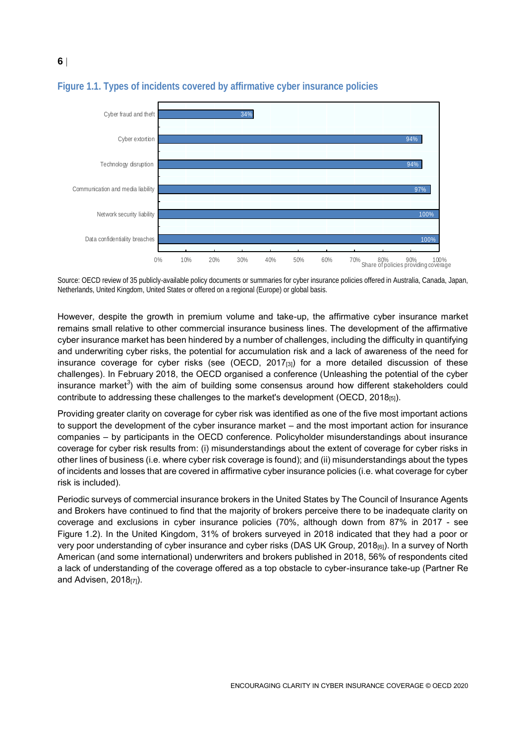**Figure 1.1. Types of incidents covered by affirmative cyber insurance policies**

| Type of incident | Share of policies providing coverage |
| --- | --- |
| Cyber fraud and theft | 34% |
| Cyber extortion | 94% |
| Technology disruption | 94% |
| Communication and media liability | 97% |
| Network security liability | 100% |
| Data confidentiality breaches | 100% |

Source: OECD review of 35 publicly-available policy documents or summaries for cyber insurance policies offered in Australia, Canada, Japan, Netherlands, United Kingdom, United States or offered on a regional (Europe) or global basis.

However, despite the growth in premium volume and take-up, the affirmative cyber insurance market remains small relative to other commercial insurance business lines. The development of the affirmative cyber insurance market has been hindered by a number of challenges, including the difficulty in quantifying and underwriting cyber risks, the potential for accumulation risk and a lack of awareness of the need for insurance coverage for cyber risks (see (OECD, 2017[3]) for a more detailed discussion of these challenges). In February 2018, the OECD organised a conference (Unleashing the potential of the cyber insurance market[3]) with the aim of building some consensus around how different stakeholders could contribute to addressing these challenges to the market's development (OECD, 2018[5]).

Providing greater clarity on coverage for cyber risk was identified as one of the five most important actions to support the development of the cyber insurance market – and the most important action for insurance companies – by participants in the OECD conference. Policyholder misunderstandings about insurance coverage for cyber risk results from: (i) misunderstandings about the extent of coverage for cyber risks in other lines of business (i.e. where cyber risk coverage is found); and (ii) misunderstandings about the types of incidents and losses that are covered in affirmative cyber insurance policies (i.e. what coverage for cyber risk is included).

Periodic surveys of commercial insurance brokers in the United States by The Council of Insurance Agents and Brokers have continued to find that the majority of brokers perceive there to be inadequate clarity on coverage and exclusions in cyber insurance policies (70%, although down from 87% in 2017 - see Figure 1.2). In the United Kingdom, 31% of brokers surveyed in 2018 indicated that they had a poor or very poor understanding of cyber insurance and cyber risks (DAS UK Group, 2018[6]). In a survey of North American (and some international) underwriters and brokers published in 2018, 56% of respondents cited a lack of understanding of the coverage offered as a top obstacle to cyber-insurance take-up (Partner Re and Advisen, 2018[7]).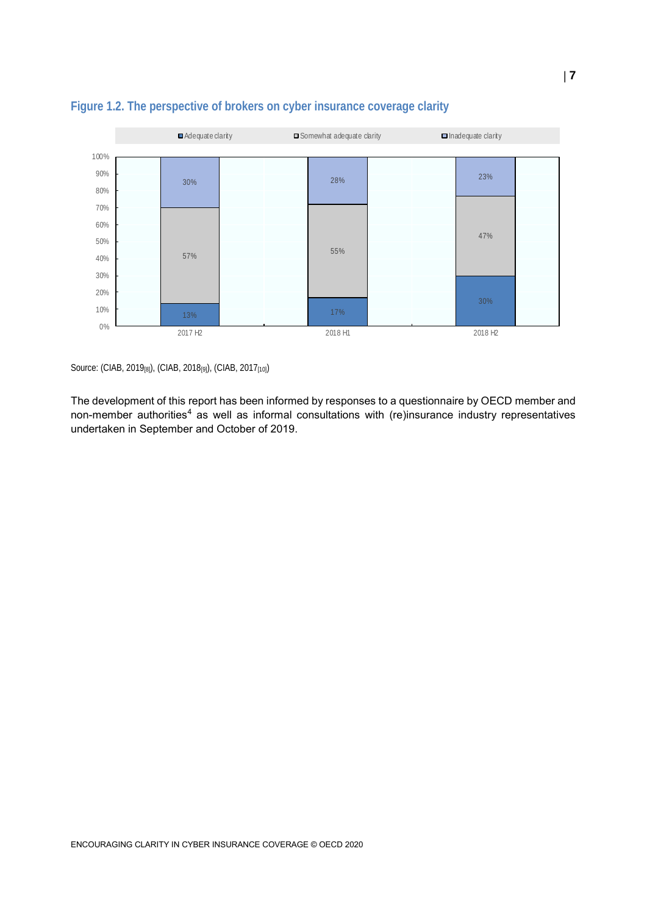**Figure 1.2. The perspective of brokers on cyber insurance coverage clarity**

| | Adequate clarity | Somewhat adequate clarity | Inadequate clarity |
|---|---|---|---|
| 2017 H2 | 13% | 57% | 30% |
| 2018 H1 | 17% | 55% | 28% |
| 2018 H2 | 30% | 47% | 23% |

Source: (CIAB, 2019[8]), (CIAB, 2018[9]), (CIAB, 2017[10])

The development of this report has been informed by responses to a questionnaire by OECD member and non-member authorities[4] as well as informal consultations with (re)insurance industry representatives undertaken in September and October of 2019.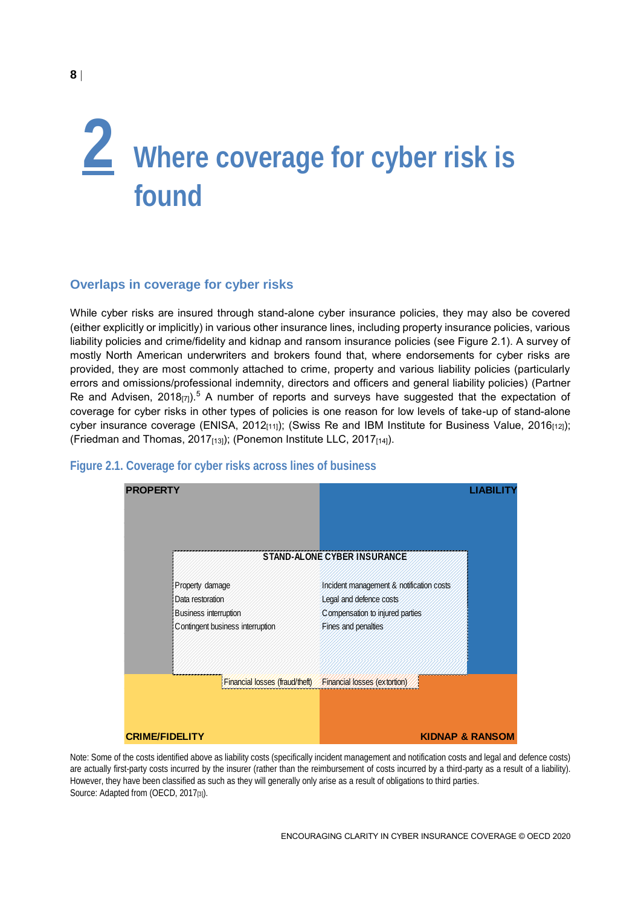# 2 Where coverage for cyber risk is found

## Overlaps in coverage for cyber risks

While cyber risks are insured through stand-alone cyber insurance policies, they may also be covered (either explicitly or implicitly) in various other insurance lines, including property insurance policies, various liability policies and crime/fidelity and kidnap and ransom insurance policies (see Figure 2.1). A survey of mostly North American underwriters and brokers found that, where endorsements for cyber risks are provided, they are most commonly attached to crime, property and various liability policies (particularly errors and omissions/professional indemnity, directors and officers and general liability policies) (Partner Re and Advisen, 2018[7]).[5] A number of reports and surveys have suggested that the expectation of coverage for cyber risks in other types of policies is one reason for low levels of take-up of stand-alone cyber insurance coverage (ENISA, 2012[11]); (Swiss Re and IBM Institute for Business Value, 2016[12]); (Friedman and Thomas, 2017[13]); (Ponemon Institute LLC, 2017[14]).

### Figure 2.1. Coverage for cyber risks across lines of business

PROPERTY | LIABILITY

STAND-ALONE CYBER INSURANCE

- Property damage
- Data restoration
- Business interruption
- Contingent business interruption
- Incident management & notification costs
- Legal and defence costs
- Compensation to injured parties
- Fines and penalties
- Financial losses (fraud/theft)
- Financial losses (extortion)

CRIME/FIDELITY | KIDNAP & RANSOM

Note: Some of the costs identified above as liability costs (specifically incident management and notification costs and legal and defence costs) are actually first-party costs incurred by the insurer (rather than the reimbursement of costs incurred by a third-party as a result of a liability). However, they have been classified as such as they will generally only arise as a result of obligations to third parties.

Source: Adapted from (OECD, 2017[3]).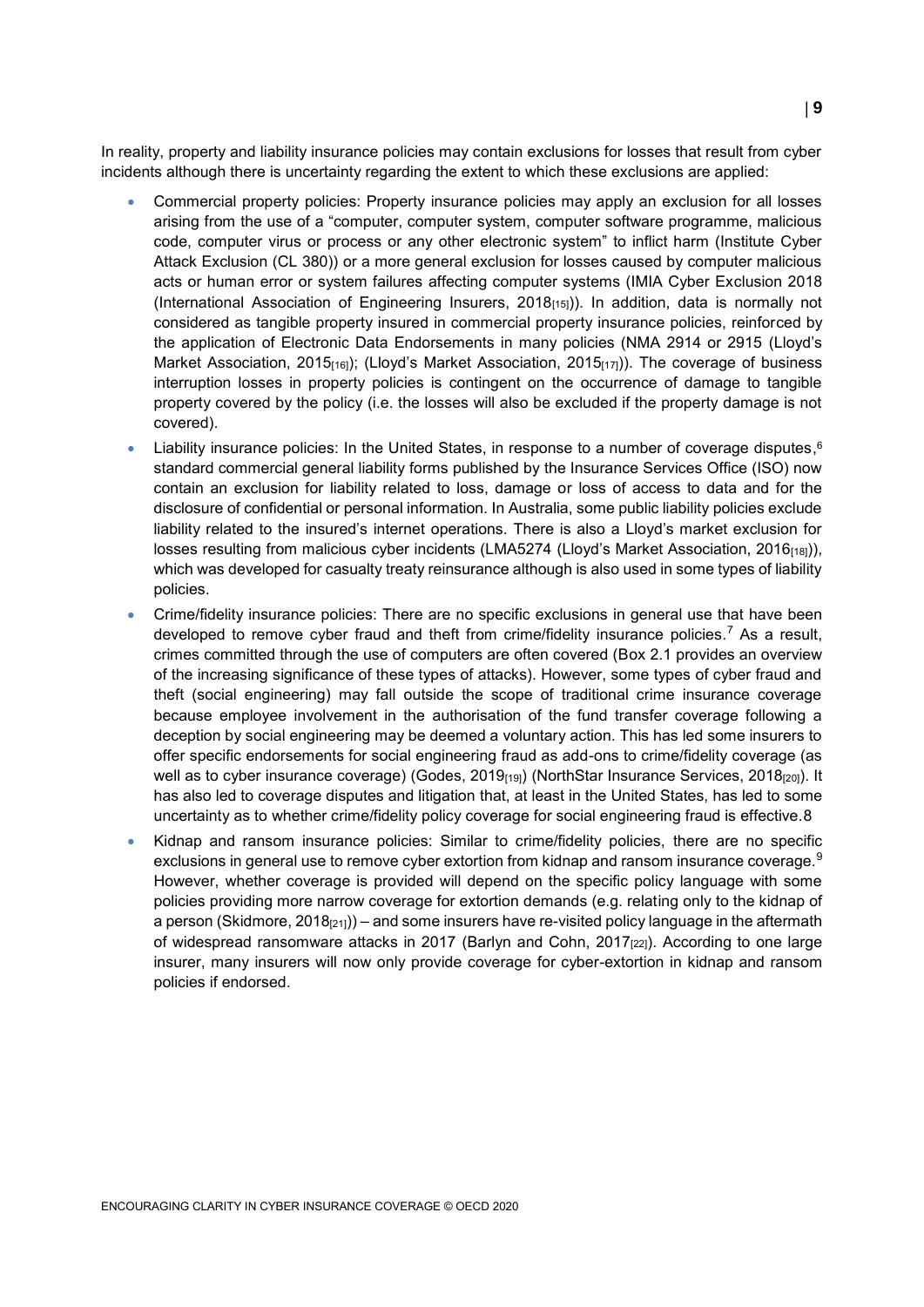In reality, property and liability insurance policies may contain exclusions for losses that result from cyber incidents although there is uncertainty regarding the extent to which these exclusions are applied:

- Commercial property policies: Property insurance policies may apply an exclusion for all losses arising from the use of a "computer, computer system, computer software programme, malicious code, computer virus or process or any other electronic system" to inflict harm (Institute Cyber Attack Exclusion (CL 380)) or a more general exclusion for losses caused by computer malicious acts or human error or system failures affecting computer systems (IMIA Cyber Exclusion 2018 (International Association of Engineering Insurers, 2018[15])). In addition, data is normally not considered as tangible property insured in commercial property insurance policies, reinforced by the application of Electronic Data Endorsements in many policies (NMA 2914 or 2915 (Lloyd's Market Association, 2015[16]); (Lloyd's Market Association, 2015[17])). The coverage of business interruption losses in property policies is contingent on the occurrence of damage to tangible property covered by the policy (i.e. the losses will also be excluded if the property damage is not covered).
- Liability insurance policies: In the United States, in response to a number of coverage disputes,[6] standard commercial general liability forms published by the Insurance Services Office (ISO) now contain an exclusion for liability related to loss, damage or loss of access to data and for the disclosure of confidential or personal information. In Australia, some public liability policies exclude liability related to the insured's internet operations. There is also a Lloyd's market exclusion for losses resulting from malicious cyber incidents (LMA5274 (Lloyd's Market Association, 2016[18])), which was developed for casualty treaty reinsurance although is also used in some types of liability policies.
- Crime/fidelity insurance policies: There are no specific exclusions in general use that have been developed to remove cyber fraud and theft from crime/fidelity insurance policies.[7] As a result, crimes committed through the use of computers are often covered (Box 2.1 provides an overview of the increasing significance of these types of attacks). However, some types of cyber fraud and theft (social engineering) may fall outside the scope of traditional crime insurance coverage because employee involvement in the authorisation of the fund transfer coverage following a deception by social engineering may be deemed a voluntary action. This has led some insurers to offer specific endorsements for social engineering fraud as add-ons to crime/fidelity coverage (as well as to cyber insurance coverage) (Godes, 2019[19]) (NorthStar Insurance Services, 2018[20]). It has also led to coverage disputes and litigation that, at least in the United States, has led to some uncertainty as to whether crime/fidelity policy coverage for social engineering fraud is effective.8
- Kidnap and ransom insurance policies: Similar to crime/fidelity policies, there are no specific exclusions in general use to remove cyber extortion from kidnap and ransom insurance coverage.[9] However, whether coverage is provided will depend on the specific policy language with some policies providing more narrow coverage for extortion demands (e.g. relating only to the kidnap of a person (Skidmore, 2018[21])) – and some insurers have re-visited policy language in the aftermath of widespread ransomware attacks in 2017 (Barlyn and Cohn, 2017[22]). According to one large insurer, many insurers will now only provide coverage for cyber-extortion in kidnap and ransom policies if endorsed.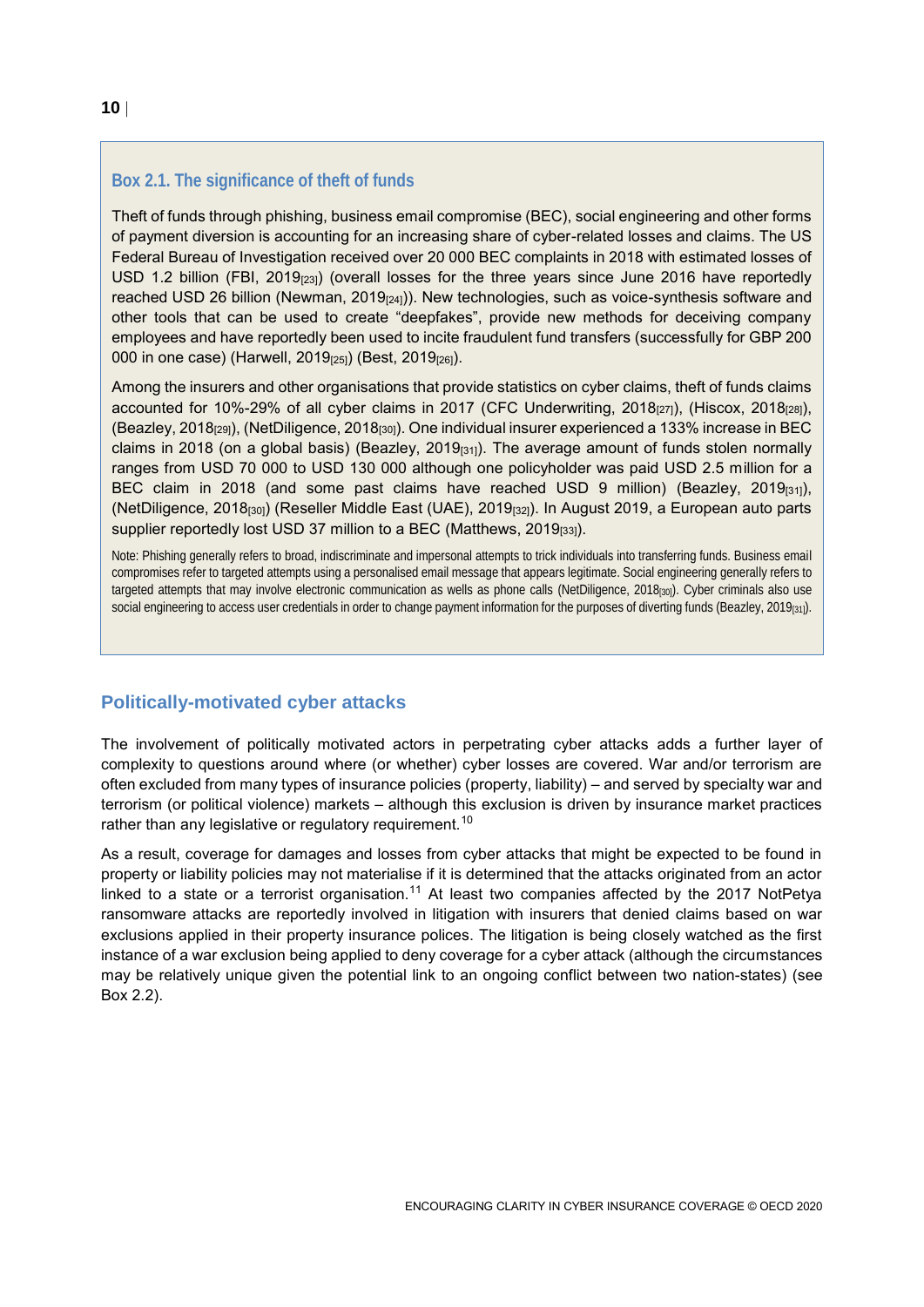### Box 2.1. The significance of theft of funds

Theft of funds through phishing, business email compromise (BEC), social engineering and other forms of payment diversion is accounting for an increasing share of cyber-related losses and claims. The US Federal Bureau of Investigation received over 20 000 BEC complaints in 2018 with estimated losses of USD 1.2 billion (FBI, 2019[23]) (overall losses for the three years since June 2016 have reportedly reached USD 26 billion (Newman, 2019[24])). New technologies, such as voice-synthesis software and other tools that can be used to create "deepfakes", provide new methods for deceiving company employees and have reportedly been used to incite fraudulent fund transfers (successfully for GBP 200 000 in one case) (Harwell, 2019[25]) (Best, 2019[26]).

Among the insurers and other organisations that provide statistics on cyber claims, theft of funds claims accounted for 10%-29% of all cyber claims in 2017 (CFC Underwriting, 2018[27]), (Hiscox, 2018[28]), (Beazley, 2018[29]), (NetDiligence, 2018[30]). One individual insurer experienced a 133% increase in BEC claims in 2018 (on a global basis) (Beazley, 2019[31]). The average amount of funds stolen normally ranges from USD 70 000 to USD 130 000 although one policyholder was paid USD 2.5 million for a BEC claim in 2018 (and some past claims have reached USD 9 million) (Beazley, 2019[31]), (NetDiligence, 2018[30]) (Reseller Middle East (UAE), 2019[32]). In August 2019, a European auto parts supplier reportedly lost USD 37 million to a BEC (Matthews, 2019[33]).

Note: Phishing generally refers to broad, indiscriminate and impersonal attempts to trick individuals into transferring funds. Business email compromises refer to targeted attempts using a personalised email message that appears legitimate. Social engineering generally refers to targeted attempts that may involve electronic communication as wells as phone calls (NetDiligence, 2018[30]). Cyber criminals also use social engineering to access user credentials in order to change payment information for the purposes of diverting funds (Beazley, 2019[31]).

## Politically-motivated cyber attacks

The involvement of politically motivated actors in perpetrating cyber attacks adds a further layer of complexity to questions around where (or whether) cyber losses are covered. War and/or terrorism are often excluded from many types of insurance policies (property, liability) – and served by specialty war and terrorism (or political violence) markets – although this exclusion is driven by insurance market practices rather than any legislative or regulatory requirement.[10]

As a result, coverage for damages and losses from cyber attacks that might be expected to be found in property or liability policies may not materialise if it is determined that the attacks originated from an actor linked to a state or a terrorist organisation.[11] At least two companies affected by the 2017 NotPetya ransomware attacks are reportedly involved in litigation with insurers that denied claims based on war exclusions applied in their property insurance polices. The litigation is being closely watched as the first instance of a war exclusion being applied to deny coverage for a cyber attack (although the circumstances may be relatively unique given the potential link to an ongoing conflict between two nation-states) (see Box 2.2).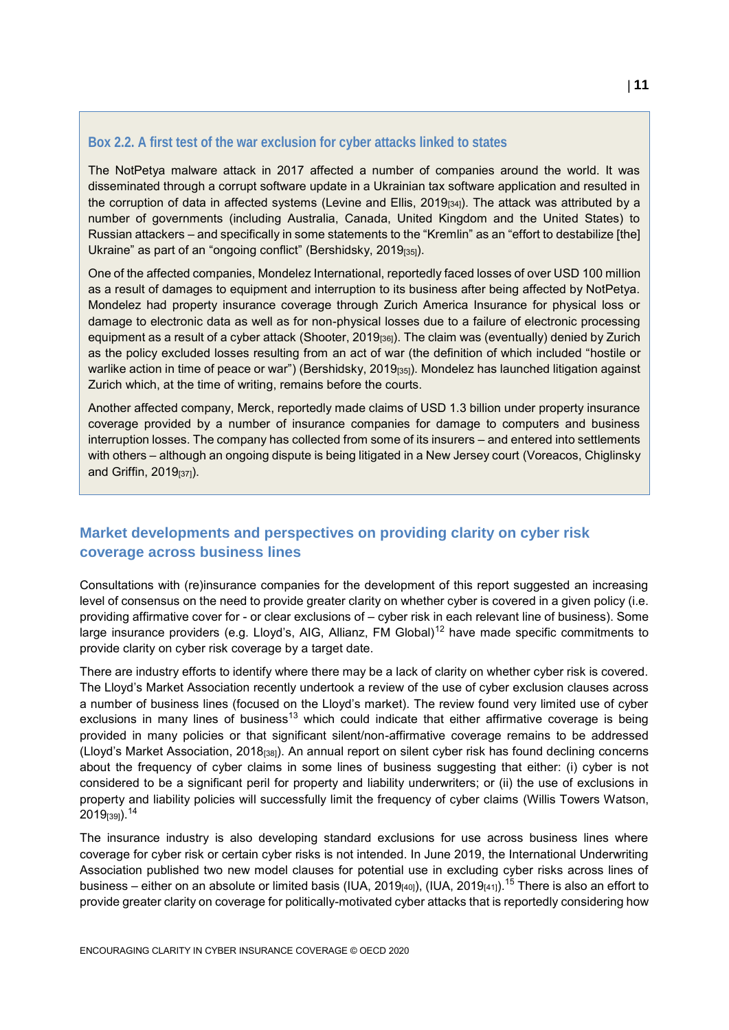### Box 2.2. A first test of the war exclusion for cyber attacks linked to states

The NotPetya malware attack in 2017 affected a number of companies around the world. It was disseminated through a corrupt software update in a Ukrainian tax software application and resulted in the corruption of data in affected systems (Levine and Ellis, 2019[34]). The attack was attributed by a number of governments (including Australia, Canada, United Kingdom and the United States) to Russian attackers – and specifically in some statements to the "Kremlin" as an "effort to destabilize [the] Ukraine" as part of an "ongoing conflict" (Bershidsky, 2019[35]).

One of the affected companies, Mondelez International, reportedly faced losses of over USD 100 million as a result of damages to equipment and interruption to its business after being affected by NotPetya. Mondelez had property insurance coverage through Zurich America Insurance for physical loss or damage to electronic data as well as for non-physical losses due to a failure of electronic processing equipment as a result of a cyber attack (Shooter, 2019[36]). The claim was (eventually) denied by Zurich as the policy excluded losses resulting from an act of war (the definition of which included "hostile or warlike action in time of peace or war") (Bershidsky, 2019[35]). Mondelez has launched litigation against Zurich which, at the time of writing, remains before the courts.

Another affected company, Merck, reportedly made claims of USD 1.3 billion under property insurance coverage provided by a number of insurance companies for damage to computers and business interruption losses. The company has collected from some of its insurers – and entered into settlements with others – although an ongoing dispute is being litigated in a New Jersey court (Voreacos, Chiglinsky and Griffin, 2019[37]).

## Market developments and perspectives on providing clarity on cyber risk coverage across business lines

Consultations with (re)insurance companies for the development of this report suggested an increasing level of consensus on the need to provide greater clarity on whether cyber is covered in a given policy (i.e. providing affirmative cover for - or clear exclusions of – cyber risk in each relevant line of business). Some large insurance providers (e.g. Lloyd's, AIG, Allianz, FM Global)[12] have made specific commitments to provide clarity on cyber risk coverage by a target date.

There are industry efforts to identify where there may be a lack of clarity on whether cyber risk is covered. The Lloyd's Market Association recently undertook a review of the use of cyber exclusion clauses across a number of business lines (focused on the Lloyd's market). The review found very limited use of cyber exclusions in many lines of business[13] which could indicate that either affirmative coverage is being provided in many policies or that significant silent/non-affirmative coverage remains to be addressed (Lloyd's Market Association, 2018[38]). An annual report on silent cyber risk has found declining concerns about the frequency of cyber claims in some lines of business suggesting that either: (i) cyber is not considered to be a significant peril for property and liability underwriters; or (ii) the use of exclusions in property and liability policies will successfully limit the frequency of cyber claims (Willis Towers Watson, 2019[39]).[14]

The insurance industry is also developing standard exclusions for use across business lines where coverage for cyber risk or certain cyber risks is not intended. In June 2019, the International Underwriting Association published two new model clauses for potential use in excluding cyber risks across lines of business – either on an absolute or limited basis (IUA, 2019[40]), (IUA, 2019[41]).[15] There is also an effort to provide greater clarity on coverage for politically-motivated cyber attacks that is reportedly considering how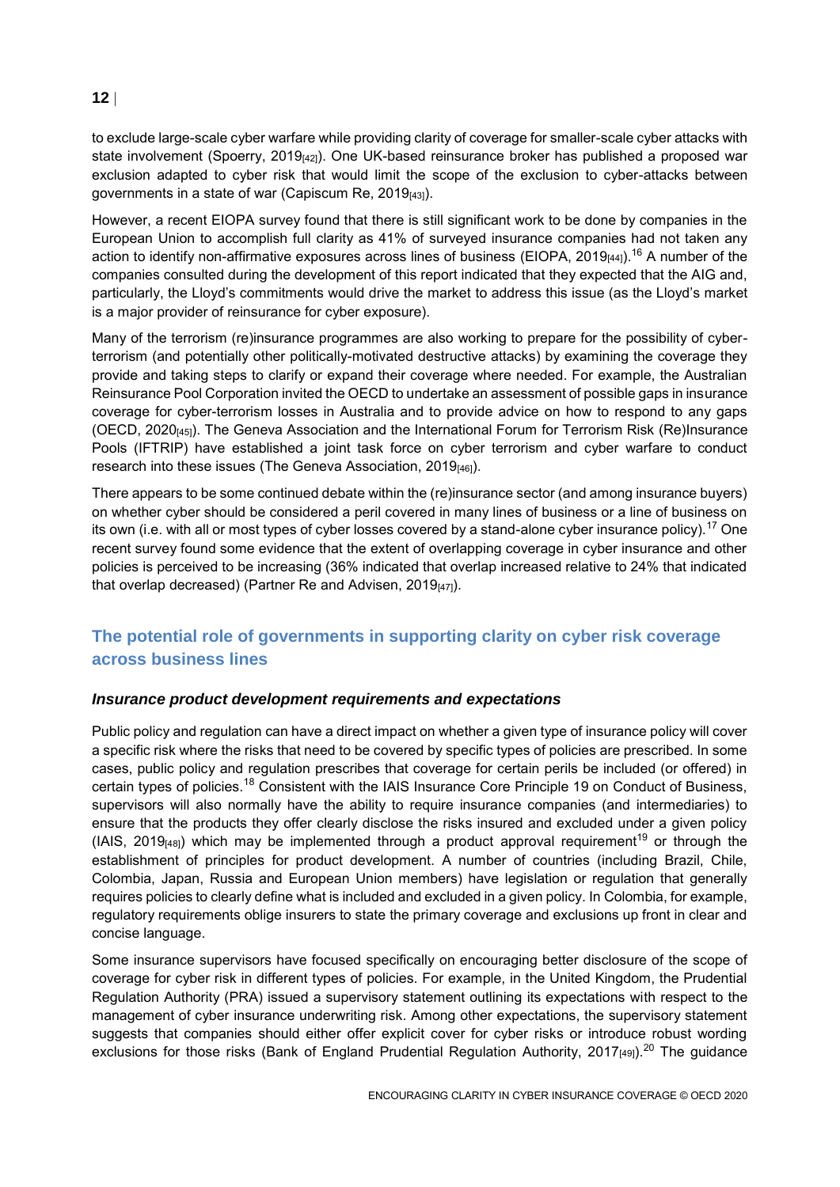to exclude large-scale cyber warfare while providing clarity of coverage for smaller-scale cyber attacks with state involvement (Spoerry, 2019[42]). One UK-based reinsurance broker has published a proposed war exclusion adapted to cyber risk that would limit the scope of the exclusion to cyber-attacks between governments in a state of war (Capiscum Re, 2019[43]).

However, a recent EIOPA survey found that there is still significant work to be done by companies in the European Union to accomplish full clarity as 41% of surveyed insurance companies had not taken any action to identify non-affirmative exposures across lines of business (EIOPA, 2019[44]).[16] A number of the companies consulted during the development of this report indicated that they expected that the AIG and, particularly, the Lloyd's commitments would drive the market to address this issue (as the Lloyd's market is a major provider of reinsurance for cyber exposure).

Many of the terrorism (re)insurance programmes are also working to prepare for the possibility of cyber-terrorism (and potentially other politically-motivated destructive attacks) by examining the coverage they provide and taking steps to clarify or expand their coverage where needed. For example, the Australian Reinsurance Pool Corporation invited the OECD to undertake an assessment of possible gaps in insurance coverage for cyber-terrorism losses in Australia and to provide advice on how to respond to any gaps (OECD, 2020[45]). The Geneva Association and the International Forum for Terrorism Risk (Re)Insurance Pools (IFTRIP) have established a joint task force on cyber terrorism and cyber warfare to conduct research into these issues (The Geneva Association, 2019[46]).

There appears to be some continued debate within the (re)insurance sector (and among insurance buyers) on whether cyber should be considered a peril covered in many lines of business or a line of business on its own (i.e. with all or most types of cyber losses covered by a stand-alone cyber insurance policy).[17] One recent survey found some evidence that the extent of overlapping coverage in cyber insurance and other policies is perceived to be increasing (36% indicated that overlap increased relative to 24% that indicated that overlap decreased) (Partner Re and Advisen, 2019[47]).

## The potential role of governments in supporting clarity on cyber risk coverage across business lines

### *Insurance product development requirements and expectations*

Public policy and regulation can have a direct impact on whether a given type of insurance policy will cover a specific risk where the risks that need to be covered by specific types of policies are prescribed. In some cases, public policy and regulation prescribes that coverage for certain perils be included (or offered) in certain types of policies.[18] Consistent with the IAIS Insurance Core Principle 19 on Conduct of Business, supervisors will also normally have the ability to require insurance companies (and intermediaries) to ensure that the products they offer clearly disclose the risks insured and excluded under a given policy (IAIS, 2019[48]) which may be implemented through a product approval requirement[19] or through the establishment of principles for product development. A number of countries (including Brazil, Chile, Colombia, Japan, Russia and European Union members) have legislation or regulation that generally requires policies to clearly define what is included and excluded in a given policy. In Colombia, for example, regulatory requirements oblige insurers to state the primary coverage and exclusions up front in clear and concise language.

Some insurance supervisors have focused specifically on encouraging better disclosure of the scope of coverage for cyber risk in different types of policies. For example, in the United Kingdom, the Prudential Regulation Authority (PRA) issued a supervisory statement outlining its expectations with respect to the management of cyber insurance underwriting risk. Among other expectations, the supervisory statement suggests that companies should either offer explicit cover for cyber risks or introduce robust wording exclusions for those risks (Bank of England Prudential Regulation Authority, 2017[49]).[20] The guidance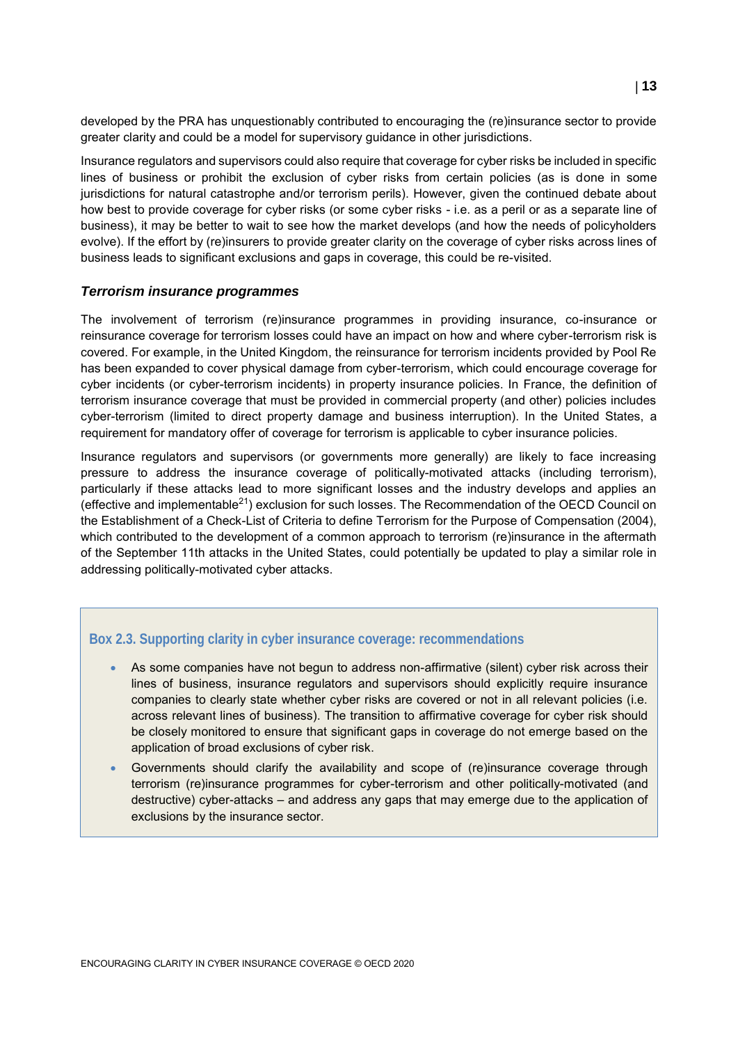developed by the PRA has unquestionably contributed to encouraging the (re)insurance sector to provide greater clarity and could be a model for supervisory guidance in other jurisdictions.

Insurance regulators and supervisors could also require that coverage for cyber risks be included in specific lines of business or prohibit the exclusion of cyber risks from certain policies (as is done in some jurisdictions for natural catastrophe and/or terrorism perils). However, given the continued debate about how best to provide coverage for cyber risks (or some cyber risks - i.e. as a peril or as a separate line of business), it may be better to wait to see how the market develops (and how the needs of policyholders evolve). If the effort by (re)insurers to provide greater clarity on the coverage of cyber risks across lines of business leads to significant exclusions and gaps in coverage, this could be re-visited.

### *Terrorism insurance programmes*

The involvement of terrorism (re)insurance programmes in providing insurance, co-insurance or reinsurance coverage for terrorism losses could have an impact on how and where cyber-terrorism risk is covered. For example, in the United Kingdom, the reinsurance for terrorism incidents provided by Pool Re has been expanded to cover physical damage from cyber-terrorism, which could encourage coverage for cyber incidents (or cyber-terrorism incidents) in property insurance policies. In France, the definition of terrorism insurance coverage that must be provided in commercial property (and other) policies includes cyber-terrorism (limited to direct property damage and business interruption). In the United States, a requirement for mandatory offer of coverage for terrorism is applicable to cyber insurance policies.

Insurance regulators and supervisors (or governments more generally) are likely to face increasing pressure to address the insurance coverage of politically-motivated attacks (including terrorism), particularly if these attacks lead to more significant losses and the industry develops and applies an (effective and implementable[21]) exclusion for such losses. The Recommendation of the OECD Council on the Establishment of a Check-List of Criteria to define Terrorism for the Purpose of Compensation (2004), which contributed to the development of a common approach to terrorism (re)insurance in the aftermath of the September 11th attacks in the United States, could potentially be updated to play a similar role in addressing politically-motivated cyber attacks.

#### Box 2.3. Supporting clarity in cyber insurance coverage: recommendations

- As some companies have not begun to address non-affirmative (silent) cyber risk across their lines of business, insurance regulators and supervisors should explicitly require insurance companies to clearly state whether cyber risks are covered or not in all relevant policies (i.e. across relevant lines of business). The transition to affirmative coverage for cyber risk should be closely monitored to ensure that significant gaps in coverage do not emerge based on the application of broad exclusions of cyber risk.
- Governments should clarify the availability and scope of (re)insurance coverage through terrorism (re)insurance programmes for cyber-terrorism and other politically-motivated (and destructive) cyber-attacks – and address any gaps that may emerge due to the application of exclusions by the insurance sector.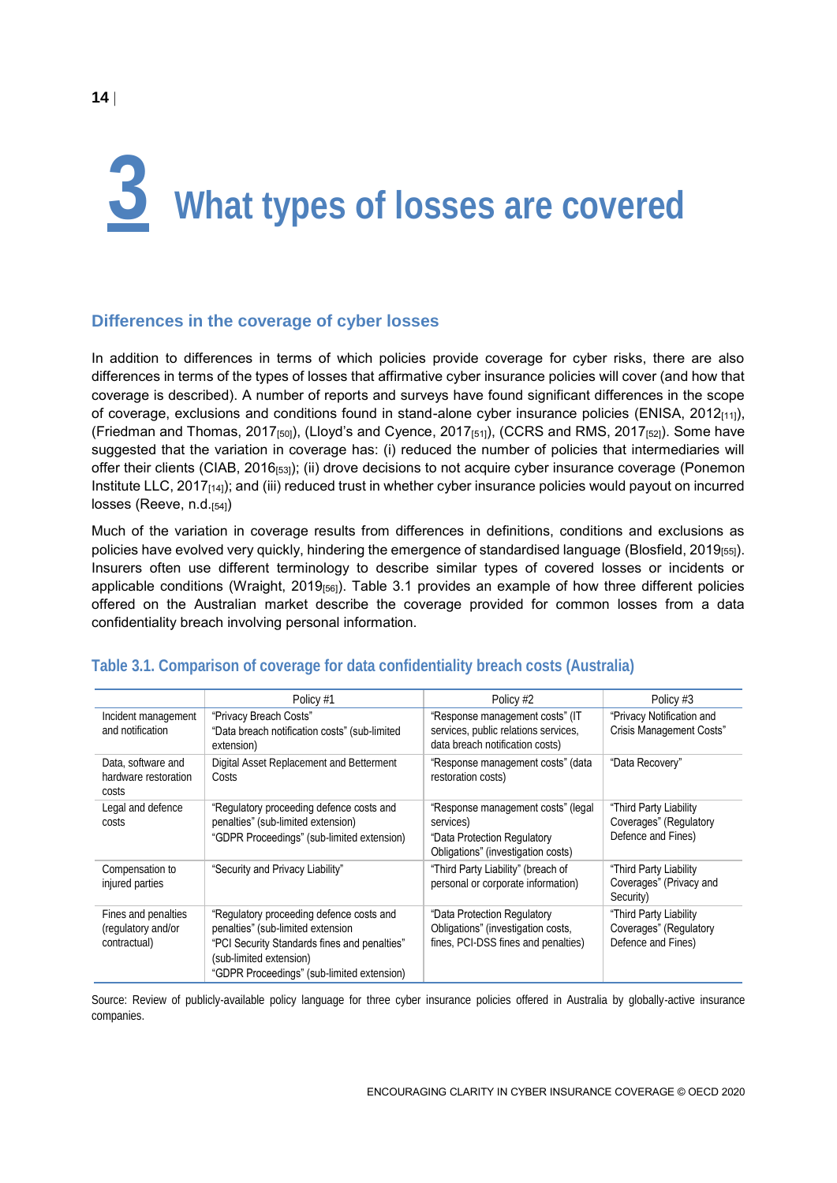# 3 What types of losses are covered

## Differences in the coverage of cyber losses

In addition to differences in terms of which policies provide coverage for cyber risks, there are also differences in terms of the types of losses that affirmative cyber insurance policies will cover (and how that coverage is described). A number of reports and surveys have found significant differences in the scope of coverage, exclusions and conditions found in stand-alone cyber insurance policies (ENISA, 2012[11]), (Friedman and Thomas, 2017[50]), (Lloyd's and Cyence, 2017[51]), (CCRS and RMS, 2017[52]). Some have suggested that the variation in coverage has: (i) reduced the number of policies that intermediaries will offer their clients (CIAB, 2016[53]); (ii) drove decisions to not acquire cyber insurance coverage (Ponemon Institute LLC, 2017[14]); and (iii) reduced trust in whether cyber insurance policies would payout on incurred losses (Reeve, n.d.[54])

Much of the variation in coverage results from differences in definitions, conditions and exclusions as policies have evolved very quickly, hindering the emergence of standardised language (Blosfield, 2019[55]). Insurers often use different terminology to describe similar types of covered losses or incidents or applicable conditions (Wraight, 2019[56]). Table 3.1 provides an example of how three different policies offered on the Australian market describe the coverage provided for common losses from a data confidentiality breach involving personal information.

### Table 3.1. Comparison of coverage for data confidentiality breach costs (Australia)

| | Policy #1 | Policy #2 | Policy #3 |
|---|---|---|---|
| Incident management and notification | "Privacy Breach Costs"<br>"Data breach notification costs" (sub-limited extension) | "Response management costs" (IT services, public relations services, data breach notification costs) | "Privacy Notification and Crisis Management Costs" |
| Data, software and hardware restoration costs | Digital Asset Replacement and Betterment Costs | "Response management costs" (data restoration costs) | "Data Recovery" |
| Legal and defence costs | "Regulatory proceeding defence costs and penalties" (sub-limited extension)<br>"GDPR Proceedings" (sub-limited extension) | "Response management costs" (legal services)<br>"Data Protection Regulatory Obligations" (investigation costs) | "Third Party Liability Coverages" (Regulatory Defence and Fines) |
| Compensation to injured parties | "Security and Privacy Liability" | "Third Party Liability" (breach of personal or corporate information) | "Third Party Liability Coverages" (Privacy and Security) |
| Fines and penalties (regulatory and/or contractual) | "Regulatory proceeding defence costs and penalties" (sub-limited extension<br>"PCI Security Standards fines and penalties" (sub-limited extension)<br>"GDPR Proceedings" (sub-limited extension) | "Data Protection Regulatory Obligations" (investigation costs, fines, PCI-DSS fines and penalties) | "Third Party Liability Coverages" (Regulatory Defence and Fines) |

Source: Review of publicly-available policy language for three cyber insurance policies offered in Australia by globally-active insurance companies.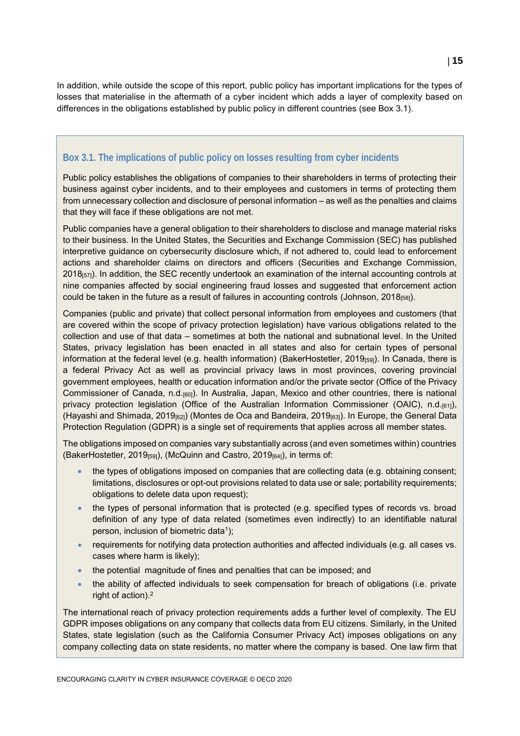In addition, while outside the scope of this report, public policy has important implications for the types of losses that materialise in the aftermath of a cyber incident which adds a layer of complexity based on differences in the obligations established by public policy in different countries (see Box 3.1).

### Box 3.1. The implications of public policy on losses resulting from cyber incidents

Public policy establishes the obligations of companies to their shareholders in terms of protecting their business against cyber incidents, and to their employees and customers in terms of protecting them from unnecessary collection and disclosure of personal information – as well as the penalties and claims that they will face if these obligations are not met.

Public companies have a general obligation to their shareholders to disclose and manage material risks to their business. In the United States, the Securities and Exchange Commission (SEC) has published interpretive guidance on cybersecurity disclosure which, if not adhered to, could lead to enforcement actions and shareholder claims on directors and officers (Securities and Exchange Commission, 2018[57]). In addition, the SEC recently undertook an examination of the internal accounting controls at nine companies affected by social engineering fraud losses and suggested that enforcement action could be taken in the future as a result of failures in accounting controls (Johnson, 2018[58]).

Companies (public and private) that collect personal information from employees and customers (that are covered within the scope of privacy protection legislation) have various obligations related to the collection and use of that data – sometimes at both the national and subnational level. In the United States, privacy legislation has been enacted in all states and also for certain types of personal information at the federal level (e.g. health information) (BakerHostetler, 2019[59]). In Canada, there is a federal Privacy Act as well as provincial privacy laws in most provinces, covering provincial government employees, health or education information and/or the private sector (Office of the Privacy Commissioner of Canada, n.d.[60]). In Australia, Japan, Mexico and other countries, there is national privacy protection legislation (Office of the Australian Information Commissioner (OAIC), n.d.[61]), (Hayashi and Shimada, 2019[62]) (Montes de Oca and Bandeira, 2019[63]). In Europe, the General Data Protection Regulation (GDPR) is a single set of requirements that applies across all member states.

The obligations imposed on companies vary substantially across (and even sometimes within) countries (BakerHostetler, 2019[59]), (McQuinn and Castro, 2019[64]), in terms of:

- the types of obligations imposed on companies that are collecting data (e.g. obtaining consent; limitations, disclosures or opt-out provisions related to data use or sale; portability requirements; obligations to delete data upon request);
- the types of personal information that is protected (e.g. specified types of records vs. broad definition of any type of data related (sometimes even indirectly) to an identifiable natural person, inclusion of biometric data[1]);
- requirements for notifying data protection authorities and affected individuals (e.g. all cases vs. cases where harm is likely);
- the potential magnitude of fines and penalties that can be imposed; and
- the ability of affected individuals to seek compensation for breach of obligations (i.e. private right of action).[2]

The international reach of privacy protection requirements adds a further level of complexity. The EU GDPR imposes obligations on any company that collects data from EU citizens. Similarly, in the United States, state legislation (such as the California Consumer Privacy Act) imposes obligations on any company collecting data on state residents, no matter where the company is based. One law firm that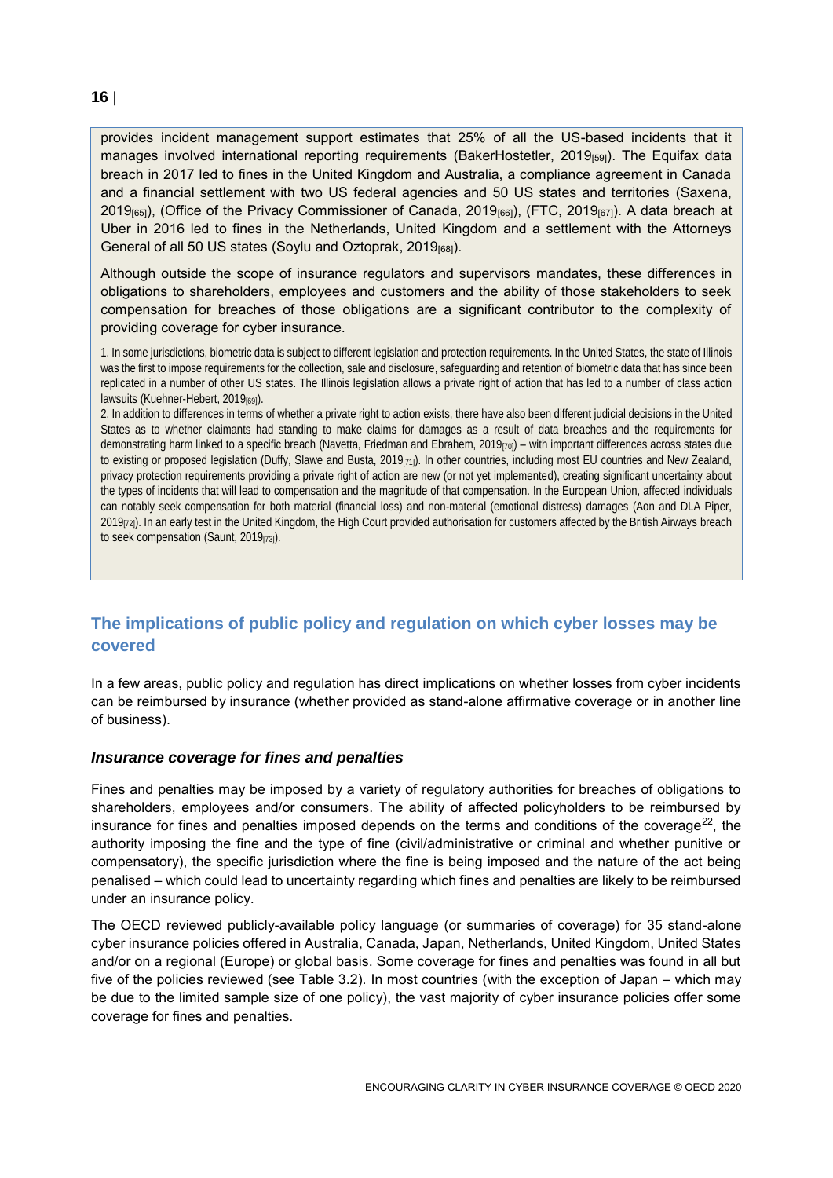provides incident management support estimates that 25% of all the US-based incidents that it manages involved international reporting requirements (BakerHostetler, 2019[59]). The Equifax data breach in 2017 led to fines in the United Kingdom and Australia, a compliance agreement in Canada and a financial settlement with two US federal agencies and 50 US states and territories (Saxena, 2019[65]), (Office of the Privacy Commissioner of Canada, 2019[66]), (FTC, 2019[67]). A data breach at Uber in 2016 led to fines in the Netherlands, United Kingdom and a settlement with the Attorneys General of all 50 US states (Soylu and Oztoprak, 2019[68]).

Although outside the scope of insurance regulators and supervisors mandates, these differences in obligations to shareholders, employees and customers and the ability of those stakeholders to seek compensation for breaches of those obligations are a significant contributor to the complexity of providing coverage for cyber insurance.

1. In some jurisdictions, biometric data is subject to different legislation and protection requirements. In the United States, the state of Illinois was the first to impose requirements for the collection, sale and disclosure, safeguarding and retention of biometric data that has since been replicated in a number of other US states. The Illinois legislation allows a private right of action that has led to a number of class action lawsuits (Kuehner-Hebert, 2019[69]).

2. In addition to differences in terms of whether a private right to action exists, there have also been different judicial decisions in the United States as to whether claimants had standing to make claims for damages as a result of data breaches and the requirements for demonstrating harm linked to a specific breach (Navetta, Friedman and Ebrahem, 2019[70]) – with important differences across states due to existing or proposed legislation (Duffy, Slawe and Busta, 2019[71]). In other countries, including most EU countries and New Zealand, privacy protection requirements providing a private right of action are new (or not yet implemented), creating significant uncertainty about the types of incidents that will lead to compensation and the magnitude of that compensation. In the European Union, affected individuals can notably seek compensation for both material (financial loss) and non-material (emotional distress) damages (Aon and DLA Piper, 2019[72]). In an early test in the United Kingdom, the High Court provided authorisation for customers affected by the British Airways breach to seek compensation (Saunt, 2019[73]).

## The implications of public policy and regulation on which cyber losses may be covered

In a few areas, public policy and regulation has direct implications on whether losses from cyber incidents can be reimbursed by insurance (whether provided as stand-alone affirmative coverage or in another line of business).

### *Insurance coverage for fines and penalties*

Fines and penalties may be imposed by a variety of regulatory authorities for breaches of obligations to shareholders, employees and/or consumers. The ability of affected policyholders to be reimbursed by insurance for fines and penalties imposed depends on the terms and conditions of the coverage[22], the authority imposing the fine and the type of fine (civil/administrative or criminal and whether punitive or compensatory), the specific jurisdiction where the fine is being imposed and the nature of the act being penalised – which could lead to uncertainty regarding which fines and penalties are likely to be reimbursed under an insurance policy.

The OECD reviewed publicly-available policy language (or summaries of coverage) for 35 stand-alone cyber insurance policies offered in Australia, Canada, Japan, Netherlands, United Kingdom, United States and/or on a regional (Europe) or global basis. Some coverage for fines and penalties was found in all but five of the policies reviewed (see Table 3.2). In most countries (with the exception of Japan – which may be due to the limited sample size of one policy), the vast majority of cyber insurance policies offer some coverage for fines and penalties.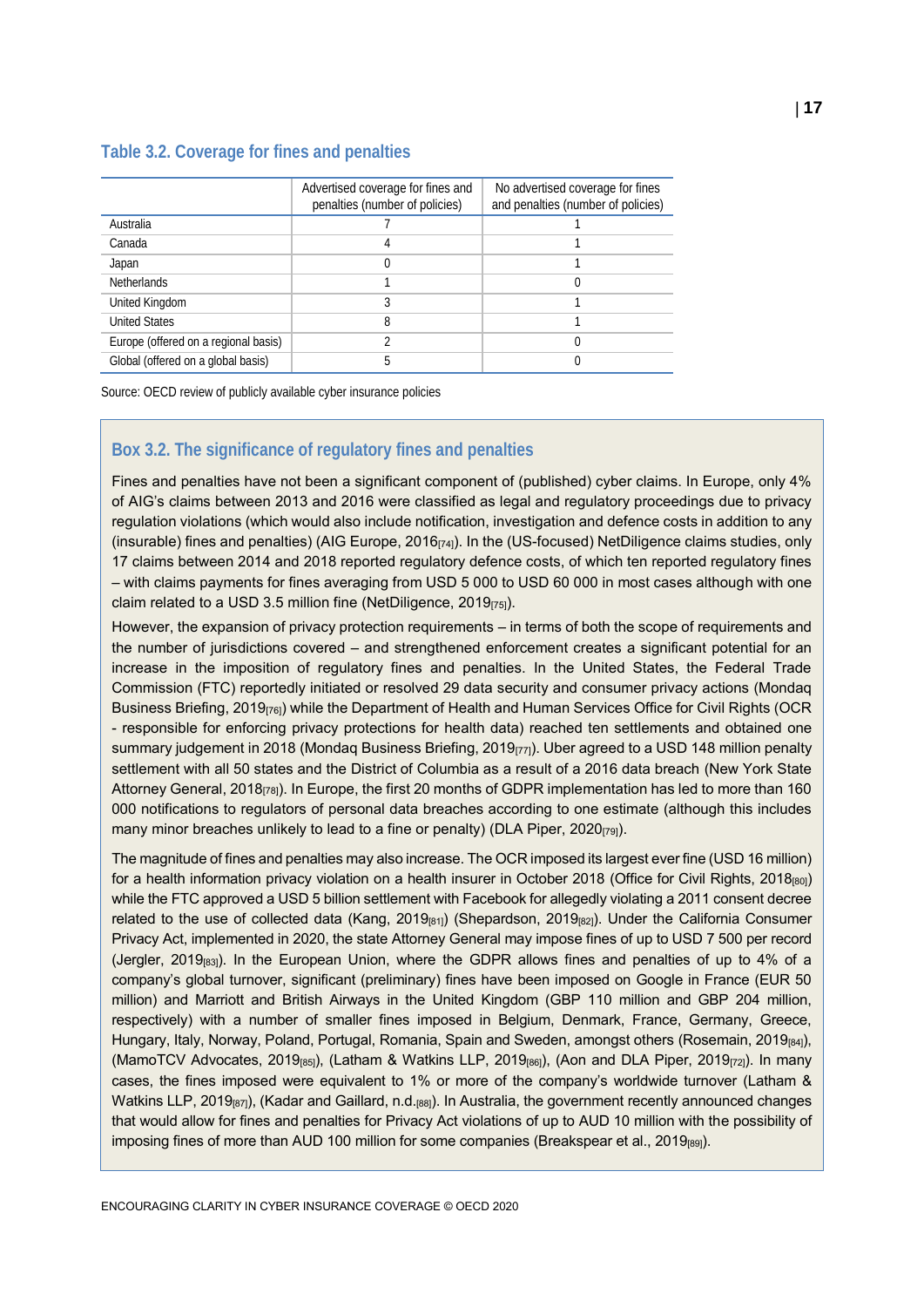### Table 3.2. Coverage for fines and penalties

| | Advertised coverage for fines and penalties (number of policies) | No advertised coverage for fines and penalties (number of policies) |
|---|---|---|
| Australia | 7 | 1 |
| Canada | 4 | 1 |
| Japan | 0 | 1 |
| Netherlands | 1 | 0 |
| United Kingdom | 3 | 1 |
| United States | 8 | 1 |
| Europe (offered on a regional basis) | 2 | 0 |
| Global (offered on a global basis) | 5 | 0 |

Source: OECD review of publicly available cyber insurance policies

### Box 3.2. The significance of regulatory fines and penalties

Fines and penalties have not been a significant component of (published) cyber claims. In Europe, only 4% of AIG's claims between 2013 and 2016 were classified as legal and regulatory proceedings due to privacy regulation violations (which would also include notification, investigation and defence costs in addition to any (insurable) fines and penalties) (AIG Europe, 2016[74]). In the (US-focused) NetDiligence claims studies, only 17 claims between 2014 and 2018 reported regulatory defence costs, of which ten reported regulatory fines – with claims payments for fines averaging from USD 5 000 to USD 60 000 in most cases although with one claim related to a USD 3.5 million fine (NetDiligence, 2019[75]).

However, the expansion of privacy protection requirements – in terms of both the scope of requirements and the number of jurisdictions covered – and strengthened enforcement creates a significant potential for an increase in the imposition of regulatory fines and penalties. In the United States, the Federal Trade Commission (FTC) reportedly initiated or resolved 29 data security and consumer privacy actions (Mondaq Business Briefing, 2019[76]) while the Department of Health and Human Services Office for Civil Rights (OCR - responsible for enforcing privacy protections for health data) reached ten settlements and obtained one summary judgement in 2018 (Mondaq Business Briefing, 2019[77]). Uber agreed to a USD 148 million penalty settlement with all 50 states and the District of Columbia as a result of a 2016 data breach (New York State Attorney General, 2018[78]). In Europe, the first 20 months of GDPR implementation has led to more than 160 000 notifications to regulators of personal data breaches according to one estimate (although this includes many minor breaches unlikely to lead to a fine or penalty) (DLA Piper, 2020[79]).

The magnitude of fines and penalties may also increase. The OCR imposed its largest ever fine (USD 16 million) for a health information privacy violation on a health insurer in October 2018 (Office for Civil Rights, 2018[80]) while the FTC approved a USD 5 billion settlement with Facebook for allegedly violating a 2011 consent decree related to the use of collected data (Kang, 2019[81]) (Shepardson, 2019[82]). Under the California Consumer Privacy Act, implemented in 2020, the state Attorney General may impose fines of up to USD 7 500 per record (Jergler, 2019[83]). In the European Union, where the GDPR allows fines and penalties of up to 4% of a company's global turnover, significant (preliminary) fines have been imposed on Google in France (EUR 50 million) and Marriott and British Airways in the United Kingdom (GBP 110 million and GBP 204 million, respectively) with a number of smaller fines imposed in Belgium, Denmark, France, Germany, Greece, Hungary, Italy, Norway, Poland, Portugal, Romania, Spain and Sweden, amongst others (Rosemain, 2019[84]), (MamoTCV Advocates, 2019[85]), (Latham & Watkins LLP, 2019[86]), (Aon and DLA Piper, 2019[72]). In many cases, the fines imposed were equivalent to 1% or more of the company's worldwide turnover (Latham & Watkins LLP, 2019[87]), (Kadar and Gaillard, n.d.[88]). In Australia, the government recently announced changes that would allow for fines and penalties for Privacy Act violations of up to AUD 10 million with the possibility of imposing fines of more than AUD 100 million for some companies (Breakspear et al., 2019[89]).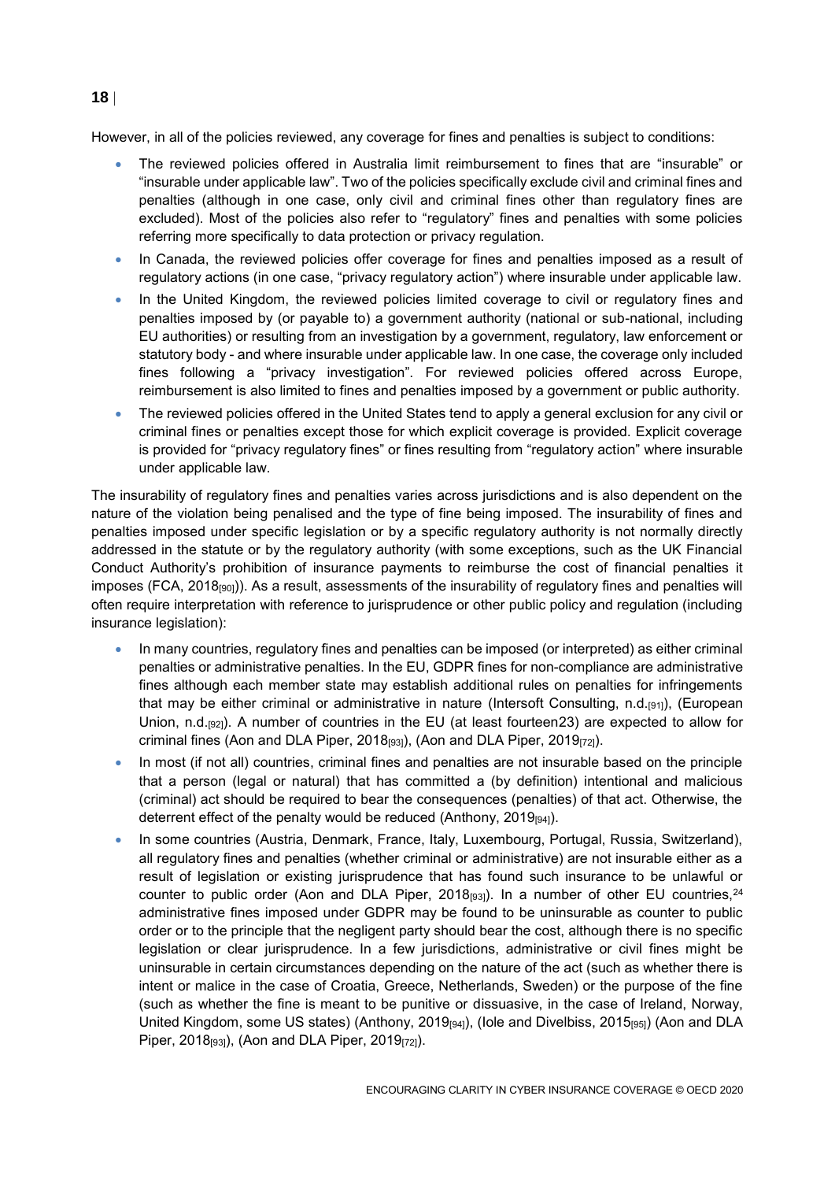However, in all of the policies reviewed, any coverage for fines and penalties is subject to conditions:

- The reviewed policies offered in Australia limit reimbursement to fines that are "insurable" or "insurable under applicable law". Two of the policies specifically exclude civil and criminal fines and penalties (although in one case, only civil and criminal fines other than regulatory fines are excluded). Most of the policies also refer to "regulatory" fines and penalties with some policies referring more specifically to data protection or privacy regulation.
- In Canada, the reviewed policies offer coverage for fines and penalties imposed as a result of regulatory actions (in one case, "privacy regulatory action") where insurable under applicable law.
- In the United Kingdom, the reviewed policies limited coverage to civil or regulatory fines and penalties imposed by (or payable to) a government authority (national or sub-national, including EU authorities) or resulting from an investigation by a government, regulatory, law enforcement or statutory body - and where insurable under applicable law. In one case, the coverage only included fines following a "privacy investigation". For reviewed policies offered across Europe, reimbursement is also limited to fines and penalties imposed by a government or public authority.
- The reviewed policies offered in the United States tend to apply a general exclusion for any civil or criminal fines or penalties except those for which explicit coverage is provided. Explicit coverage is provided for "privacy regulatory fines" or fines resulting from "regulatory action" where insurable under applicable law.

The insurability of regulatory fines and penalties varies across jurisdictions and is also dependent on the nature of the violation being penalised and the type of fine being imposed. The insurability of fines and penalties imposed under specific legislation or by a specific regulatory authority is not normally directly addressed in the statute or by the regulatory authority (with some exceptions, such as the UK Financial Conduct Authority's prohibition of insurance payments to reimburse the cost of financial penalties it imposes (FCA, 2018[90])). As a result, assessments of the insurability of regulatory fines and penalties will often require interpretation with reference to jurisprudence or other public policy and regulation (including insurance legislation):

- In many countries, regulatory fines and penalties can be imposed (or interpreted) as either criminal penalties or administrative penalties. In the EU, GDPR fines for non-compliance are administrative fines although each member state may establish additional rules on penalties for infringements that may be either criminal or administrative in nature (Intersoft Consulting, n.d.[91]), (European Union, n.d.[92]). A number of countries in the EU (at least fourteen23) are expected to allow for criminal fines (Aon and DLA Piper, 2018[93]), (Aon and DLA Piper, 2019[72]).
- In most (if not all) countries, criminal fines and penalties are not insurable based on the principle that a person (legal or natural) that has committed a (by definition) intentional and malicious (criminal) act should be required to bear the consequences (penalties) of that act. Otherwise, the deterrent effect of the penalty would be reduced (Anthony, 2019[94]).
- In some countries (Austria, Denmark, France, Italy, Luxembourg, Portugal, Russia, Switzerland), all regulatory fines and penalties (whether criminal or administrative) are not insurable either as a result of legislation or existing jurisprudence that has found such insurance to be unlawful or counter to public order (Aon and DLA Piper, 2018[93]). In a number of other EU countries,[24] administrative fines imposed under GDPR may be found to be uninsurable as counter to public order or to the principle that the negligent party should bear the cost, although there is no specific legislation or clear jurisprudence. In a few jurisdictions, administrative or civil fines might be uninsurable in certain circumstances depending on the nature of the act (such as whether there is intent or malice in the case of Croatia, Greece, Netherlands, Sweden) or the purpose of the fine (such as whether the fine is meant to be punitive or dissuasive, in the case of Ireland, Norway, United Kingdom, some US states) (Anthony, 2019[94]), (Iole and Divelbiss, 2015[95]) (Aon and DLA Piper, 2018[93]), (Aon and DLA Piper, 2019[72]).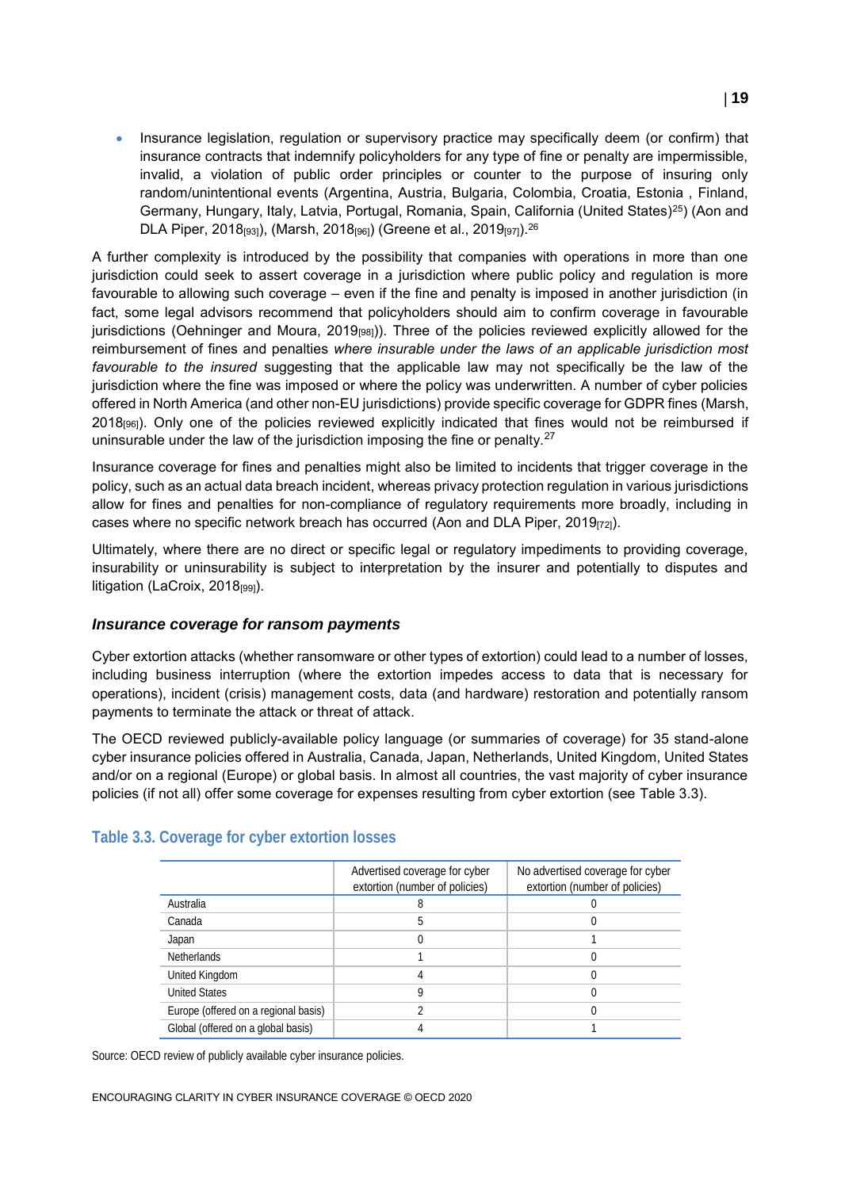- Insurance legislation, regulation or supervisory practice may specifically deem (or confirm) that insurance contracts that indemnify policyholders for any type of fine or penalty are impermissible, invalid, a violation of public order principles or counter to the purpose of insuring only random/unintentional events (Argentina, Austria, Bulgaria, Colombia, Croatia, Estonia , Finland, Germany, Hungary, Italy, Latvia, Portugal, Romania, Spain, California (United States)[25]) (Aon and DLA Piper, 2018[93]), (Marsh, 2018[96]) (Greene et al., 2019[97]).[26]

A further complexity is introduced by the possibility that companies with operations in more than one jurisdiction could seek to assert coverage in a jurisdiction where public policy and regulation is more favourable to allowing such coverage – even if the fine and penalty is imposed in another jurisdiction (in fact, some legal advisors recommend that policyholders should aim to confirm coverage in favourable jurisdictions (Oehninger and Moura, 2019[98])). Three of the policies reviewed explicitly allowed for the reimbursement of fines and penalties *where insurable under the laws of an applicable jurisdiction most favourable to the insured* suggesting that the applicable law may not specifically be the law of the jurisdiction where the fine was imposed or where the policy was underwritten. A number of cyber policies offered in North America (and other non-EU jurisdictions) provide specific coverage for GDPR fines (Marsh, 2018[96]). Only one of the policies reviewed explicitly indicated that fines would not be reimbursed if uninsurable under the law of the jurisdiction imposing the fine or penalty.[27]

Insurance coverage for fines and penalties might also be limited to incidents that trigger coverage in the policy, such as an actual data breach incident, whereas privacy protection regulation in various jurisdictions allow for fines and penalties for non-compliance of regulatory requirements more broadly, including in cases where no specific network breach has occurred (Aon and DLA Piper, 2019[72]).

Ultimately, where there are no direct or specific legal or regulatory impediments to providing coverage, insurability or uninsurability is subject to interpretation by the insurer and potentially to disputes and litigation (LaCroix, 2018[99]).

### *Insurance coverage for ransom payments*

Cyber extortion attacks (whether ransomware or other types of extortion) could lead to a number of losses, including business interruption (where the extortion impedes access to data that is necessary for operations), incident (crisis) management costs, data (and hardware) restoration and potentially ransom payments to terminate the attack or threat of attack.

The OECD reviewed publicly-available policy language (or summaries of coverage) for 35 stand-alone cyber insurance policies offered in Australia, Canada, Japan, Netherlands, United Kingdom, United States and/or on a regional (Europe) or global basis. In almost all countries, the vast majority of cyber insurance policies (if not all) offer some coverage for expenses resulting from cyber extortion (see Table 3.3).

## Table 3.3. Coverage for cyber extortion losses

| | Advertised coverage for cyber extortion (number of policies) | No advertised coverage for cyber extortion (number of policies) |
|---|---|---|
| Australia | 8 | 0 |
| Canada | 5 | 0 |
| Japan | 0 | 1 |
| Netherlands | 1 | 0 |
| United Kingdom | 4 | 0 |
| United States | 9 | 0 |
| Europe (offered on a regional basis) | 2 | 0 |
| Global (offered on a global basis) | 4 | 1 |

Source: OECD review of publicly available cyber insurance policies.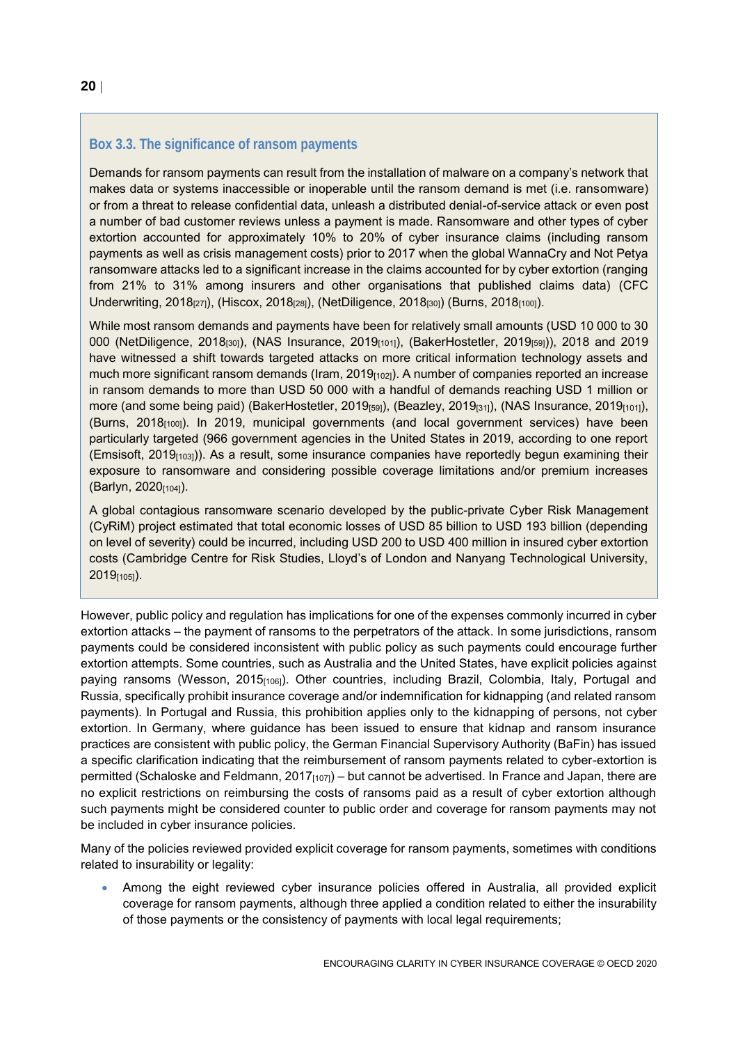### Box 3.3. The significance of ransom payments

Demands for ransom payments can result from the installation of malware on a company's network that makes data or systems inaccessible or inoperable until the ransom demand is met (i.e. ransomware) or from a threat to release confidential data, unleash a distributed denial-of-service attack or even post a number of bad customer reviews unless a payment is made. Ransomware and other types of cyber extortion accounted for approximately 10% to 20% of cyber insurance claims (including ransom payments as well as crisis management costs) prior to 2017 when the global WannaCry and Not Petya ransomware attacks led to a significant increase in the claims accounted for by cyber extortion (ranging from 21% to 31% among insurers and other organisations that published claims data) (CFC Underwriting, 2018[27]), (Hiscox, 2018[28]), (NetDiligence, 2018[30]) (Burns, 2018[100]).

While most ransom demands and payments have been for relatively small amounts (USD 10 000 to 30 000 (NetDiligence, 2018[30]), (NAS Insurance, 2019[101]), (BakerHostetler, 2019[59])), 2018 and 2019 have witnessed a shift towards targeted attacks on more critical information technology assets and much more significant ransom demands (Iram, 2019[102]). A number of companies reported an increase in ransom demands to more than USD 50 000 with a handful of demands reaching USD 1 million or more (and some being paid) (BakerHostetler, 2019[59]), (Beazley, 2019[31]), (NAS Insurance, 2019[101]), (Burns, 2018[100]). In 2019, municipal governments (and local government services) have been particularly targeted (966 government agencies in the United States in 2019, according to one report (Emsisoft, 2019[103])). As a result, some insurance companies have reportedly begun examining their exposure to ransomware and considering possible coverage limitations and/or premium increases (Barlyn, 2020[104]).

A global contagious ransomware scenario developed by the public-private Cyber Risk Management (CyRiM) project estimated that total economic losses of USD 85 billion to USD 193 billion (depending on level of severity) could be incurred, including USD 200 to USD 400 million in insured cyber extortion costs (Cambridge Centre for Risk Studies, Lloyd's of London and Nanyang Technological University, 2019[105]).

However, public policy and regulation has implications for one of the expenses commonly incurred in cyber extortion attacks – the payment of ransoms to the perpetrators of the attack. In some jurisdictions, ransom payments could be considered inconsistent with public policy as such payments could encourage further extortion attempts. Some countries, such as Australia and the United States, have explicit policies against paying ransoms (Wesson, 2015[106]). Other countries, including Brazil, Colombia, Italy, Portugal and Russia, specifically prohibit insurance coverage and/or indemnification for kidnapping (and related ransom payments). In Portugal and Russia, this prohibition applies only to the kidnapping of persons, not cyber extortion. In Germany, where guidance has been issued to ensure that kidnap and ransom insurance practices are consistent with public policy, the German Financial Supervisory Authority (BaFin) has issued a specific clarification indicating that the reimbursement of ransom payments related to cyber-extortion is permitted (Schaloske and Feldmann, 2017[107]) – but cannot be advertised. In France and Japan, there are no explicit restrictions on reimbursing the costs of ransoms paid as a result of cyber extortion although such payments might be considered counter to public order and coverage for ransom payments may not be included in cyber insurance policies.

Many of the policies reviewed provided explicit coverage for ransom payments, sometimes with conditions related to insurability or legality:

- Among the eight reviewed cyber insurance policies offered in Australia, all provided explicit coverage for ransom payments, although three applied a condition related to either the insurability of those payments or the consistency of payments with local legal requirements;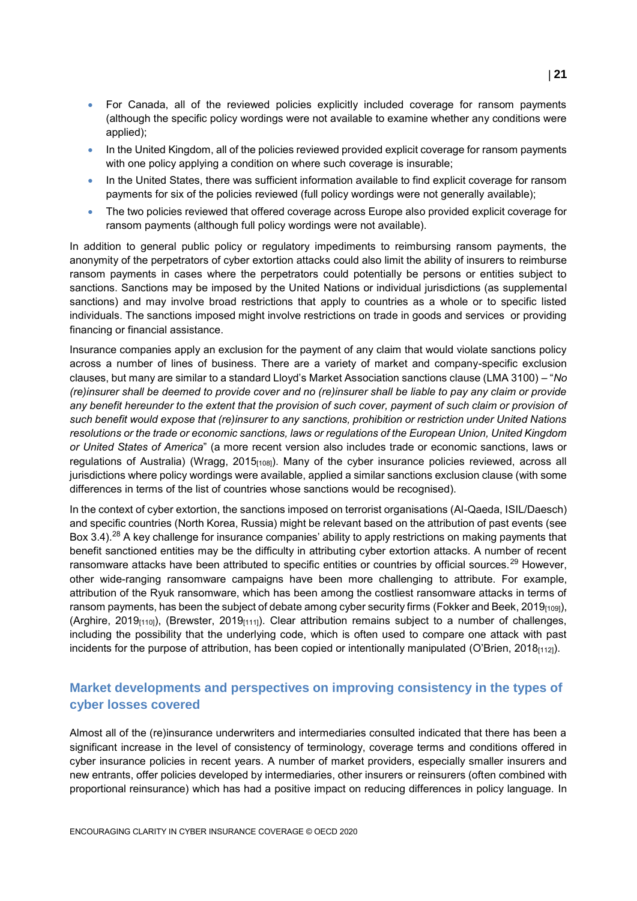- For Canada, all of the reviewed policies explicitly included coverage for ransom payments (although the specific policy wordings were not available to examine whether any conditions were applied);
- In the United Kingdom, all of the policies reviewed provided explicit coverage for ransom payments with one policy applying a condition on where such coverage is insurable;
- In the United States, there was sufficient information available to find explicit coverage for ransom payments for six of the policies reviewed (full policy wordings were not generally available);
- The two policies reviewed that offered coverage across Europe also provided explicit coverage for ransom payments (although full policy wordings were not available).

In addition to general public policy or regulatory impediments to reimbursing ransom payments, the anonymity of the perpetrators of cyber extortion attacks could also limit the ability of insurers to reimburse ransom payments in cases where the perpetrators could potentially be persons or entities subject to sanctions. Sanctions may be imposed by the United Nations or individual jurisdictions (as supplemental sanctions) and may involve broad restrictions that apply to countries as a whole or to specific listed individuals. The sanctions imposed might involve restrictions on trade in goods and services or providing financing or financial assistance.

Insurance companies apply an exclusion for the payment of any claim that would violate sanctions policy across a number of lines of business. There are a variety of market and company-specific exclusion clauses, but many are similar to a standard Lloyd's Market Association sanctions clause (LMA 3100) – "*No (re)insurer shall be deemed to provide cover and no (re)insurer shall be liable to pay any claim or provide any benefit hereunder to the extent that the provision of such cover, payment of such claim or provision of such benefit would expose that (re)insurer to any sanctions, prohibition or restriction under United Nations resolutions or the trade or economic sanctions, laws or regulations of the European Union, United Kingdom or United States of America*" (a more recent version also includes trade or economic sanctions, laws or regulations of Australia) (Wragg, 2015[108]). Many of the cyber insurance policies reviewed, across all jurisdictions where policy wordings were available, applied a similar sanctions exclusion clause (with some differences in terms of the list of countries whose sanctions would be recognised).

In the context of cyber extortion, the sanctions imposed on terrorist organisations (Al-Qaeda, ISIL/Daesch) and specific countries (North Korea, Russia) might be relevant based on the attribution of past events (see Box 3.4).[28] A key challenge for insurance companies' ability to apply restrictions on making payments that benefit sanctioned entities may be the difficulty in attributing cyber extortion attacks. A number of recent ransomware attacks have been attributed to specific entities or countries by official sources.[29] However, other wide-ranging ransomware campaigns have been more challenging to attribute. For example, attribution of the Ryuk ransomware, which has been among the costliest ransomware attacks in terms of ransom payments, has been the subject of debate among cyber security firms (Fokker and Beek, 2019[109]), (Arghire, 2019[110]), (Brewster, 2019[111]). Clear attribution remains subject to a number of challenges, including the possibility that the underlying code, which is often used to compare one attack with past incidents for the purpose of attribution, has been copied or intentionally manipulated (O'Brien, 2018[112]).

## Market developments and perspectives on improving consistency in the types of cyber losses covered

Almost all of the (re)insurance underwriters and intermediaries consulted indicated that there has been a significant increase in the level of consistency of terminology, coverage terms and conditions offered in cyber insurance policies in recent years. A number of market providers, especially smaller insurers and new entrants, offer policies developed by intermediaries, other insurers or reinsurers (often combined with proportional reinsurance) which has had a positive impact on reducing differences in policy language. In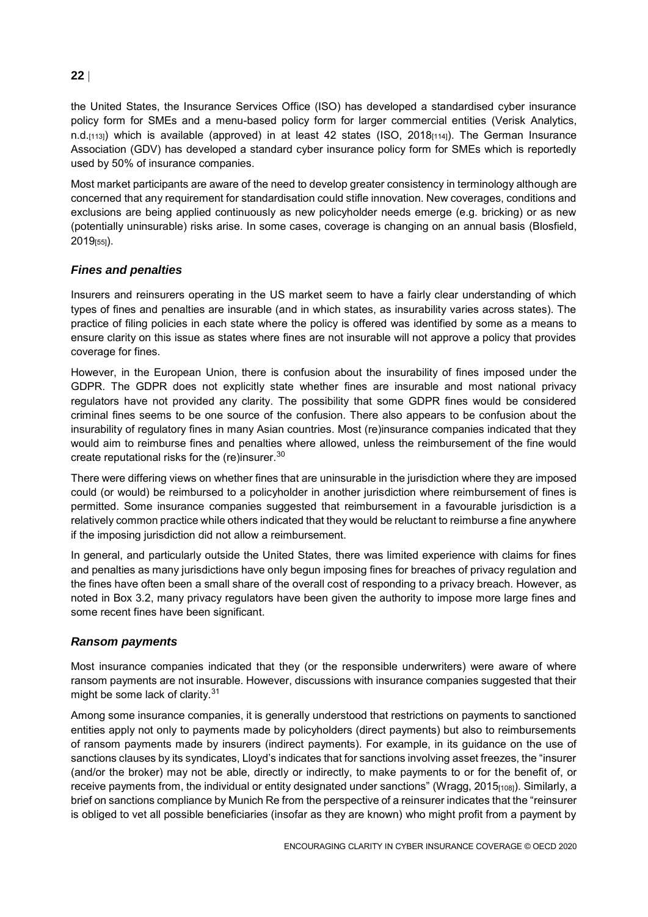the United States, the Insurance Services Office (ISO) has developed a standardised cyber insurance policy form for SMEs and a menu-based policy form for larger commercial entities (Verisk Analytics, n.d.[113]) which is available (approved) in at least 42 states (ISO, 2018[114]). The German Insurance Association (GDV) has developed a standard cyber insurance policy form for SMEs which is reportedly used by 50% of insurance companies.

Most market participants are aware of the need to develop greater consistency in terminology although are concerned that any requirement for standardisation could stifle innovation. New coverages, conditions and exclusions are being applied continuously as new policyholder needs emerge (e.g. bricking) or as new (potentially uninsurable) risks arise. In some cases, coverage is changing on an annual basis (Blosfield, 2019[55]).

### *Fines and penalties*

Insurers and reinsurers operating in the US market seem to have a fairly clear understanding of which types of fines and penalties are insurable (and in which states, as insurability varies across states). The practice of filing policies in each state where the policy is offered was identified by some as a means to ensure clarity on this issue as states where fines are not insurable will not approve a policy that provides coverage for fines.

However, in the European Union, there is confusion about the insurability of fines imposed under the GDPR. The GDPR does not explicitly state whether fines are insurable and most national privacy regulators have not provided any clarity. The possibility that some GDPR fines would be considered criminal fines seems to be one source of the confusion. There also appears to be confusion about the insurability of regulatory fines in many Asian countries. Most (re)insurance companies indicated that they would aim to reimburse fines and penalties where allowed, unless the reimbursement of the fine would create reputational risks for the (re)insurer.[30]

There were differing views on whether fines that are uninsurable in the jurisdiction where they are imposed could (or would) be reimbursed to a policyholder in another jurisdiction where reimbursement of fines is permitted. Some insurance companies suggested that reimbursement in a favourable jurisdiction is a relatively common practice while others indicated that they would be reluctant to reimburse a fine anywhere if the imposing jurisdiction did not allow a reimbursement.

In general, and particularly outside the United States, there was limited experience with claims for fines and penalties as many jurisdictions have only begun imposing fines for breaches of privacy regulation and the fines have often been a small share of the overall cost of responding to a privacy breach. However, as noted in Box 3.2, many privacy regulators have been given the authority to impose more large fines and some recent fines have been significant.

### *Ransom payments*

Most insurance companies indicated that they (or the responsible underwriters) were aware of where ransom payments are not insurable. However, discussions with insurance companies suggested that their might be some lack of clarity.[31]

Among some insurance companies, it is generally understood that restrictions on payments to sanctioned entities apply not only to payments made by policyholders (direct payments) but also to reimbursements of ransom payments made by insurers (indirect payments). For example, in its guidance on the use of sanctions clauses by its syndicates, Lloyd's indicates that for sanctions involving asset freezes, the "insurer (and/or the broker) may not be able, directly or indirectly, to make payments to or for the benefit of, or receive payments from, the individual or entity designated under sanctions" (Wragg, 2015[108]). Similarly, a brief on sanctions compliance by Munich Re from the perspective of a reinsurer indicates that the "reinsurer is obliged to vet all possible beneficiaries (insofar as they are known) who might profit from a payment by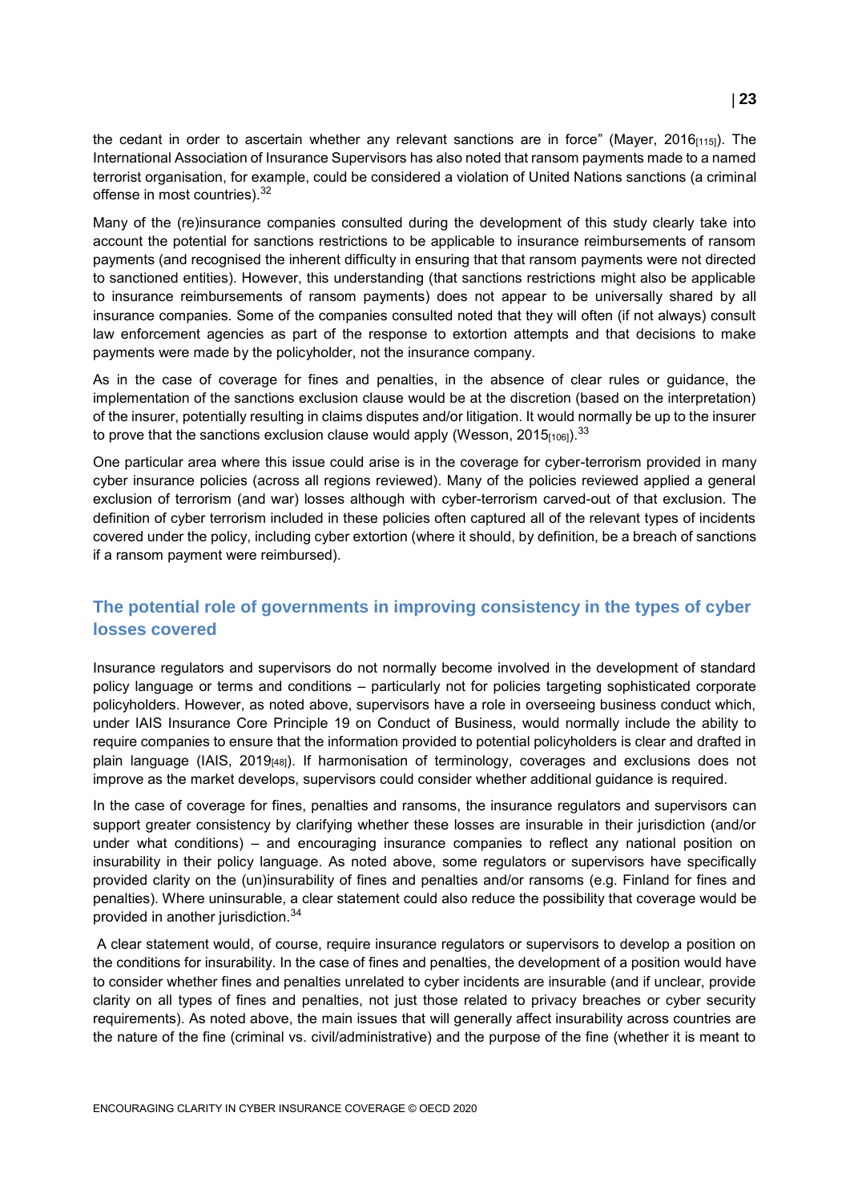the cedant in order to ascertain whether any relevant sanctions are in force" (Mayer, 2016[115]). The International Association of Insurance Supervisors has also noted that ransom payments made to a named terrorist organisation, for example, could be considered a violation of United Nations sanctions (a criminal offense in most countries).[32]

Many of the (re)insurance companies consulted during the development of this study clearly take into account the potential for sanctions restrictions to be applicable to insurance reimbursements of ransom payments (and recognised the inherent difficulty in ensuring that that ransom payments were not directed to sanctioned entities). However, this understanding (that sanctions restrictions might also be applicable to insurance reimbursements of ransom payments) does not appear to be universally shared by all insurance companies. Some of the companies consulted noted that they will often (if not always) consult law enforcement agencies as part of the response to extortion attempts and that decisions to make payments were made by the policyholder, not the insurance company.

As in the case of coverage for fines and penalties, in the absence of clear rules or guidance, the implementation of the sanctions exclusion clause would be at the discretion (based on the interpretation) of the insurer, potentially resulting in claims disputes and/or litigation. It would normally be up to the insurer to prove that the sanctions exclusion clause would apply (Wesson, 2015[106]).[33]

One particular area where this issue could arise is in the coverage for cyber-terrorism provided in many cyber insurance policies (across all regions reviewed). Many of the policies reviewed applied a general exclusion of terrorism (and war) losses although with cyber-terrorism carved-out of that exclusion. The definition of cyber terrorism included in these policies often captured all of the relevant types of incidents covered under the policy, including cyber extortion (where it should, by definition, be a breach of sanctions if a ransom payment were reimbursed).

## The potential role of governments in improving consistency in the types of cyber losses covered

Insurance regulators and supervisors do not normally become involved in the development of standard policy language or terms and conditions – particularly not for policies targeting sophisticated corporate policyholders. However, as noted above, supervisors have a role in overseeing business conduct which, under IAIS Insurance Core Principle 19 on Conduct of Business, would normally include the ability to require companies to ensure that the information provided to potential policyholders is clear and drafted in plain language (IAIS, 2019[48]). If harmonisation of terminology, coverages and exclusions does not improve as the market develops, supervisors could consider whether additional guidance is required.

In the case of coverage for fines, penalties and ransoms, the insurance regulators and supervisors can support greater consistency by clarifying whether these losses are insurable in their jurisdiction (and/or under what conditions) – and encouraging insurance companies to reflect any national position on insurability in their policy language. As noted above, some regulators or supervisors have specifically provided clarity on the (un)insurability of fines and penalties and/or ransoms (e.g. Finland for fines and penalties). Where uninsurable, a clear statement could also reduce the possibility that coverage would be provided in another jurisdiction.[34]

A clear statement would, of course, require insurance regulators or supervisors to develop a position on the conditions for insurability. In the case of fines and penalties, the development of a position would have to consider whether fines and penalties unrelated to cyber incidents are insurable (and if unclear, provide clarity on all types of fines and penalties, not just those related to privacy breaches or cyber security requirements). As noted above, the main issues that will generally affect insurability across countries are the nature of the fine (criminal vs. civil/administrative) and the purpose of the fine (whether it is meant to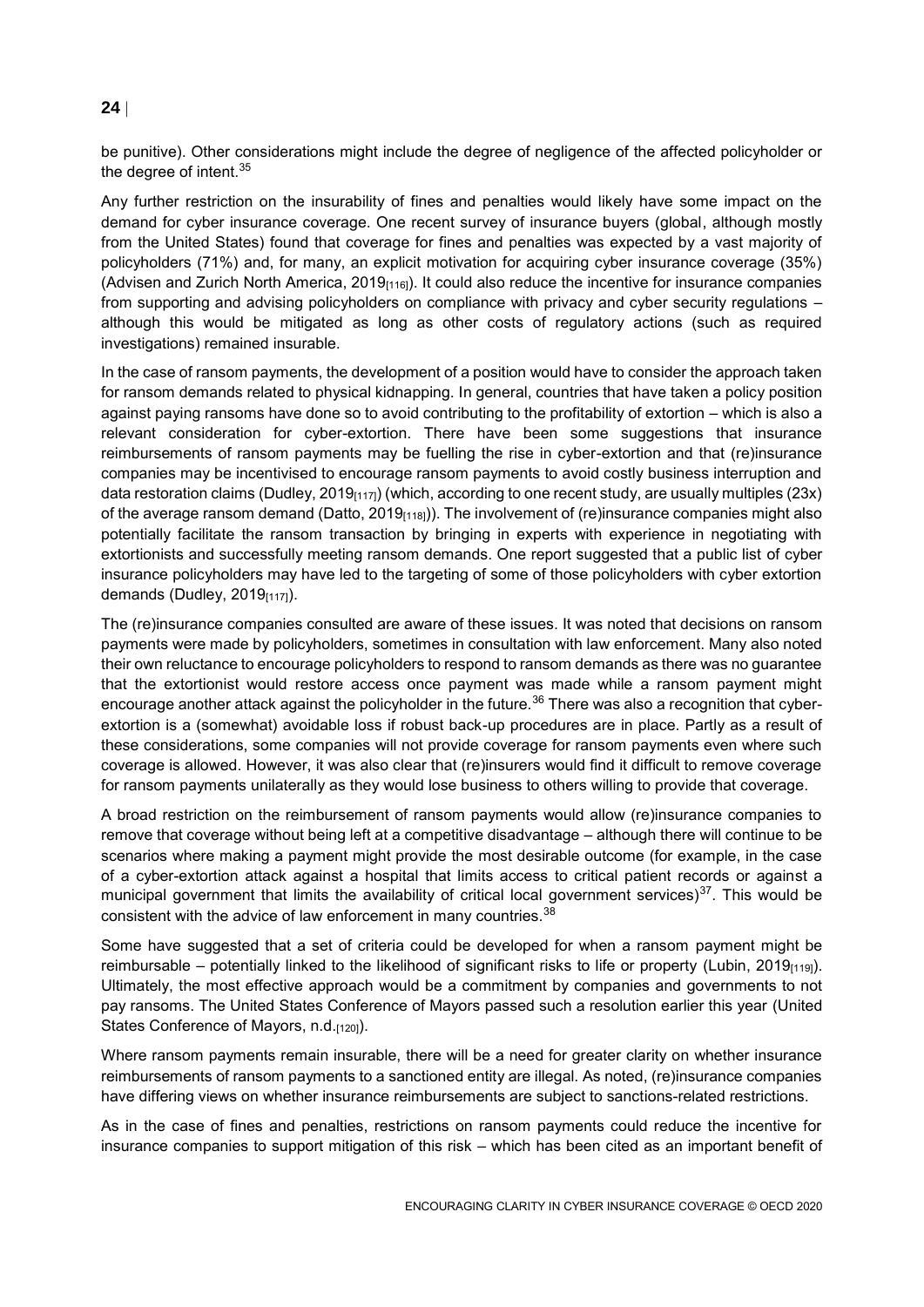be punitive). Other considerations might include the degree of negligence of the affected policyholder or the degree of intent.[35]

Any further restriction on the insurability of fines and penalties would likely have some impact on the demand for cyber insurance coverage. One recent survey of insurance buyers (global, although mostly from the United States) found that coverage for fines and penalties was expected by a vast majority of policyholders (71%) and, for many, an explicit motivation for acquiring cyber insurance coverage (35%) (Advisen and Zurich North America, 2019[116]). It could also reduce the incentive for insurance companies from supporting and advising policyholders on compliance with privacy and cyber security regulations – although this would be mitigated as long as other costs of regulatory actions (such as required investigations) remained insurable.

In the case of ransom payments, the development of a position would have to consider the approach taken for ransom demands related to physical kidnapping. In general, countries that have taken a policy position against paying ransoms have done so to avoid contributing to the profitability of extortion – which is also a relevant consideration for cyber-extortion. There have been some suggestions that insurance reimbursements of ransom payments may be fuelling the rise in cyber-extortion and that (re)insurance companies may be incentivised to encourage ransom payments to avoid costly business interruption and data restoration claims (Dudley, 2019[117]) (which, according to one recent study, are usually multiples (23x) of the average ransom demand (Datto, 2019[118])). The involvement of (re)insurance companies might also potentially facilitate the ransom transaction by bringing in experts with experience in negotiating with extortionists and successfully meeting ransom demands. One report suggested that a public list of cyber insurance policyholders may have led to the targeting of some of those policyholders with cyber extortion demands (Dudley, 2019[117]).

The (re)insurance companies consulted are aware of these issues. It was noted that decisions on ransom payments were made by policyholders, sometimes in consultation with law enforcement. Many also noted their own reluctance to encourage policyholders to respond to ransom demands as there was no guarantee that the extortionist would restore access once payment was made while a ransom payment might encourage another attack against the policyholder in the future.[36] There was also a recognition that cyber-extortion is a (somewhat) avoidable loss if robust back-up procedures are in place. Partly as a result of these considerations, some companies will not provide coverage for ransom payments even where such coverage is allowed. However, it was also clear that (re)insurers would find it difficult to remove coverage for ransom payments unilaterally as they would lose business to others willing to provide that coverage.

A broad restriction on the reimbursement of ransom payments would allow (re)insurance companies to remove that coverage without being left at a competitive disadvantage – although there will continue to be scenarios where making a payment might provide the most desirable outcome (for example, in the case of a cyber-extortion attack against a hospital that limits access to critical patient records or against a municipal government that limits the availability of critical local government services)[37]. This would be consistent with the advice of law enforcement in many countries.[38]

Some have suggested that a set of criteria could be developed for when a ransom payment might be reimbursable – potentially linked to the likelihood of significant risks to life or property (Lubin, 2019[119]). Ultimately, the most effective approach would be a commitment by companies and governments to not pay ransoms. The United States Conference of Mayors passed such a resolution earlier this year (United States Conference of Mayors, n.d.[120]).

Where ransom payments remain insurable, there will be a need for greater clarity on whether insurance reimbursements of ransom payments to a sanctioned entity are illegal. As noted, (re)insurance companies have differing views on whether insurance reimbursements are subject to sanctions-related restrictions.

As in the case of fines and penalties, restrictions on ransom payments could reduce the incentive for insurance companies to support mitigation of this risk – which has been cited as an important benefit of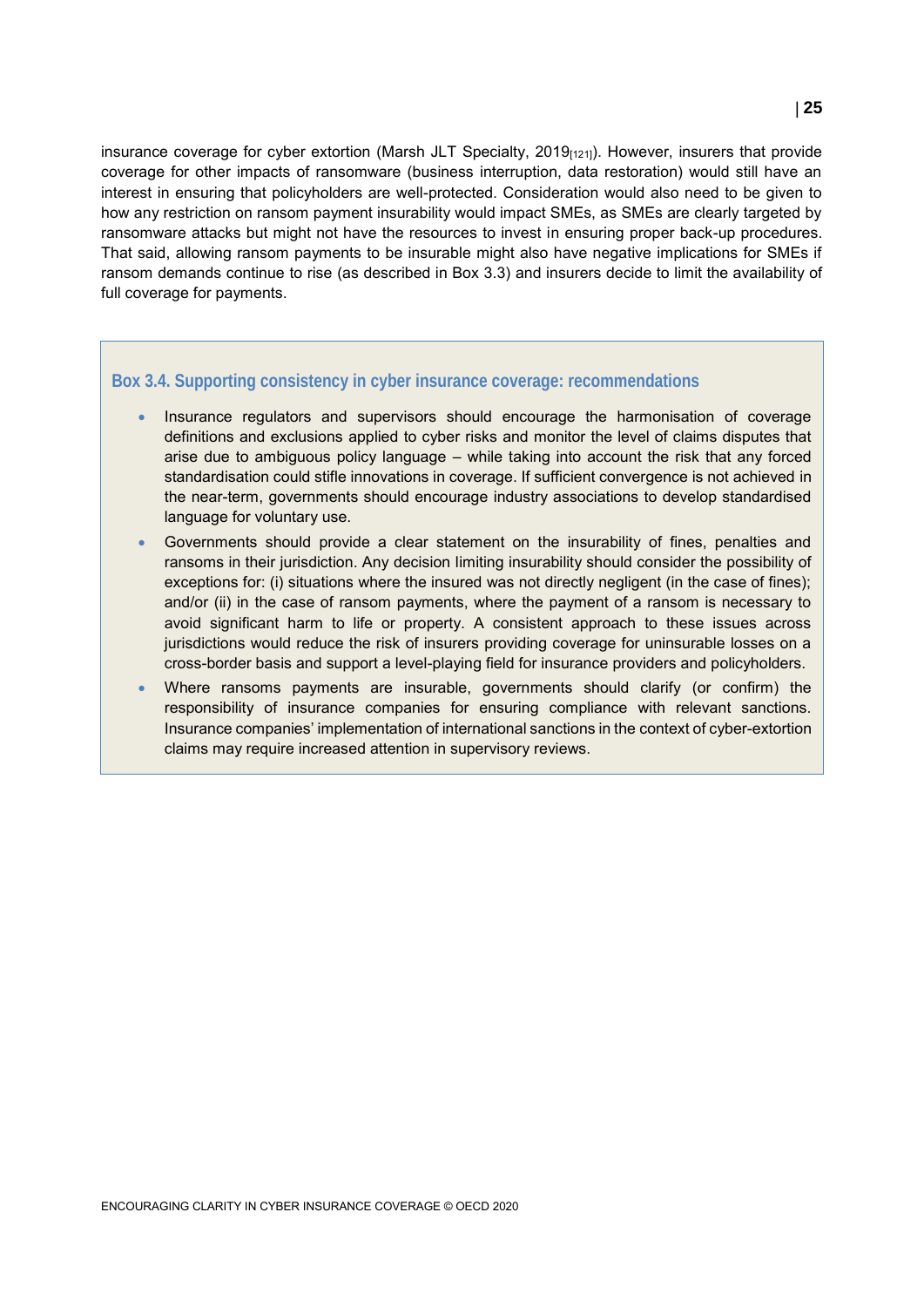insurance coverage for cyber extortion (Marsh JLT Specialty, 2019[121]). However, insurers that provide coverage for other impacts of ransomware (business interruption, data restoration) would still have an interest in ensuring that policyholders are well-protected. Consideration would also need to be given to how any restriction on ransom payment insurability would impact SMEs, as SMEs are clearly targeted by ransomware attacks but might not have the resources to invest in ensuring proper back-up procedures. That said, allowing ransom payments to be insurable might also have negative implications for SMEs if ransom demands continue to rise (as described in Box 3.3) and insurers decide to limit the availability of full coverage for payments.

### Box 3.4. Supporting consistency in cyber insurance coverage: recommendations

- Insurance regulators and supervisors should encourage the harmonisation of coverage definitions and exclusions applied to cyber risks and monitor the level of claims disputes that arise due to ambiguous policy language – while taking into account the risk that any forced standardisation could stifle innovations in coverage. If sufficient convergence is not achieved in the near-term, governments should encourage industry associations to develop standardised language for voluntary use.
- Governments should provide a clear statement on the insurability of fines, penalties and ransoms in their jurisdiction. Any decision limiting insurability should consider the possibility of exceptions for: (i) situations where the insured was not directly negligent (in the case of fines); and/or (ii) in the case of ransom payments, where the payment of a ransom is necessary to avoid significant harm to life or property. A consistent approach to these issues across jurisdictions would reduce the risk of insurers providing coverage for uninsurable losses on a cross-border basis and support a level-playing field for insurance providers and policyholders.
- Where ransoms payments are insurable, governments should clarify (or confirm) the responsibility of insurance companies for ensuring compliance with relevant sanctions. Insurance companies' implementation of international sanctions in the context of cyber-extortion claims may require increased attention in supervisory reviews.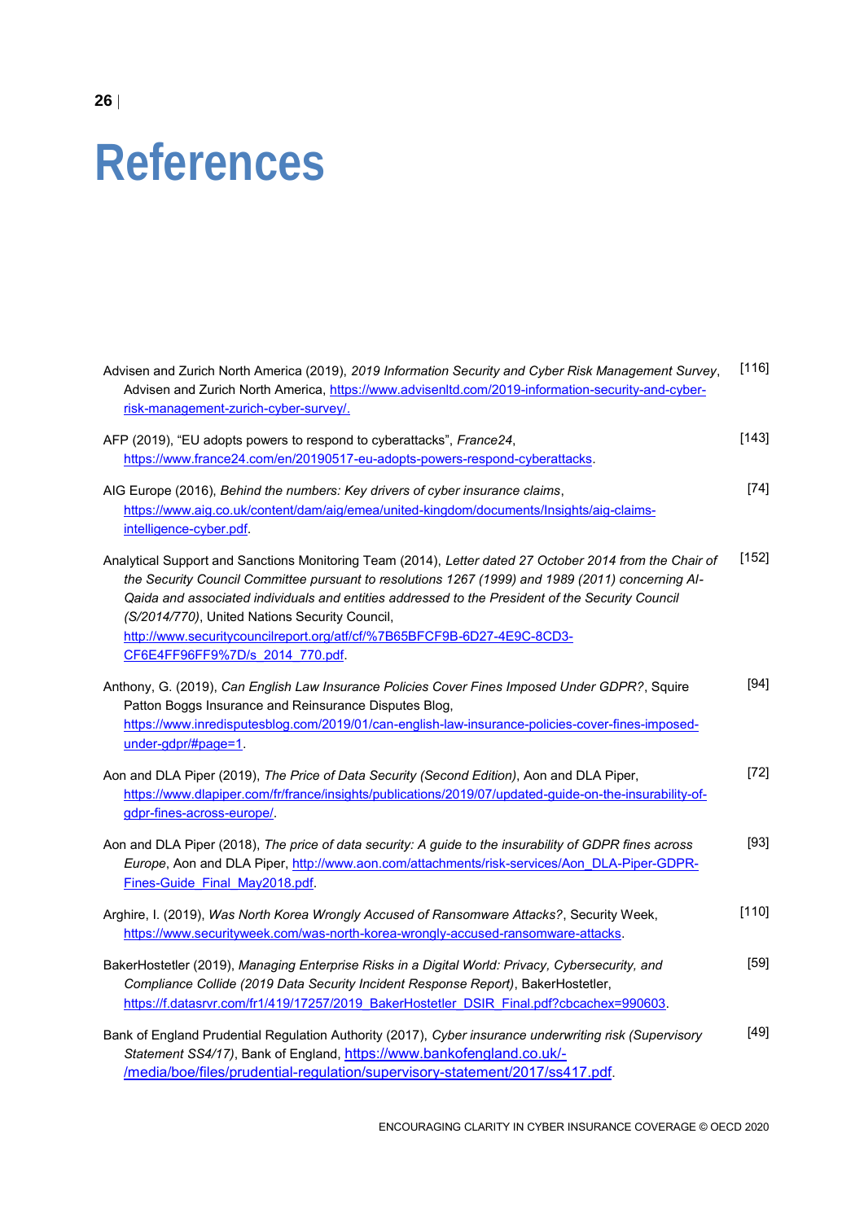# References

Advisen and Zurich North America (2019), *2019 Information Security and Cyber Risk Management Survey*, Advisen and Zurich North America, https://www.advisenltd.com/2019-information-security-and-cyber-risk-management-zurich-cyber-survey/. [116]

AFP (2019), "EU adopts powers to respond to cyberattacks", *France24*, https://www.france24.com/en/20190517-eu-adopts-powers-respond-cyberattacks. [143]

AIG Europe (2016), *Behind the numbers: Key drivers of cyber insurance claims*, https://www.aig.co.uk/content/dam/aig/emea/united-kingdom/documents/Insights/aig-claims-intelligence-cyber.pdf. [74]

Analytical Support and Sanctions Monitoring Team (2014), *Letter dated 27 October 2014 from the Chair of the Security Council Committee pursuant to resolutions 1267 (1999) and 1989 (2011) concerning Al-Qaida and associated individuals and entities addressed to the President of the Security Council (S/2014/770)*, United Nations Security Council, http://www.securitycouncilreport.org/atf/cf/%7B65BFCF9B-6D27-4E9C-8CD3-CF6E4FF96FF9%7D/s_2014_770.pdf. [152]

Anthony, G. (2019), *Can English Law Insurance Policies Cover Fines Imposed Under GDPR?*, Squire Patton Boggs Insurance and Reinsurance Disputes Blog, https://www.inredisputesblog.com/2019/01/can-english-law-insurance-policies-cover-fines-imposed-under-gdpr/#page=1. [94]

Aon and DLA Piper (2019), *The Price of Data Security (Second Edition)*, Aon and DLA Piper, https://www.dlapiper.com/fr/france/insights/publications/2019/07/updated-guide-on-the-insurability-of-gdpr-fines-across-europe/. [72]

Aon and DLA Piper (2018), *The price of data security: A guide to the insurability of GDPR fines across Europe*, Aon and DLA Piper, http://www.aon.com/attachments/risk-services/Aon_DLA-Piper-GDPR-Fines-Guide_Final_May2018.pdf. [93]

Arghire, I. (2019), *Was North Korea Wrongly Accused of Ransomware Attacks?*, Security Week, https://www.securityweek.com/was-north-korea-wrongly-accused-ransomware-attacks. [110]

BakerHostetler (2019), *Managing Enterprise Risks in a Digital World: Privacy, Cybersecurity, and Compliance Collide (2019 Data Security Incident Response Report)*, BakerHostetler, https://f.datasrvr.com/fr1/419/17257/2019_BakerHostetler_DSIR_Final.pdf?cbcachex=990603. [59]

Bank of England Prudential Regulation Authority (2017), *Cyber insurance underwriting risk (Supervisory Statement SS4/17)*, Bank of England, https://www.bankofengland.co.uk/-/media/boe/files/prudential-regulation/supervisory-statement/2017/ss417.pdf. [49]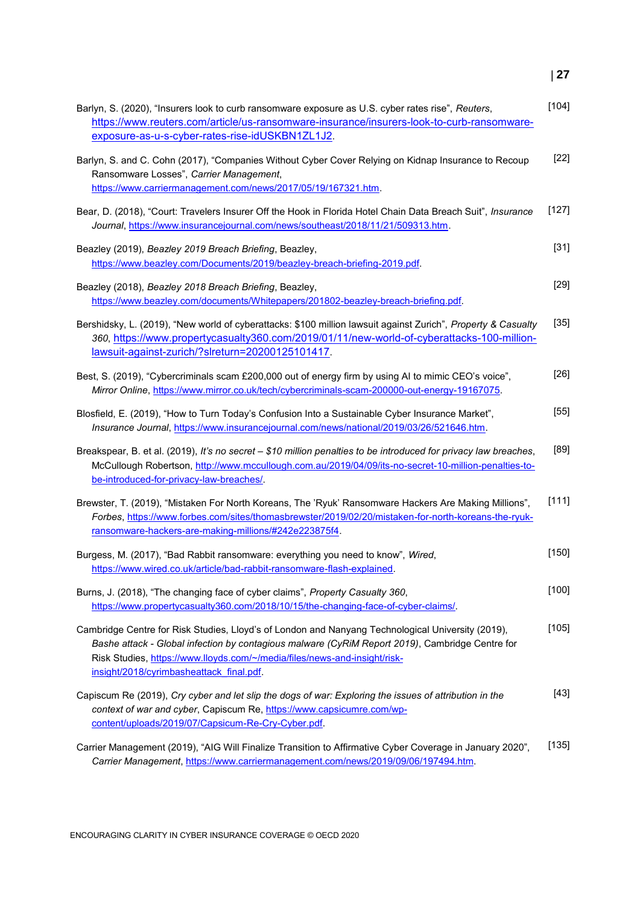Barlyn, S. (2020), "Insurers look to curb ransomware exposure as U.S. cyber rates rise", *Reuters*, https://www.reuters.com/article/us-ransomware-insurance/insurers-look-to-curb-ransomware-exposure-as-u-s-cyber-rates-rise-idUSKBN1ZL1J2. [104]

Barlyn, S. and C. Cohn (2017), "Companies Without Cyber Cover Relying on Kidnap Insurance to Recoup Ransomware Losses", *Carrier Management*, https://www.carriermanagement.com/news/2017/05/19/167321.htm. [22]

Bear, D. (2018), "Court: Travelers Insurer Off the Hook in Florida Hotel Chain Data Breach Suit", *Insurance Journal*, https://www.insurancejournal.com/news/southeast/2018/11/21/509313.htm. [127]

Beazley (2019), *Beazley 2019 Breach Briefing*, Beazley, https://www.beazley.com/Documents/2019/beazley-breach-briefing-2019.pdf. [31]

Beazley (2018), *Beazley 2018 Breach Briefing*, Beazley, https://www.beazley.com/documents/Whitepapers/201802-beazley-breach-briefing.pdf. [29]

Bershidsky, L. (2019), "New world of cyberattacks: $100 million lawsuit against Zurich", *Property & Casualty 360*, https://www.propertycasualty360.com/2019/01/11/new-world-of-cyberattacks-100-million-lawsuit-against-zurich/?slreturn=20200125101417. [35]

Best, S. (2019), "Cybercriminals scam £200,000 out of energy firm by using AI to mimic CEO's voice", *Mirror Online*, https://www.mirror.co.uk/tech/cybercriminals-scam-200000-out-energy-19167075. [26]

Blosfield, E. (2019), "How to Turn Today's Confusion Into a Sustainable Cyber Insurance Market", *Insurance Journal*, https://www.insurancejournal.com/news/national/2019/03/26/521646.htm. [55]

Breakspear, B. et al. (2019), *It's no secret – $10 million penalties to be introduced for privacy law breaches*, McCullough Robertson, http://www.mccullough.com.au/2019/04/09/its-no-secret-10-million-penalties-to-be-introduced-for-privacy-law-breaches/. [89]

Brewster, T. (2019), "Mistaken For North Koreans, The 'Ryuk' Ransomware Hackers Are Making Millions", *Forbes*, https://www.forbes.com/sites/thomasbrewster/2019/02/20/mistaken-for-north-koreans-the-ryuk-ransomware-hackers-are-making-millions/#242e223875f4. [111]

Burgess, M. (2017), "Bad Rabbit ransomware: everything you need to know", *Wired*, https://www.wired.co.uk/article/bad-rabbit-ransomware-flash-explained. [150]

Burns, J. (2018), "The changing face of cyber claims", *Property Casualty 360*, https://www.propertycasualty360.com/2018/10/15/the-changing-face-of-cyber-claims/. [100]

Cambridge Centre for Risk Studies, Lloyd's of London and Nanyang Technological University (2019), *Bashe attack - Global infection by contagious malware (CyRiM Report 2019)*, Cambridge Centre for Risk Studies, https://www.lloyds.com/~/media/files/news-and-insight/risk-insight/2018/cyrimbasheattack_final.pdf. [105]

Capiscum Re (2019), *Cry cyber and let slip the dogs of war: Exploring the issues of attribution in the context of war and cyber*, Capiscum Re, https://www.capsicumre.com/wp-content/uploads/2019/07/Capsicum-Re-Cry-Cyber.pdf. [43]

Carrier Management (2019), "AIG Will Finalize Transition to Affirmative Cyber Coverage in January 2020", *Carrier Management*, https://www.carriermanagement.com/news/2019/09/06/197494.htm. [135]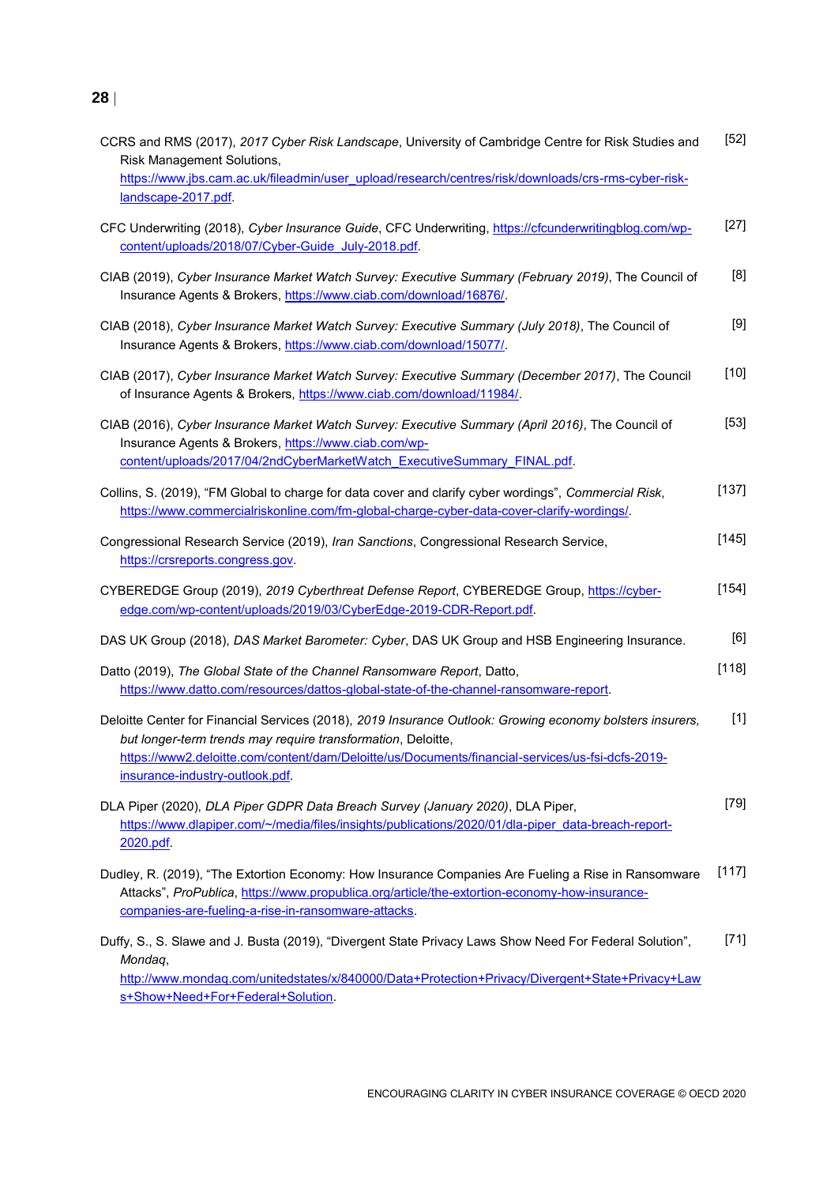CCRS and RMS (2017), *2017 Cyber Risk Landscape*, University of Cambridge Centre for Risk Studies and Risk Management Solutions, https://www.jbs.cam.ac.uk/fileadmin/user_upload/research/centres/risk/downloads/crs-rms-cyber-risk-landscape-2017.pdf. [52]

CFC Underwriting (2018), *Cyber Insurance Guide*, CFC Underwriting, https://cfcunderwritingblog.com/wp-content/uploads/2018/07/Cyber-Guide_July-2018.pdf. [27]

CIAB (2019), *Cyber Insurance Market Watch Survey: Executive Summary (February 2019)*, The Council of Insurance Agents & Brokers, https://www.ciab.com/download/16876/. [8]

CIAB (2018), *Cyber Insurance Market Watch Survey: Executive Summary (July 2018)*, The Council of Insurance Agents & Brokers, https://www.ciab.com/download/15077/. [9]

CIAB (2017), *Cyber Insurance Market Watch Survey: Executive Summary (December 2017)*, The Council of Insurance Agents & Brokers, https://www.ciab.com/download/11984/. [10]

CIAB (2016), *Cyber Insurance Market Watch Survey: Executive Summary (April 2016)*, The Council of Insurance Agents & Brokers, https://www.ciab.com/wp-content/uploads/2017/04/2ndCyberMarketWatch_ExecutiveSummary_FINAL.pdf. [53]

Collins, S. (2019), "FM Global to charge for data cover and clarify cyber wordings", *Commercial Risk*, https://www.commercialriskonline.com/fm-global-charge-cyber-data-cover-clarify-wordings/. [137]

Congressional Research Service (2019), *Iran Sanctions*, Congressional Research Service, https://crsreports.congress.gov. [145]

CYBEREDGE Group (2019), *2019 Cyberthreat Defense Report*, CYBEREDGE Group, https://cyber-edge.com/wp-content/uploads/2019/03/CyberEdge-2019-CDR-Report.pdf. [154]

DAS UK Group (2018), *DAS Market Barometer: Cyber*, DAS UK Group and HSB Engineering Insurance. [6]

Datto (2019), *The Global State of the Channel Ransomware Report*, Datto, https://www.datto.com/resources/dattos-global-state-of-the-channel-ransomware-report. [118]

Deloitte Center for Financial Services (2018), *2019 Insurance Outlook: Growing economy bolsters insurers, but longer-term trends may require transformation*, Deloitte, https://www2.deloitte.com/content/dam/Deloitte/us/Documents/financial-services/us-fsi-dcfs-2019-insurance-industry-outlook.pdf. [1]

DLA Piper (2020), *DLA Piper GDPR Data Breach Survey (January 2020)*, DLA Piper, https://www.dlapiper.com/~/media/files/insights/publications/2020/01/dla-piper_data-breach-report-2020.pdf. [79]

Dudley, R. (2019), "The Extortion Economy: How Insurance Companies Are Fueling a Rise in Ransomware Attacks", *ProPublica*, https://www.propublica.org/article/the-extortion-economy-how-insurance-companies-are-fueling-a-rise-in-ransomware-attacks. [117]

Duffy, S., S. Slawe and J. Busta (2019), "Divergent State Privacy Laws Show Need For Federal Solution", *Mondaq*, http://www.mondaq.com/unitedstates/x/840000/Data+Protection+Privacy/Divergent+State+Privacy+Laws+Show+Need+For+Federal+Solution. [71]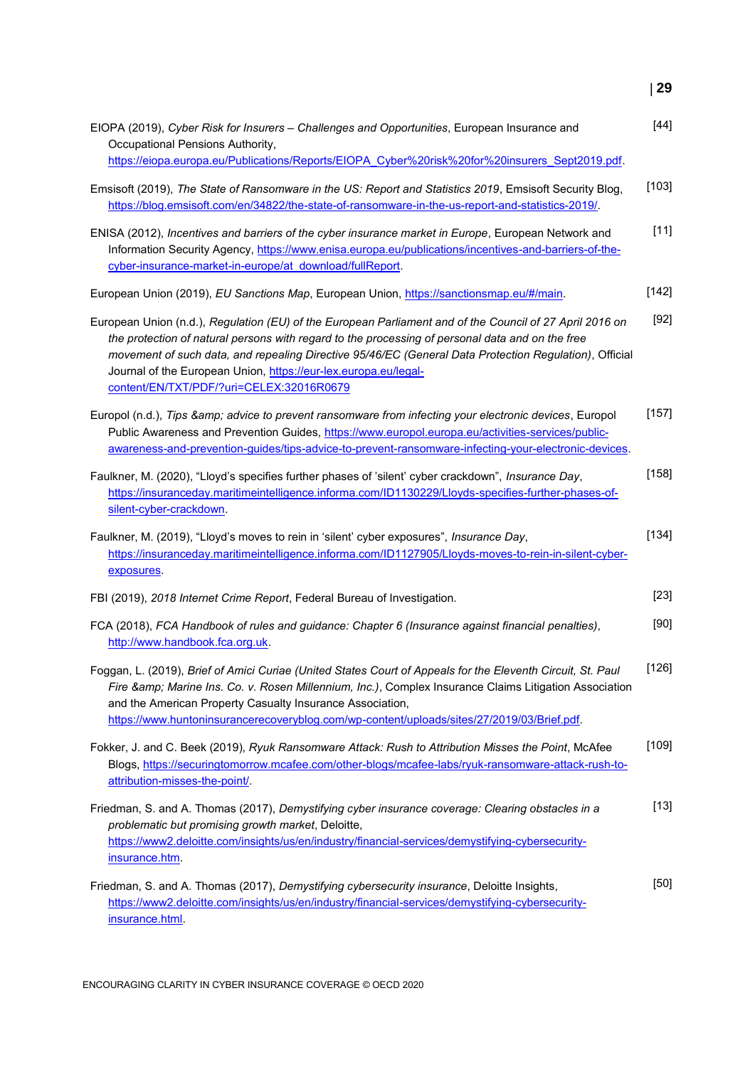EIOPA (2019), *Cyber Risk for Insurers – Challenges and Opportunities*, European Insurance and Occupational Pensions Authority, https://eiopa.europa.eu/Publications/Reports/EIOPA_Cyber%20risk%20for%20insurers_Sept2019.pdf. [44]

Emsisoft (2019), *The State of Ransomware in the US: Report and Statistics 2019*, Emsisoft Security Blog, https://blog.emsisoft.com/en/34822/the-state-of-ransomware-in-the-us-report-and-statistics-2019/. [103]

ENISA (2012), *Incentives and barriers of the cyber insurance market in Europe*, European Network and Information Security Agency, https://www.enisa.europa.eu/publications/incentives-and-barriers-of-the-cyber-insurance-market-in-europe/at_download/fullReport. [11]

European Union (2019), *EU Sanctions Map*, European Union, https://sanctionsmap.eu/#/main. [142]

European Union (n.d.), *Regulation (EU) of the European Parliament and of the Council of 27 April 2016 on the protection of natural persons with regard to the processing of personal data and on the free movement of such data, and repealing Directive 95/46/EC (General Data Protection Regulation)*, Official Journal of the European Union, https://eur-lex.europa.eu/legal-content/EN/TXT/PDF/?uri=CELEX:32016R0679 [92]

Europol (n.d.), *Tips &amp; advice to prevent ransomware from infecting your electronic devices*, Europol Public Awareness and Prevention Guides, https://www.europol.europa.eu/activities-services/public-awareness-and-prevention-guides/tips-advice-to-prevent-ransomware-infecting-your-electronic-devices. [157]

Faulkner, M. (2020), "Lloyd's specifies further phases of 'silent' cyber crackdown", *Insurance Day*, https://insuranceday.maritimeintelligence.informa.com/ID1130229/Lloyds-specifies-further-phases-of-silent-cyber-crackdown. [158]

Faulkner, M. (2019), "Lloyd's moves to rein in 'silent' cyber exposures", *Insurance Day*, https://insuranceday.maritimeintelligence.informa.com/ID1127905/Lloyds-moves-to-rein-in-silent-cyber-exposures. [134]

FBI (2019), *2018 Internet Crime Report*, Federal Bureau of Investigation. [23]

FCA (2018), *FCA Handbook of rules and guidance: Chapter 6 (Insurance against financial penalties)*, http://www.handbook.fca.org.uk. [90]

Foggan, L. (2019), *Brief of Amici Curiae (United States Court of Appeals for the Eleventh Circuit, St. Paul Fire &amp; Marine Ins. Co. v. Rosen Millennium, Inc.)*, Complex Insurance Claims Litigation Association and the American Property Casualty Insurance Association, https://www.huntoninsurancerecoveryblog.com/wp-content/uploads/sites/27/2019/03/Brief.pdf. [126]

Fokker, J. and C. Beek (2019), *Ryuk Ransomware Attack: Rush to Attribution Misses the Point*, McAfee Blogs, https://securingtomorrow.mcafee.com/other-blogs/mcafee-labs/ryuk-ransomware-attack-rush-to-attribution-misses-the-point/. [109]

Friedman, S. and A. Thomas (2017), *Demystifying cyber insurance coverage: Clearing obstacles in a problematic but promising growth market*, Deloitte, https://www2.deloitte.com/insights/us/en/industry/financial-services/demystifying-cybersecurity-insurance.htm. [13]

Friedman, S. and A. Thomas (2017), *Demystifying cybersecurity insurance*, Deloitte Insights, https://www2.deloitte.com/insights/us/en/industry/financial-services/demystifying-cybersecurity-insurance.html. [50]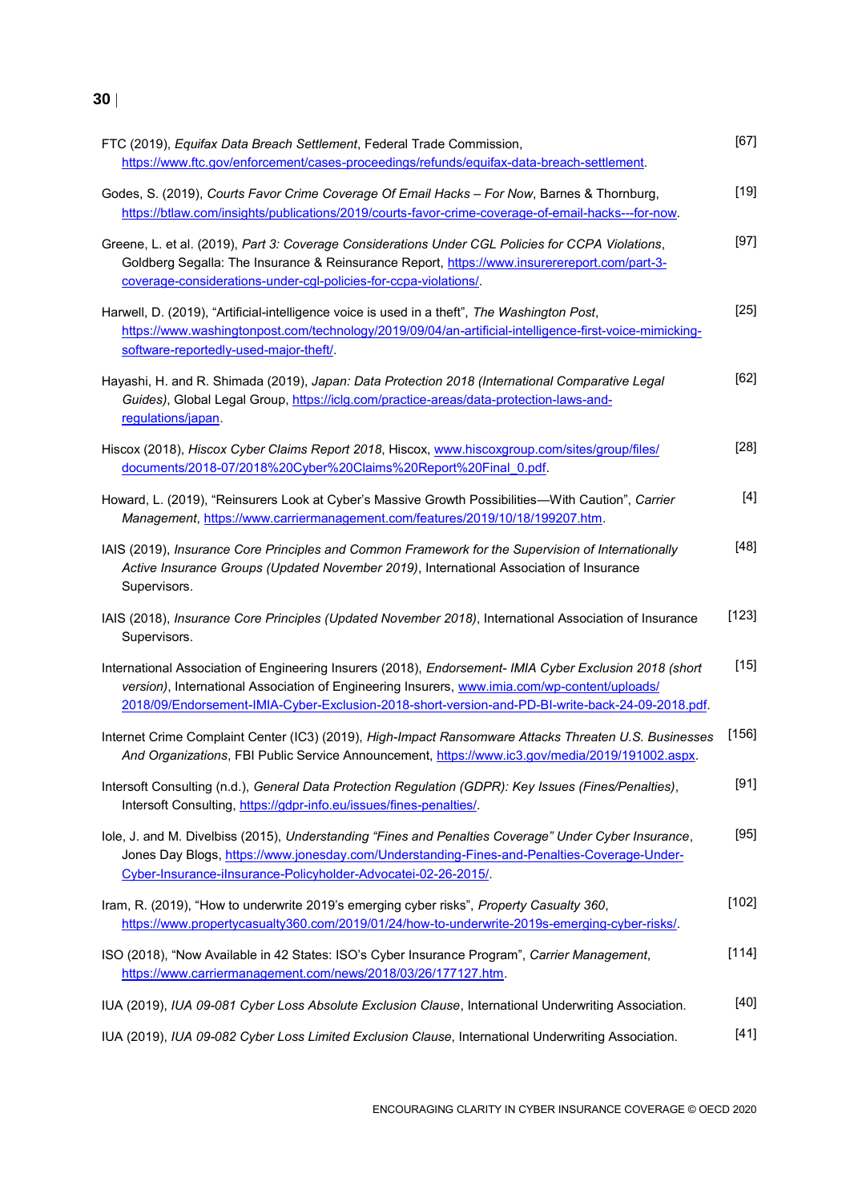FTC (2019), *Equifax Data Breach Settlement*, Federal Trade Commission, https://www.ftc.gov/enforcement/cases-proceedings/refunds/equifax-data-breach-settlement. [67]

Godes, S. (2019), *Courts Favor Crime Coverage Of Email Hacks – For Now*, Barnes & Thornburg, https://btlaw.com/insights/publications/2019/courts-favor-crime-coverage-of-email-hacks---for-now. [19]

Greene, L. et al. (2019), *Part 3: Coverage Considerations Under CGL Policies for CCPA Violations*, Goldberg Segalla: The Insurance & Reinsurance Report, https://www.insurerereport.com/part-3-coverage-considerations-under-cgl-policies-for-ccpa-violations/. [97]

Harwell, D. (2019), "Artificial-intelligence voice is used in a theft", *The Washington Post*, https://www.washingtonpost.com/technology/2019/09/04/an-artificial-intelligence-first-voice-mimicking-software-reportedly-used-major-theft/. [25]

Hayashi, H. and R. Shimada (2019), *Japan: Data Protection 2018 (International Comparative Legal Guides)*, Global Legal Group, https://iclg.com/practice-areas/data-protection-laws-and-regulations/japan. [62]

Hiscox (2018), *Hiscox Cyber Claims Report 2018*, Hiscox, www.hiscoxgroup.com/sites/group/files/documents/2018-07/2018%20Cyber%20Claims%20Report%20Final_0.pdf. [28]

Howard, L. (2019), "Reinsurers Look at Cyber's Massive Growth Possibilities—With Caution", *Carrier Management*, https://www.carriermanagement.com/features/2019/10/18/199207.htm. [4]

IAIS (2019), *Insurance Core Principles and Common Framework for the Supervision of Internationally Active Insurance Groups (Updated November 2019)*, International Association of Insurance Supervisors. [48]

IAIS (2018), *Insurance Core Principles (Updated November 2018)*, International Association of Insurance Supervisors. [123]

International Association of Engineering Insurers (2018), *Endorsement- IMIA Cyber Exclusion 2018 (short version)*, International Association of Engineering Insurers, www.imia.com/wp-content/uploads/2018/09/Endorsement-IMIA-Cyber-Exclusion-2018-short-version-and-PD-BI-write-back-24-09-2018.pdf. [15]

Internet Crime Complaint Center (IC3) (2019), *High-Impact Ransomware Attacks Threaten U.S. Businesses And Organizations*, FBI Public Service Announcement, https://www.ic3.gov/media/2019/191002.aspx. [156]

Intersoft Consulting (n.d.), *General Data Protection Regulation (GDPR): Key Issues (Fines/Penalties)*, Intersoft Consulting, https://gdpr-info.eu/issues/fines-penalties/. [91]

Iole, J. and M. Divelbiss (2015), *Understanding "Fines and Penalties Coverage" Under Cyber Insurance*, Jones Day Blogs, https://www.jonesday.com/Understanding-Fines-and-Penalties-Coverage-Under-Cyber-Insurance-iInsurance-Policyholder-Advocatei-02-26-2015/. [95]

Iram, R. (2019), "How to underwrite 2019's emerging cyber risks", *Property Casualty 360*, https://www.propertycasualty360.com/2019/01/24/how-to-underwrite-2019s-emerging-cyber-risks/. [102]

ISO (2018), "Now Available in 42 States: ISO's Cyber Insurance Program", *Carrier Management*, https://www.carriermanagement.com/news/2018/03/26/177127.htm. [114]

IUA (2019), *IUA 09-081 Cyber Loss Absolute Exclusion Clause*, International Underwriting Association. [40]

IUA (2019), *IUA 09-082 Cyber Loss Limited Exclusion Clause*, International Underwriting Association. [41]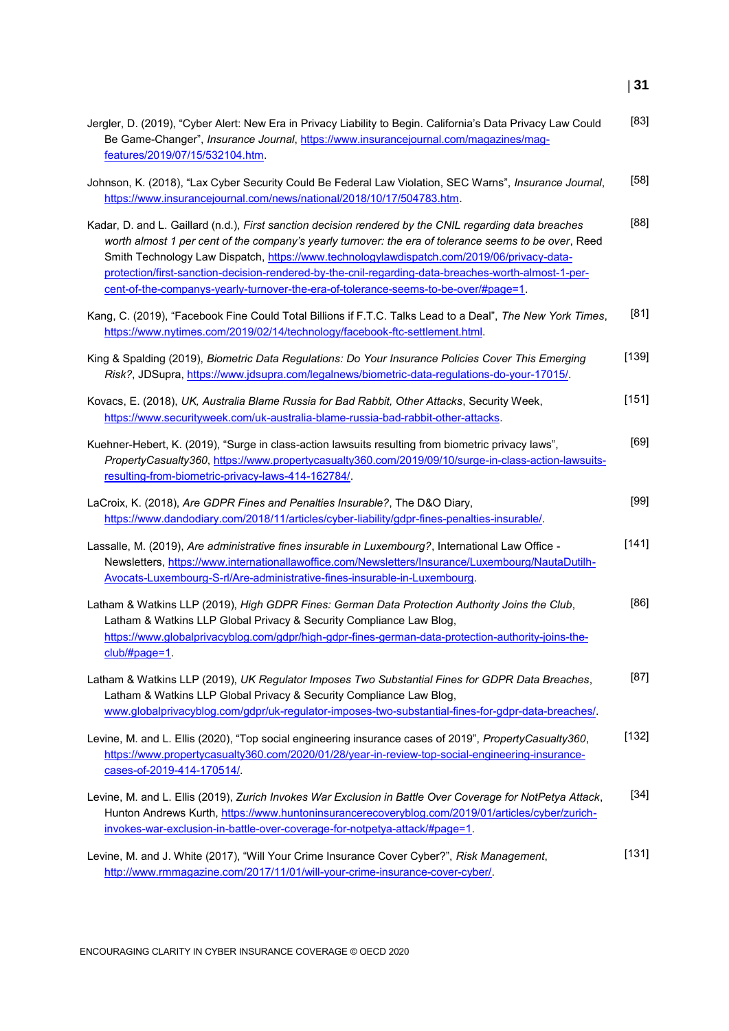Jergler, D. (2019), "Cyber Alert: New Era in Privacy Liability to Begin. California's Data Privacy Law Could Be Game-Changer", *Insurance Journal*, https://www.insurancejournal.com/magazines/mag-features/2019/07/15/532104.htm. [83]

Johnson, K. (2018), "Lax Cyber Security Could Be Federal Law Violation, SEC Warns", *Insurance Journal*, https://www.insurancejournal.com/news/national/2018/10/17/504783.htm. [58]

Kadar, D. and L. Gaillard (n.d.), *First sanction decision rendered by the CNIL regarding data breaches worth almost 1 per cent of the company's yearly turnover: the era of tolerance seems to be over*, Reed Smith Technology Law Dispatch, https://www.technologylawdispatch.com/2019/06/privacy-data-protection/first-sanction-decision-rendered-by-the-cnil-regarding-data-breaches-worth-almost-1-per-cent-of-the-companys-yearly-turnover-the-era-of-tolerance-seems-to-be-over/#page=1. [88]

Kang, C. (2019), "Facebook Fine Could Total Billions if F.T.C. Talks Lead to a Deal", *The New York Times*, https://www.nytimes.com/2019/02/14/technology/facebook-ftc-settlement.html. [81]

King & Spalding (2019), *Biometric Data Regulations: Do Your Insurance Policies Cover This Emerging Risk?*, JDSupra, https://www.jdsupra.com/legalnews/biometric-data-regulations-do-your-17015/. [139]

Kovacs, E. (2018), *UK, Australia Blame Russia for Bad Rabbit, Other Attacks*, Security Week, https://www.securityweek.com/uk-australia-blame-russia-bad-rabbit-other-attacks. [151]

Kuehner-Hebert, K. (2019), "Surge in class-action lawsuits resulting from biometric privacy laws", *PropertyCasualty360*, https://www.propertycasualty360.com/2019/09/10/surge-in-class-action-lawsuits-resulting-from-biometric-privacy-laws-414-162784/. [69]

LaCroix, K. (2018), *Are GDPR Fines and Penalties Insurable?*, The D&O Diary, https://www.dandodiary.com/2018/11/articles/cyber-liability/gdpr-fines-penalties-insurable/. [99]

Lassalle, M. (2019), *Are administrative fines insurable in Luxembourg?*, International Law Office - Newsletters, https://www.internationallawoffice.com/Newsletters/Insurance/Luxembourg/NautaDutilh-Avocats-Luxembourg-S-rl/Are-administrative-fines-insurable-in-Luxembourg. [141]

Latham & Watkins LLP (2019), *High GDPR Fines: German Data Protection Authority Joins the Club*, Latham & Watkins LLP Global Privacy & Security Compliance Law Blog, https://www.globalprivacyblog.com/gdpr/high-gdpr-fines-german-data-protection-authority-joins-the-club/#page=1. [86]

Latham & Watkins LLP (2019), *UK Regulator Imposes Two Substantial Fines for GDPR Data Breaches*, Latham & Watkins LLP Global Privacy & Security Compliance Law Blog, www.globalprivacyblog.com/gdpr/uk-regulator-imposes-two-substantial-fines-for-gdpr-data-breaches/. [87]

Levine, M. and L. Ellis (2020), "Top social engineering insurance cases of 2019", *PropertyCasualty360*, https://www.propertycasualty360.com/2020/01/28/year-in-review-top-social-engineering-insurance-cases-of-2019-414-170514/. [132]

Levine, M. and L. Ellis (2019), *Zurich Invokes War Exclusion in Battle Over Coverage for NotPetya Attack*, Hunton Andrews Kurth, https://www.huntoninsurancerecoveryblog.com/2019/01/articles/cyber/zurich-invokes-war-exclusion-in-battle-over-coverage-for-notpetya-attack/#page=1. [34]

Levine, M. and J. White (2017), "Will Your Crime Insurance Cover Cyber?", *Risk Management*, http://www.rmmagazine.com/2017/11/01/will-your-crime-insurance-cover-cyber/. [131]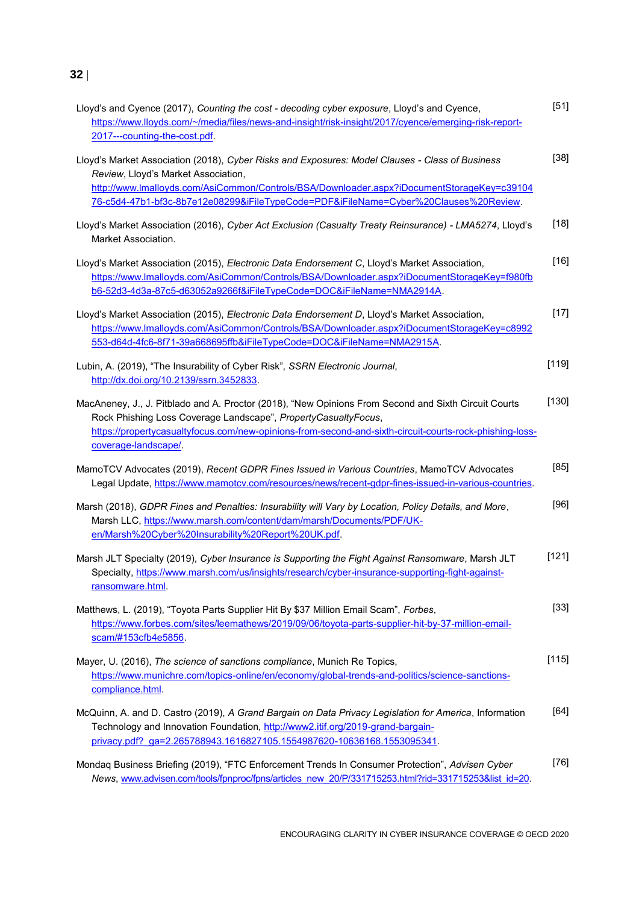Lloyd's and Cyence (2017), *Counting the cost - decoding cyber exposure*, Lloyd's and Cyence, https://www.lloyds.com/~/media/files/news-and-insight/risk-insight/2017/cyence/emerging-risk-report-2017---counting-the-cost.pdf. [51]

Lloyd's Market Association (2018), *Cyber Risks and Exposures: Model Clauses - Class of Business Review*, Lloyd's Market Association, http://www.lmalloyds.com/AsiCommon/Controls/BSA/Downloader.aspx?iDocumentStorageKey=c3910476-c5d4-47b1-bf3c-8b7e12e08299&iFileTypeCode=PDF&iFileName=Cyber%20Clauses%20Review. [38]

Lloyd's Market Association (2016), *Cyber Act Exclusion (Casualty Treaty Reinsurance) - LMA5274*, Lloyd's Market Association. [18]

Lloyd's Market Association (2015), *Electronic Data Endorsement C*, Lloyd's Market Association, https://www.lmalloyds.com/AsiCommon/Controls/BSA/Downloader.aspx?iDocumentStorageKey=f980fbb6-52d3-4d3a-87c5-d63052a9266f&iFileTypeCode=DOC&iFileName=NMA2914A. [16]

Lloyd's Market Association (2015), *Electronic Data Endorsement D*, Lloyd's Market Association, https://www.lmalloyds.com/AsiCommon/Controls/BSA/Downloader.aspx?iDocumentStorageKey=c8992553-d64d-4fc6-8f71-39a668695ffb&iFileTypeCode=DOC&iFileName=NMA2915A. [17]

Lubin, A. (2019), "The Insurability of Cyber Risk", *SSRN Electronic Journal*, http://dx.doi.org/10.2139/ssrn.3452833. [119]

MacAneney, J., J. Pitblado and A. Proctor (2018), "New Opinions From Second and Sixth Circuit Courts Rock Phishing Loss Coverage Landscape", *PropertyCasualtyFocus*, https://propertycasualtyfocus.com/new-opinions-from-second-and-sixth-circuit-courts-rock-phishing-loss-coverage-landscape/. [130]

MamoTCV Advocates (2019), *Recent GDPR Fines Issued in Various Countries*, MamoTCV Advocates Legal Update, https://www.mamotcv.com/resources/news/recent-gdpr-fines-issued-in-various-countries. [85]

Marsh (2018), *GDPR Fines and Penalties: Insurability will Vary by Location, Policy Details, and More*, Marsh LLC, https://www.marsh.com/content/dam/marsh/Documents/PDF/UK-en/Marsh%20Cyber%20Insurability%20Report%20UK.pdf. [96]

Marsh JLT Specialty (2019), *Cyber Insurance is Supporting the Fight Against Ransomware*, Marsh JLT Specialty, https://www.marsh.com/us/insights/research/cyber-insurance-supporting-fight-against-ransomware.html. [121]

Matthews, L. (2019), "Toyota Parts Supplier Hit By $37 Million Email Scam", *Forbes*, https://www.forbes.com/sites/leemathews/2019/09/06/toyota-parts-supplier-hit-by-37-million-email-scam/#153cfb4e5856. [33]

Mayer, U. (2016), *The science of sanctions compliance*, Munich Re Topics, https://www.munichre.com/topics-online/en/economy/global-trends-and-politics/science-sanctions-compliance.html. [115]

McQuinn, A. and D. Castro (2019), *A Grand Bargain on Data Privacy Legislation for America*, Information Technology and Innovation Foundation, http://www2.itif.org/2019-grand-bargain-privacy.pdf?_ga=2.265788943.1616827105.1554987620-10636168.1553095341. [64]

Mondaq Business Briefing (2019), "FTC Enforcement Trends In Consumer Protection", *Advisen Cyber News*, www.advisen.com/tools/fpnproc/fpns/articles_new_20/P/331715253.html?rid=331715253&list_id=20. [76]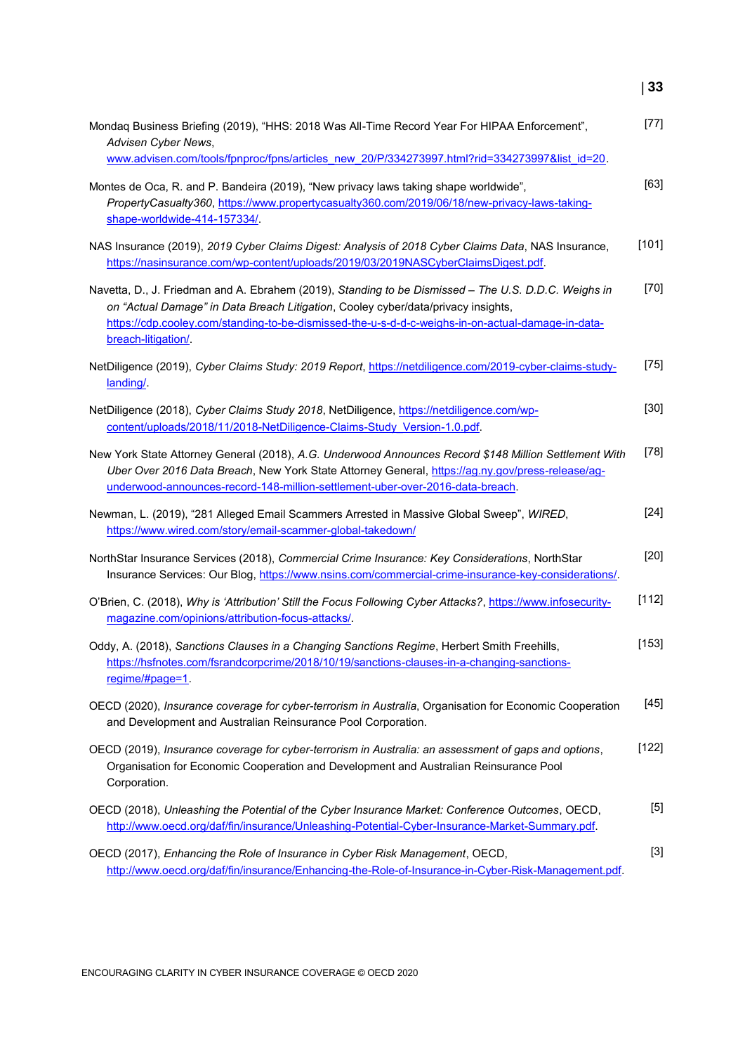Mondaq Business Briefing (2019), “HHS: 2018 Was All-Time Record Year For HIPAA Enforcement”, *Advisen Cyber News*, www.advisen.com/tools/fpnproc/fpns/articles_new_20/P/334273997.html?rid=334273997&list_id=20. [77]

Montes de Oca, R. and P. Bandeira (2019), “New privacy laws taking shape worldwide”, *PropertyCasualty360*, https://www.propertycasualty360.com/2019/06/18/new-privacy-laws-taking-shape-worldwide-414-157334/. [63]

NAS Insurance (2019), *2019 Cyber Claims Digest: Analysis of 2018 Cyber Claims Data*, NAS Insurance, https://nasinsurance.com/wp-content/uploads/2019/03/2019NASCyberClaimsDigest.pdf. [101]

Navetta, D., J. Friedman and A. Ebrahem (2019), *Standing to be Dismissed – The U.S. D.D.C. Weighs in on “Actual Damage” in Data Breach Litigation*, Cooley cyber/data/privacy insights, https://cdp.cooley.com/standing-to-be-dismissed-the-u-s-d-d-c-weighs-in-on-actual-damage-in-data-breach-litigation/. [70]

NetDiligence (2019), *Cyber Claims Study: 2019 Report*, https://netdiligence.com/2019-cyber-claims-study-landing/. [75]

NetDiligence (2018), *Cyber Claims Study 2018*, NetDiligence, https://netdiligence.com/wp-content/uploads/2018/11/2018-NetDiligence-Claims-Study_Version-1.0.pdf. [30]

New York State Attorney General (2018), *A.G. Underwood Announces Record $148 Million Settlement With Uber Over 2016 Data Breach*, New York State Attorney General, https://ag.ny.gov/press-release/ag-underwood-announces-record-148-million-settlement-uber-over-2016-data-breach. [78]

Newman, L. (2019), “281 Alleged Email Scammers Arrested in Massive Global Sweep”, *WIRED*, https://www.wired.com/story/email-scammer-global-takedown/ [24]

NorthStar Insurance Services (2018), *Commercial Crime Insurance: Key Considerations*, NorthStar Insurance Services: Our Blog, https://www.nsins.com/commercial-crime-insurance-key-considerations/. [20]

O’Brien, C. (2018), *Why is ‘Attribution’ Still the Focus Following Cyber Attacks?*, https://www.infosecurity-magazine.com/opinions/attribution-focus-attacks/. [112]

Oddy, A. (2018), *Sanctions Clauses in a Changing Sanctions Regime*, Herbert Smith Freehills, https://hsfnotes.com/fsrandcorpcrime/2018/10/19/sanctions-clauses-in-a-changing-sanctions-regime/#page=1. [153]

OECD (2020), *Insurance coverage for cyber-terrorism in Australia*, Organisation for Economic Cooperation and Development and Australian Reinsurance Pool Corporation. [45]

OECD (2019), *Insurance coverage for cyber-terrorism in Australia: an assessment of gaps and options*, Organisation for Economic Cooperation and Development and Australian Reinsurance Pool Corporation. [122]

OECD (2018), *Unleashing the Potential of the Cyber Insurance Market: Conference Outcomes*, OECD, http://www.oecd.org/daf/fin/insurance/Unleashing-Potential-Cyber-Insurance-Market-Summary.pdf. [5]

OECD (2017), *Enhancing the Role of Insurance in Cyber Risk Management*, OECD, http://www.oecd.org/daf/fin/insurance/Enhancing-the-Role-of-Insurance-in-Cyber-Risk-Management.pdf. [3]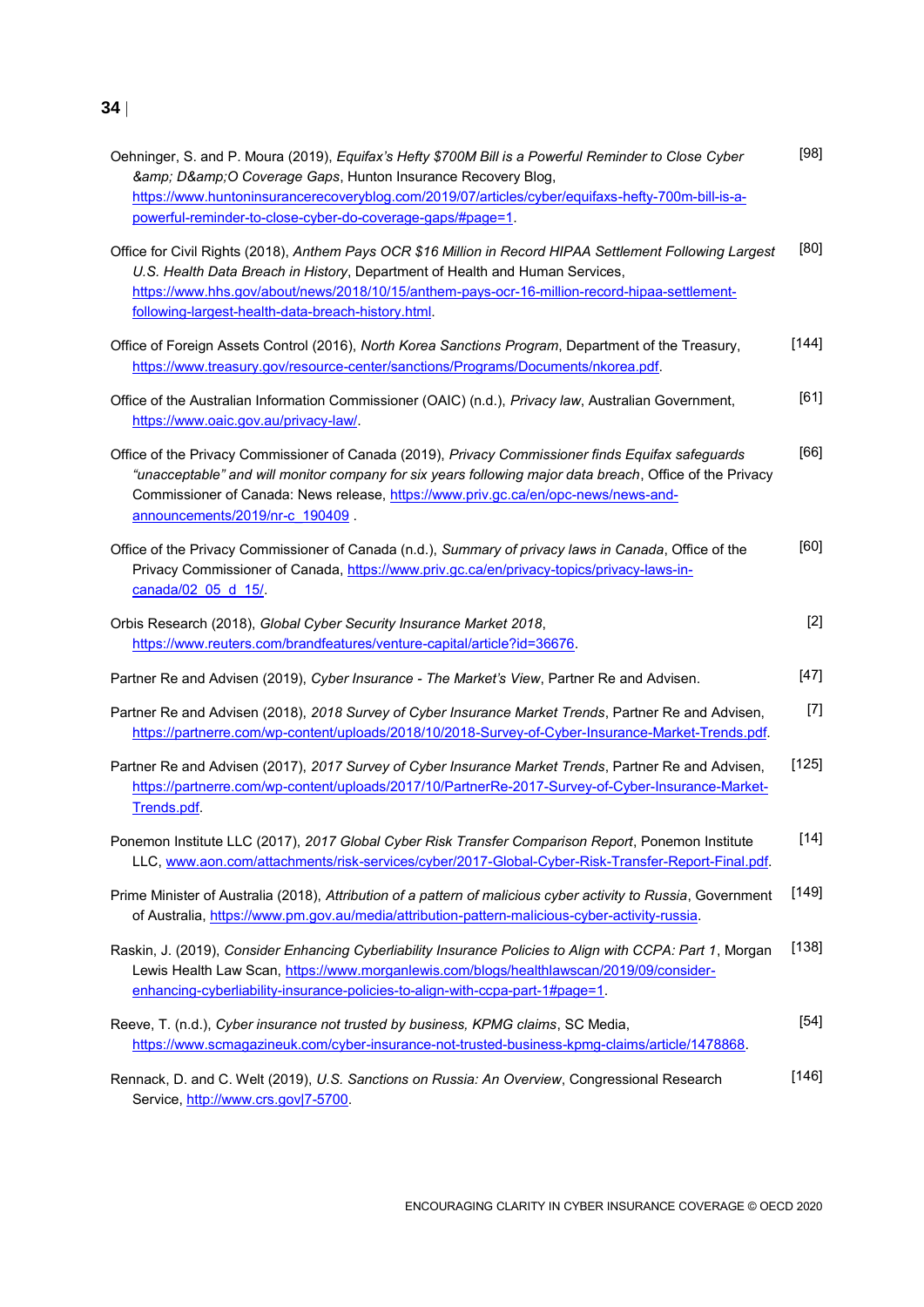Oehninger, S. and P. Moura (2019), *Equifax's Hefty $700M Bill is a Powerful Reminder to Close Cyber &amp; D&amp;O Coverage Gaps*, Hunton Insurance Recovery Blog, https://www.huntoninsurancerecoveryblog.com/2019/07/articles/cyber/equifaxs-hefty-700m-bill-is-a-powerful-reminder-to-close-cyber-do-coverage-gaps/#page=1. [98]

Office for Civil Rights (2018), *Anthem Pays OCR $16 Million in Record HIPAA Settlement Following Largest U.S. Health Data Breach in History*, Department of Health and Human Services, https://www.hhs.gov/about/news/2018/10/15/anthem-pays-ocr-16-million-record-hipaa-settlement-following-largest-health-data-breach-history.html. [80]

Office of Foreign Assets Control (2016), *North Korea Sanctions Program*, Department of the Treasury, https://www.treasury.gov/resource-center/sanctions/Programs/Documents/nkorea.pdf. [144]

Office of the Australian Information Commissioner (OAIC) (n.d.), *Privacy law*, Australian Government, https://www.oaic.gov.au/privacy-law/. [61]

Office of the Privacy Commissioner of Canada (2019), *Privacy Commissioner finds Equifax safeguards "unacceptable" and will monitor company for six years following major data breach*, Office of the Privacy Commissioner of Canada: News release, https://www.priv.gc.ca/en/opc-news/news-and-announcements/2019/nr-c_190409 . [66]

Office of the Privacy Commissioner of Canada (n.d.), *Summary of privacy laws in Canada*, Office of the Privacy Commissioner of Canada, https://www.priv.gc.ca/en/privacy-topics/privacy-laws-in-canada/02_05_d_15/. [60]

Orbis Research (2018), *Global Cyber Security Insurance Market 2018*, https://www.reuters.com/brandfeatures/venture-capital/article?id=36676. [2]

Partner Re and Advisen (2019), *Cyber Insurance - The Market's View*, Partner Re and Advisen. [47]

Partner Re and Advisen (2018), *2018 Survey of Cyber Insurance Market Trends*, Partner Re and Advisen, https://partnerre.com/wp-content/uploads/2018/10/2018-Survey-of-Cyber-Insurance-Market-Trends.pdf. [7]

Partner Re and Advisen (2017), *2017 Survey of Cyber Insurance Market Trends*, Partner Re and Advisen, https://partnerre.com/wp-content/uploads/2017/10/PartnerRe-2017-Survey-of-Cyber-Insurance-Market-Trends.pdf. [125]

Ponemon Institute LLC (2017), *2017 Global Cyber Risk Transfer Comparison Report*, Ponemon Institute LLC, www.aon.com/attachments/risk-services/cyber/2017-Global-Cyber-Risk-Transfer-Report-Final.pdf. [14]

Prime Minister of Australia (2018), *Attribution of a pattern of malicious cyber activity to Russia*, Government of Australia, https://www.pm.gov.au/media/attribution-pattern-malicious-cyber-activity-russia. [149]

Raskin, J. (2019), *Consider Enhancing Cyberliability Insurance Policies to Align with CCPA: Part 1*, Morgan Lewis Health Law Scan, https://www.morganlewis.com/blogs/healthlawscan/2019/09/consider-enhancing-cyberliability-insurance-policies-to-align-with-ccpa-part-1#page=1. [138]

Reeve, T. (n.d.), *Cyber insurance not trusted by business, KPMG claims*, SC Media, https://www.scmagazineuk.com/cyber-insurance-not-trusted-business-kpmg-claims/article/1478868. [54]

Rennack, D. and C. Welt (2019), *U.S. Sanctions on Russia: An Overview*, Congressional Research Service, http://www.crs.gov|7-5700. [146]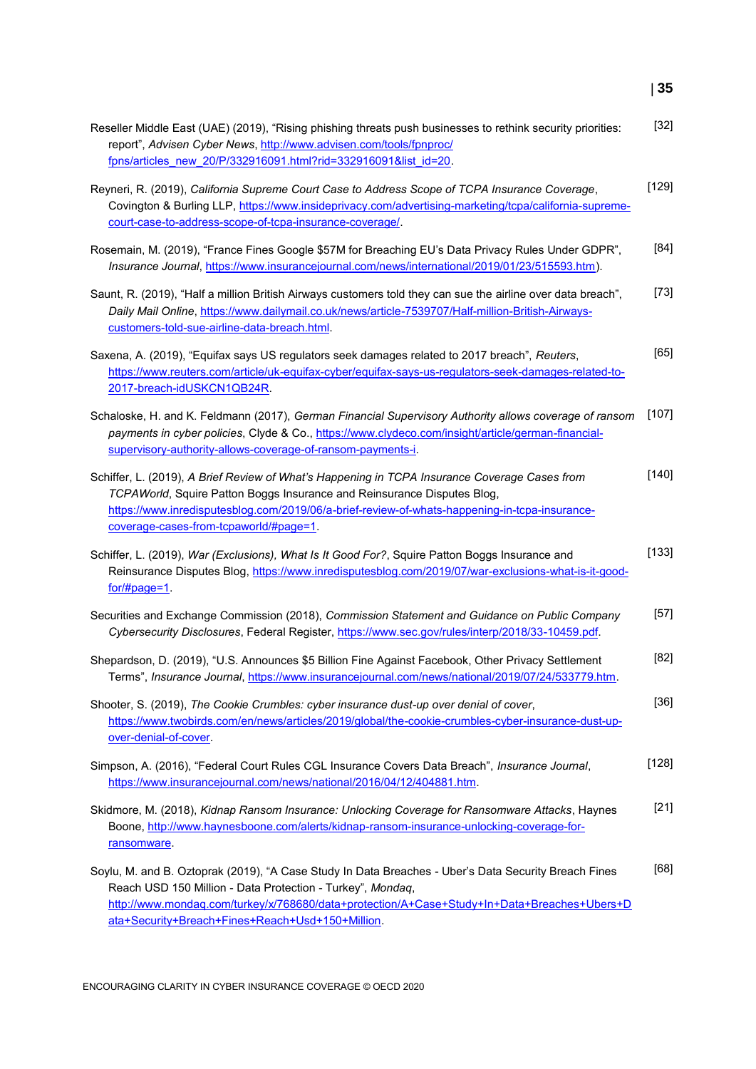Reseller Middle East (UAE) (2019), "Rising phishing threats push businesses to rethink security priorities: report", *Advisen Cyber News*, http://www.advisen.com/tools/fpnproc/fpns/articles_new_20/P/332916091.html?rid=332916091&list_id=20. [32]

Reyneri, R. (2019), *California Supreme Court Case to Address Scope of TCPA Insurance Coverage*, Covington & Burling LLP, https://www.insideprivacy.com/advertising-marketing/tcpa/california-supreme-court-case-to-address-scope-of-tcpa-insurance-coverage/. [129]

Rosemain, M. (2019), "France Fines Google $57M for Breaching EU's Data Privacy Rules Under GDPR", *Insurance Journal*, https://www.insurancejournal.com/news/international/2019/01/23/515593.htm). [84]

Saunt, R. (2019), "Half a million British Airways customers told they can sue the airline over data breach", *Daily Mail Online*, https://www.dailymail.co.uk/news/article-7539707/Half-million-British-Airways-customers-told-sue-airline-data-breach.html. [73]

Saxena, A. (2019), "Equifax says US regulators seek damages related to 2017 breach", *Reuters*, https://www.reuters.com/article/uk-equifax-cyber/equifax-says-us-regulators-seek-damages-related-to-2017-breach-idUSKCN1QB24R. [65]

Schaloske, H. and K. Feldmann (2017), *German Financial Supervisory Authority allows coverage of ransom payments in cyber policies*, Clyde & Co., https://www.clydeco.com/insight/article/german-financial-supervisory-authority-allows-coverage-of-ransom-payments-i. [107]

Schiffer, L. (2019), *A Brief Review of What's Happening in TCPA Insurance Coverage Cases from TCPAWorld*, Squire Patton Boggs Insurance and Reinsurance Disputes Blog, https://www.inredisputesblog.com/2019/06/a-brief-review-of-whats-happening-in-tcpa-insurance-coverage-cases-from-tcpaworld/#page=1. [140]

Schiffer, L. (2019), *War (Exclusions), What Is It Good For?*, Squire Patton Boggs Insurance and Reinsurance Disputes Blog, https://www.inredisputesblog.com/2019/07/war-exclusions-what-is-it-good-for/#page=1. [133]

Securities and Exchange Commission (2018), *Commission Statement and Guidance on Public Company Cybersecurity Disclosures*, Federal Register, https://www.sec.gov/rules/interp/2018/33-10459.pdf. [57]

Shepardson, D. (2019), "U.S. Announces $5 Billion Fine Against Facebook, Other Privacy Settlement Terms", *Insurance Journal*, https://www.insurancejournal.com/news/national/2019/07/24/533779.htm. [82]

Shooter, S. (2019), *The Cookie Crumbles: cyber insurance dust-up over denial of cover*, https://www.twobirds.com/en/news/articles/2019/global/the-cookie-crumbles-cyber-insurance-dust-up-over-denial-of-cover. [36]

Simpson, A. (2016), "Federal Court Rules CGL Insurance Covers Data Breach", *Insurance Journal*, https://www.insurancejournal.com/news/national/2016/04/12/404881.htm. [128]

Skidmore, M. (2018), *Kidnap Ransom Insurance: Unlocking Coverage for Ransomware Attacks*, Haynes Boone, http://www.haynesboone.com/alerts/kidnap-ransom-insurance-unlocking-coverage-for-ransomware. [21]

Soylu, M. and B. Oztoprak (2019), "A Case Study In Data Breaches - Uber's Data Security Breach Fines Reach USD 150 Million - Data Protection - Turkey", *Mondaq*, http://www.mondaq.com/turkey/x/768680/data+protection/A+Case+Study+In+Data+Breaches+Ubers+Data+Security+Breach+Fines+Reach+Usd+150+Million. [68]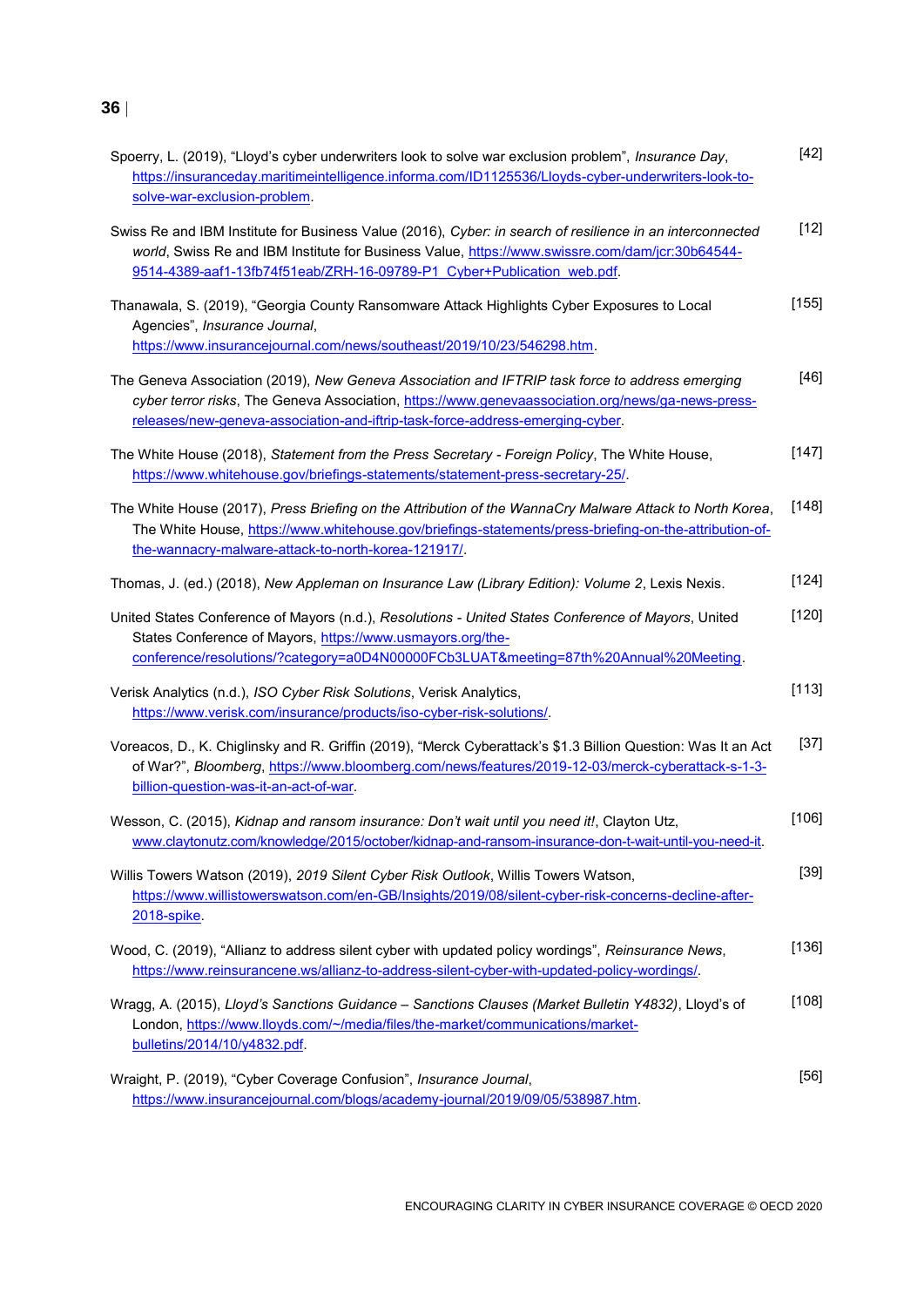Spoerry, L. (2019), “Lloyd’s cyber underwriters look to solve war exclusion problem”, *Insurance Day*, https://insuranceday.maritimeintelligence.informa.com/ID1125536/Lloyds-cyber-underwriters-look-to-solve-war-exclusion-problem. [42]

Swiss Re and IBM Institute for Business Value (2016), *Cyber: in search of resilience in an interconnected world*, Swiss Re and IBM Institute for Business Value, https://www.swissre.com/dam/jcr:30b64544-9514-4389-aaf1-13fb74f51eab/ZRH-16-09789-P1_Cyber+Publication_web.pdf. [12]

Thanawala, S. (2019), “Georgia County Ransomware Attack Highlights Cyber Exposures to Local Agencies”, *Insurance Journal*, https://www.insurancejournal.com/news/southeast/2019/10/23/546298.htm. [155]

The Geneva Association (2019), *New Geneva Association and IFTRIP task force to address emerging cyber terror risks*, The Geneva Association, https://www.genevaassociation.org/news/ga-news-press-releases/new-geneva-association-and-iftrip-task-force-address-emerging-cyber. [46]

The White House (2018), *Statement from the Press Secretary - Foreign Policy*, The White House, https://www.whitehouse.gov/briefings-statements/statement-press-secretary-25/. [147]

The White House (2017), *Press Briefing on the Attribution of the WannaCry Malware Attack to North Korea*, The White House, https://www.whitehouse.gov/briefings-statements/press-briefing-on-the-attribution-of-the-wannacry-malware-attack-to-north-korea-121917/. [148]

Thomas, J. (ed.) (2018), *New Appleman on Insurance Law (Library Edition): Volume 2*, Lexis Nexis. [124]

United States Conference of Mayors (n.d.), *Resolutions - United States Conference of Mayors*, United States Conference of Mayors, https://www.usmayors.org/the-conference/resolutions/?category=a0D4N00000FCb3LUAT&meeting=87th%20Annual%20Meeting. [120]

Verisk Analytics (n.d.), *ISO Cyber Risk Solutions*, Verisk Analytics, https://www.verisk.com/insurance/products/iso-cyber-risk-solutions/. [113]

Voreacos, D., K. Chiglinsky and R. Griffin (2019), “Merck Cyberattack’s $1.3 Billion Question: Was It an Act of War?”, *Bloomberg*, https://www.bloomberg.com/news/features/2019-12-03/merck-cyberattack-s-1-3-billion-question-was-it-an-act-of-war. [37]

Wesson, C. (2015), *Kidnap and ransom insurance: Don’t wait until you need it!*, Clayton Utz, www.claytonutz.com/knowledge/2015/october/kidnap-and-ransom-insurance-don-t-wait-until-you-need-it. [106]

Willis Towers Watson (2019), *2019 Silent Cyber Risk Outlook*, Willis Towers Watson, https://www.willistowerswatson.com/en-GB/Insights/2019/08/silent-cyber-risk-concerns-decline-after-2018-spike. [39]

Wood, C. (2019), “Allianz to address silent cyber with updated policy wordings”, *Reinsurance News*, https://www.reinsurancene.ws/allianz-to-address-silent-cyber-with-updated-policy-wordings/. [136]

Wragg, A. (2015), *Lloyd’s Sanctions Guidance – Sanctions Clauses (Market Bulletin Y4832)*, Lloyd’s of London, https://www.lloyds.com/~/media/files/the-market/communications/market-bulletins/2014/10/y4832.pdf. [108]

Wraight, P. (2019), “Cyber Coverage Confusion”, *Insurance Journal*, https://www.insurancejournal.com/blogs/academy-journal/2019/09/05/538987.htm. [56]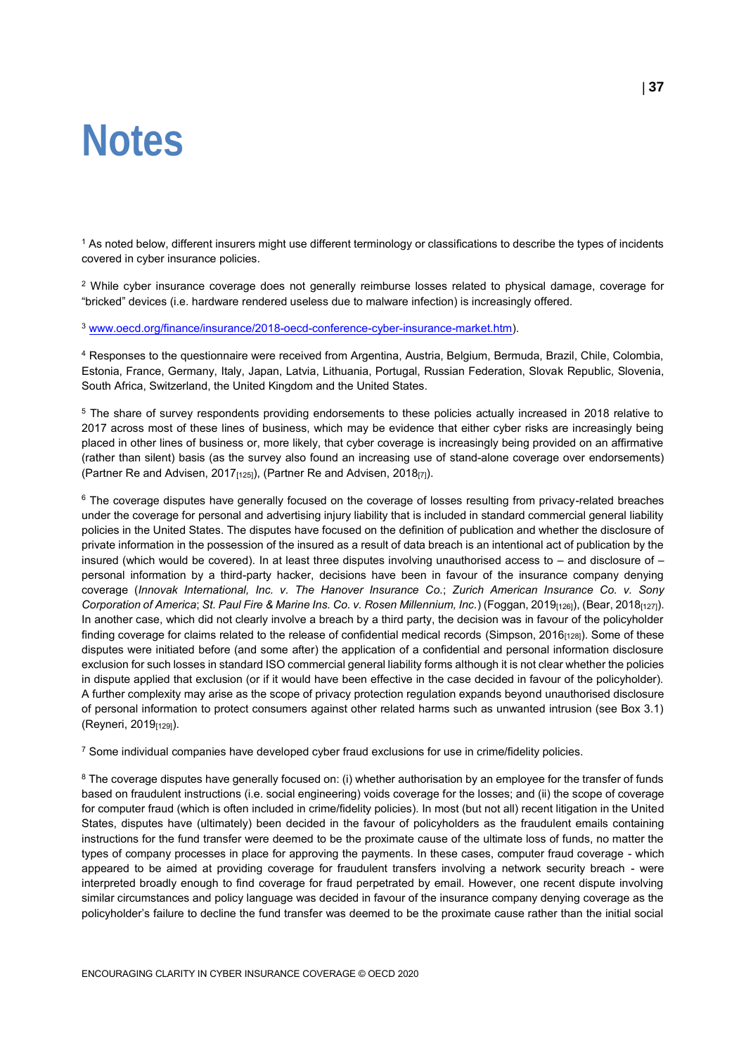# Notes

[1] As noted below, different insurers might use different terminology or classifications to describe the types of incidents covered in cyber insurance policies.

[2] While cyber insurance coverage does not generally reimburse losses related to physical damage, coverage for "bricked" devices (i.e. hardware rendered useless due to malware infection) is increasingly offered.

[3] www.oecd.org/finance/insurance/2018-oecd-conference-cyber-insurance-market.htm).

[4] Responses to the questionnaire were received from Argentina, Austria, Belgium, Bermuda, Brazil, Chile, Colombia, Estonia, France, Germany, Italy, Japan, Latvia, Lithuania, Portugal, Russian Federation, Slovak Republic, Slovenia, South Africa, Switzerland, the United Kingdom and the United States.

[5] The share of survey respondents providing endorsements to these policies actually increased in 2018 relative to 2017 across most of these lines of business, which may be evidence that either cyber risks are increasingly being placed in other lines of business or, more likely, that cyber coverage is increasingly being provided on an affirmative (rather than silent) basis (as the survey also found an increasing use of stand-alone coverage over endorsements) (Partner Re and Advisen, 2017[125]), (Partner Re and Advisen, 2018[7]).

[6] The coverage disputes have generally focused on the coverage of losses resulting from privacy-related breaches under the coverage for personal and advertising injury liability that is included in standard commercial general liability policies in the United States. The disputes have focused on the definition of publication and whether the disclosure of private information in the possession of the insured as a result of data breach is an intentional act of publication by the insured (which would be covered). In at least three disputes involving unauthorised access to – and disclosure of – personal information by a third-party hacker, decisions have been in favour of the insurance company denying coverage (*Innovak International, Inc. v. The Hanover Insurance Co.*; *Zurich American Insurance Co. v. Sony Corporation of America*; *St. Paul Fire & Marine Ins. Co. v. Rosen Millennium, Inc.*) (Foggan, 2019[126]), (Bear, 2018[127]). In another case, which did not clearly involve a breach by a third party, the decision was in favour of the policyholder finding coverage for claims related to the release of confidential medical records (Simpson, 2016[128]). Some of these disputes were initiated before (and some after) the application of a confidential and personal information disclosure exclusion for such losses in standard ISO commercial general liability forms although it is not clear whether the policies in dispute applied that exclusion (or if it would have been effective in the case decided in favour of the policyholder). A further complexity may arise as the scope of privacy protection regulation expands beyond unauthorised disclosure of personal information to protect consumers against other related harms such as unwanted intrusion (see Box 3.1) (Reyneri, 2019[129]).

[7] Some individual companies have developed cyber fraud exclusions for use in crime/fidelity policies.

[8] The coverage disputes have generally focused on: (i) whether authorisation by an employee for the transfer of funds based on fraudulent instructions (i.e. social engineering) voids coverage for the losses; and (ii) the scope of coverage for computer fraud (which is often included in crime/fidelity policies). In most (but not all) recent litigation in the United States, disputes have (ultimately) been decided in the favour of policyholders as the fraudulent emails containing instructions for the fund transfer were deemed to be the proximate cause of the ultimate loss of funds, no matter the types of company processes in place for approving the payments. In these cases, computer fraud coverage - which appeared to be aimed at providing coverage for fraudulent transfers involving a network security breach - were interpreted broadly enough to find coverage for fraud perpetrated by email. However, one recent dispute involving similar circumstances and policy language was decided in favour of the insurance company denying coverage as the policyholder's failure to decline the fund transfer was deemed to be the proximate cause rather than the initial social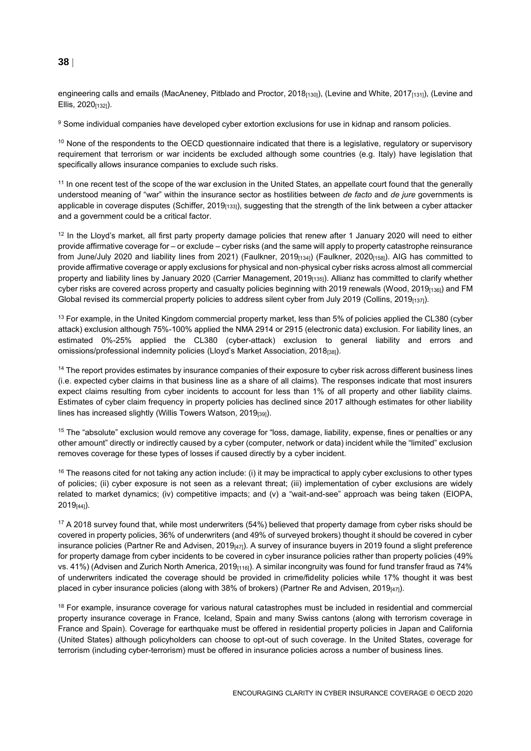engineering calls and emails (MacAneney, Pitblado and Proctor, 2018[130]), (Levine and White, 2017[131]), (Levine and Ellis, 2020[132]).

[9] Some individual companies have developed cyber extortion exclusions for use in kidnap and ransom policies.

[10] None of the respondents to the OECD questionnaire indicated that there is a legislative, regulatory or supervisory requirement that terrorism or war incidents be excluded although some countries (e.g. Italy) have legislation that specifically allows insurance companies to exclude such risks.

[11] In one recent test of the scope of the war exclusion in the United States, an appellate court found that the generally understood meaning of "war" within the insurance sector as hostilities between *de facto* and *de jure* governments is applicable in coverage disputes (Schiffer, 2019[133]), suggesting that the strength of the link between a cyber attacker and a government could be a critical factor.

[12] In the Lloyd's market, all first party property damage policies that renew after 1 January 2020 will need to either provide affirmative coverage for – or exclude – cyber risks (and the same will apply to property catastrophe reinsurance from June/July 2020 and liability lines from 2021) (Faulkner, 2019[134]) (Faulkner, 2020[158]). AIG has committed to provide affirmative coverage or apply exclusions for physical and non-physical cyber risks across almost all commercial property and liability lines by January 2020 (Carrier Management, 2019[135]). Allianz has committed to clarify whether cyber risks are covered across property and casualty policies beginning with 2019 renewals (Wood, 2019[136]) and FM Global revised its commercial property policies to address silent cyber from July 2019 (Collins, 2019[137]).

[13] For example, in the United Kingdom commercial property market, less than 5% of policies applied the CL380 (cyber attack) exclusion although 75%-100% applied the NMA 2914 or 2915 (electronic data) exclusion. For liability lines, an estimated 0%-25% applied the CL380 (cyber-attack) exclusion to general liability and errors and omissions/professional indemnity policies (Lloyd's Market Association, 2018[38]).

[14] The report provides estimates by insurance companies of their exposure to cyber risk across different business lines (i.e. expected cyber claims in that business line as a share of all claims). The responses indicate that most insurers expect claims resulting from cyber incidents to account for less than 1% of all property and other liability claims. Estimates of cyber claim frequency in property policies has declined since 2017 although estimates for other liability lines has increased slightly (Willis Towers Watson, 2019[39]).

[15] The "absolute" exclusion would remove any coverage for "loss, damage, liability, expense, fines or penalties or any other amount" directly or indirectly caused by a cyber (computer, network or data) incident while the "limited" exclusion removes coverage for these types of losses if caused directly by a cyber incident.

[16] The reasons cited for not taking any action include: (i) it may be impractical to apply cyber exclusions to other types of policies; (ii) cyber exposure is not seen as a relevant threat; (iii) implementation of cyber exclusions are widely related to market dynamics; (iv) competitive impacts; and (v) a "wait-and-see" approach was being taken (EIOPA, 2019[44]).

[17] A 2018 survey found that, while most underwriters (54%) believed that property damage from cyber risks should be covered in property policies, 36% of underwriters (and 49% of surveyed brokers) thought it should be covered in cyber insurance policies (Partner Re and Advisen, 2019[47]). A survey of insurance buyers in 2019 found a slight preference for property damage from cyber incidents to be covered in cyber insurance policies rather than property policies (49% vs. 41%) (Advisen and Zurich North America, 2019[116]). A similar incongruity was found for fund transfer fraud as 74% of underwriters indicated the coverage should be provided in crime/fidelity policies while 17% thought it was best placed in cyber insurance policies (along with 38% of brokers) (Partner Re and Advisen, 2019[47]).

[18] For example, insurance coverage for various natural catastrophes must be included in residential and commercial property insurance coverage in France, Iceland, Spain and many Swiss cantons (along with terrorism coverage in France and Spain). Coverage for earthquake must be offered in residential property policies in Japan and California (United States) although policyholders can choose to opt-out of such coverage. In the United States, coverage for terrorism (including cyber-terrorism) must be offered in insurance policies across a number of business lines.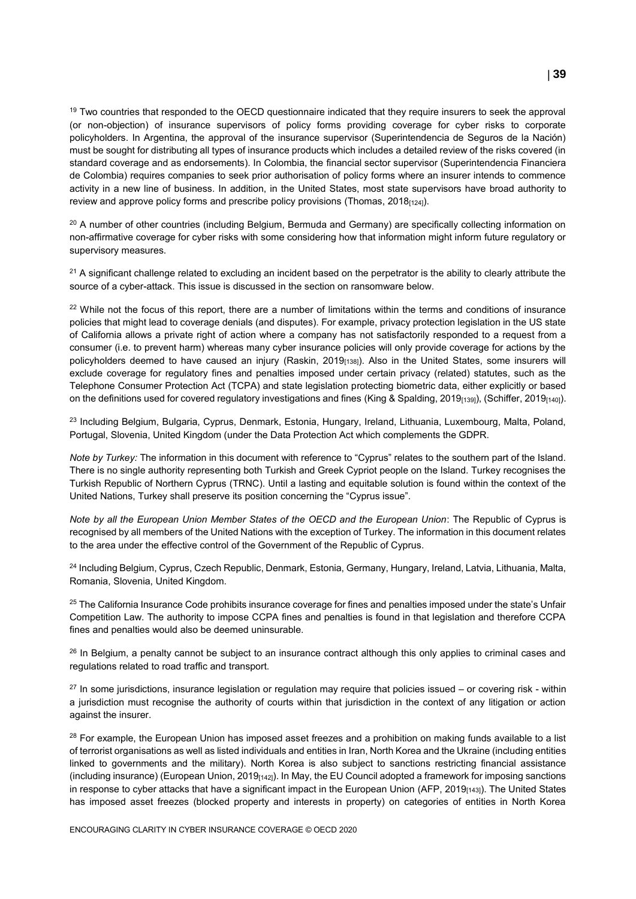[19] Two countries that responded to the OECD questionnaire indicated that they require insurers to seek the approval (or non-objection) of insurance supervisors of policy forms providing coverage for cyber risks to corporate policyholders. In Argentina, the approval of the insurance supervisor (Superintendencia de Seguros de la Nación) must be sought for distributing all types of insurance products which includes a detailed review of the risks covered (in standard coverage and as endorsements). In Colombia, the financial sector supervisor (Superintendencia Financiera de Colombia) requires companies to seek prior authorisation of policy forms where an insurer intends to commence activity in a new line of business. In addition, in the United States, most state supervisors have broad authority to review and approve policy forms and prescribe policy provisions (Thomas, 2018[124]).

[20] A number of other countries (including Belgium, Bermuda and Germany) are specifically collecting information on non-affirmative coverage for cyber risks with some considering how that information might inform future regulatory or supervisory measures.

[21] A significant challenge related to excluding an incident based on the perpetrator is the ability to clearly attribute the source of a cyber-attack. This issue is discussed in the section on ransomware below.

[22] While not the focus of this report, there are a number of limitations within the terms and conditions of insurance policies that might lead to coverage denials (and disputes). For example, privacy protection legislation in the US state of California allows a private right of action where a company has not satisfactorily responded to a request from a consumer (i.e. to prevent harm) whereas many cyber insurance policies will only provide coverage for actions by the policyholders deemed to have caused an injury (Raskin, 2019[138]). Also in the United States, some insurers will exclude coverage for regulatory fines and penalties imposed under certain privacy (related) statutes, such as the Telephone Consumer Protection Act (TCPA) and state legislation protecting biometric data, either explicitly or based on the definitions used for covered regulatory investigations and fines (King & Spalding, 2019[139]), (Schiffer, 2019[140]).

[23] Including Belgium, Bulgaria, Cyprus, Denmark, Estonia, Hungary, Ireland, Lithuania, Luxembourg, Malta, Poland, Portugal, Slovenia, United Kingdom (under the Data Protection Act which complements the GDPR.

*Note by Turkey:* The information in this document with reference to "Cyprus" relates to the southern part of the Island. There is no single authority representing both Turkish and Greek Cypriot people on the Island. Turkey recognises the Turkish Republic of Northern Cyprus (TRNC). Until a lasting and equitable solution is found within the context of the United Nations, Turkey shall preserve its position concerning the "Cyprus issue".

*Note by all the European Union Member States of the OECD and the European Union*: The Republic of Cyprus is recognised by all members of the United Nations with the exception of Turkey. The information in this document relates to the area under the effective control of the Government of the Republic of Cyprus.

[24] Including Belgium, Cyprus, Czech Republic, Denmark, Estonia, Germany, Hungary, Ireland, Latvia, Lithuania, Malta, Romania, Slovenia, United Kingdom.

[25] The California Insurance Code prohibits insurance coverage for fines and penalties imposed under the state's Unfair Competition Law. The authority to impose CCPA fines and penalties is found in that legislation and therefore CCPA fines and penalties would also be deemed uninsurable.

[26] In Belgium, a penalty cannot be subject to an insurance contract although this only applies to criminal cases and regulations related to road traffic and transport.

[27] In some jurisdictions, insurance legislation or regulation may require that policies issued – or covering risk - within a jurisdiction must recognise the authority of courts within that jurisdiction in the context of any litigation or action against the insurer.

[28] For example, the European Union has imposed asset freezes and a prohibition on making funds available to a list of terrorist organisations as well as listed individuals and entities in Iran, North Korea and the Ukraine (including entities linked to governments and the military). North Korea is also subject to sanctions restricting financial assistance (including insurance) (European Union, 2019[142]). In May, the EU Council adopted a framework for imposing sanctions in response to cyber attacks that have a significant impact in the European Union (AFP, 2019[143]). The United States has imposed asset freezes (blocked property and interests in property) on categories of entities in North Korea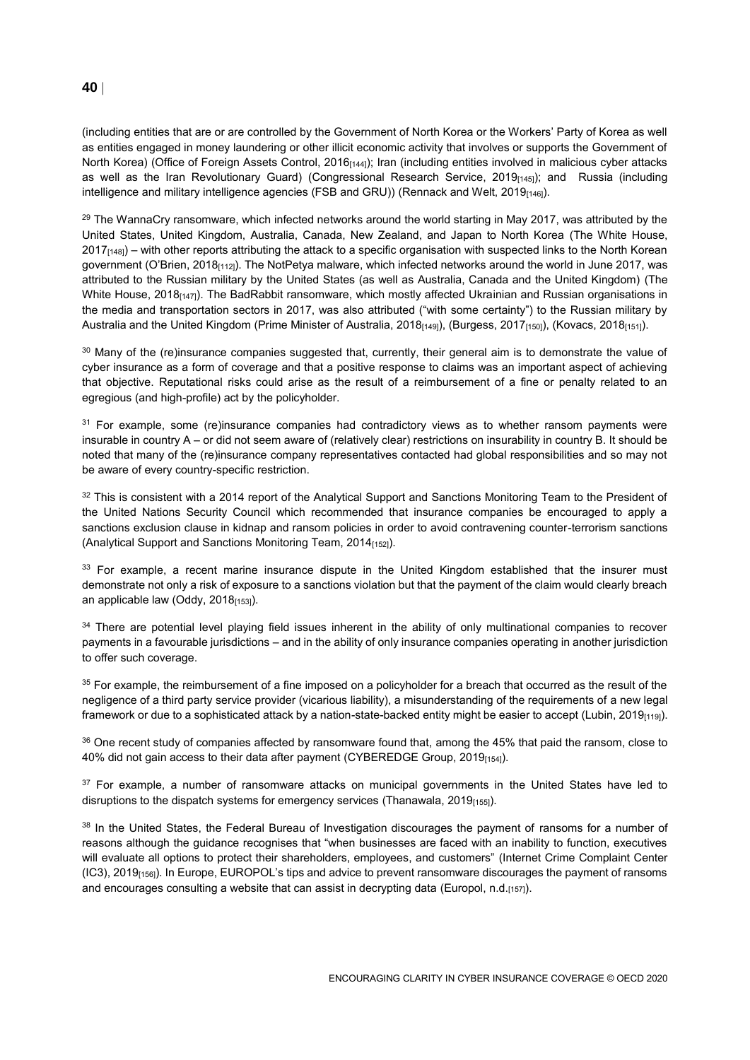(including entities that are or are controlled by the Government of North Korea or the Workers' Party of Korea as well as entities engaged in money laundering or other illicit economic activity that involves or supports the Government of North Korea) (Office of Foreign Assets Control, 2016[144]); Iran (including entities involved in malicious cyber attacks as well as the Iran Revolutionary Guard) (Congressional Research Service, 2019[145]); and Russia (including intelligence and military intelligence agencies (FSB and GRU)) (Rennack and Welt, 2019[146]).

[29] The WannaCry ransomware, which infected networks around the world starting in May 2017, was attributed by the United States, United Kingdom, Australia, Canada, New Zealand, and Japan to North Korea (The White House, 2017[148]) – with other reports attributing the attack to a specific organisation with suspected links to the North Korean government (O'Brien, 2018[112]). The NotPetya malware, which infected networks around the world in June 2017, was attributed to the Russian military by the United States (as well as Australia, Canada and the United Kingdom) (The White House, 2018[147]). The BadRabbit ransomware, which mostly affected Ukrainian and Russian organisations in the media and transportation sectors in 2017, was also attributed ("with some certainty") to the Russian military by Australia and the United Kingdom (Prime Minister of Australia, 2018[149]), (Burgess, 2017[150]), (Kovacs, 2018[151]).

[30] Many of the (re)insurance companies suggested that, currently, their general aim is to demonstrate the value of cyber insurance as a form of coverage and that a positive response to claims was an important aspect of achieving that objective. Reputational risks could arise as the result of a reimbursement of a fine or penalty related to an egregious (and high-profile) act by the policyholder.

[31] For example, some (re)insurance companies had contradictory views as to whether ransom payments were insurable in country A – or did not seem aware of (relatively clear) restrictions on insurability in country B. It should be noted that many of the (re)insurance company representatives contacted had global responsibilities and so may not be aware of every country-specific restriction.

[32] This is consistent with a 2014 report of the Analytical Support and Sanctions Monitoring Team to the President of the United Nations Security Council which recommended that insurance companies be encouraged to apply a sanctions exclusion clause in kidnap and ransom policies in order to avoid contravening counter-terrorism sanctions (Analytical Support and Sanctions Monitoring Team, 2014[152]).

[33] For example, a recent marine insurance dispute in the United Kingdom established that the insurer must demonstrate not only a risk of exposure to a sanctions violation but that the payment of the claim would clearly breach an applicable law (Oddy, 2018[153]).

[34] There are potential level playing field issues inherent in the ability of only multinational companies to recover payments in a favourable jurisdictions – and in the ability of only insurance companies operating in another jurisdiction to offer such coverage.

[35] For example, the reimbursement of a fine imposed on a policyholder for a breach that occurred as the result of the negligence of a third party service provider (vicarious liability), a misunderstanding of the requirements of a new legal framework or due to a sophisticated attack by a nation-state-backed entity might be easier to accept (Lubin, 2019[119]).

[36] One recent study of companies affected by ransomware found that, among the 45% that paid the ransom, close to 40% did not gain access to their data after payment (CYBEREDGE Group, 2019[154]).

[37] For example, a number of ransomware attacks on municipal governments in the United States have led to disruptions to the dispatch systems for emergency services (Thanawala, 2019[155]).

[38] In the United States, the Federal Bureau of Investigation discourages the payment of ransoms for a number of reasons although the guidance recognises that "when businesses are faced with an inability to function, executives will evaluate all options to protect their shareholders, employees, and customers" (Internet Crime Complaint Center (IC3), 2019[156]). In Europe, EUROPOL's tips and advice to prevent ransomware discourages the payment of ransoms and encourages consulting a website that can assist in decrypting data (Europol, n.d.[157]).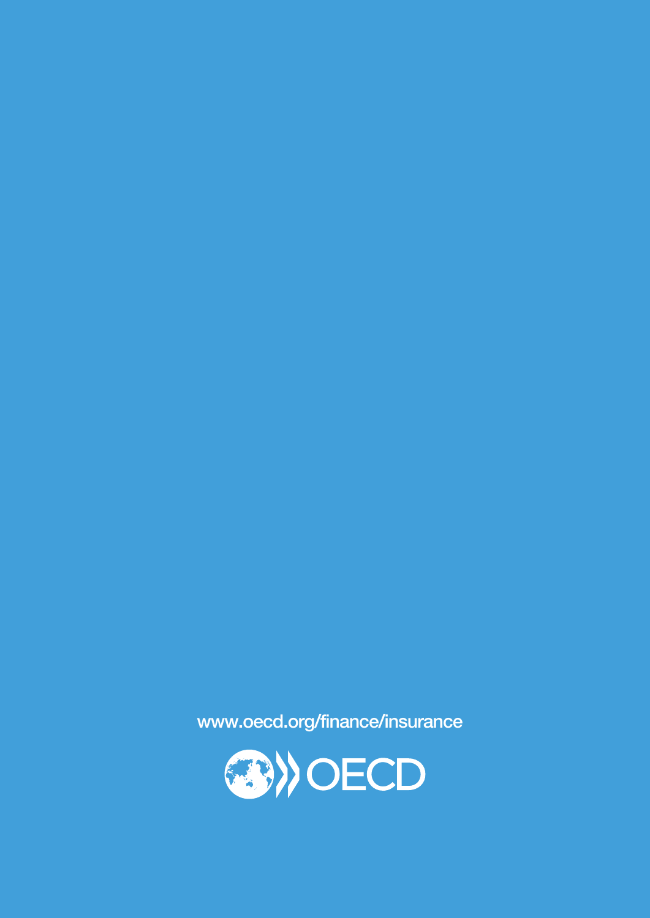www.oecd.org/finance/insurance

OECD